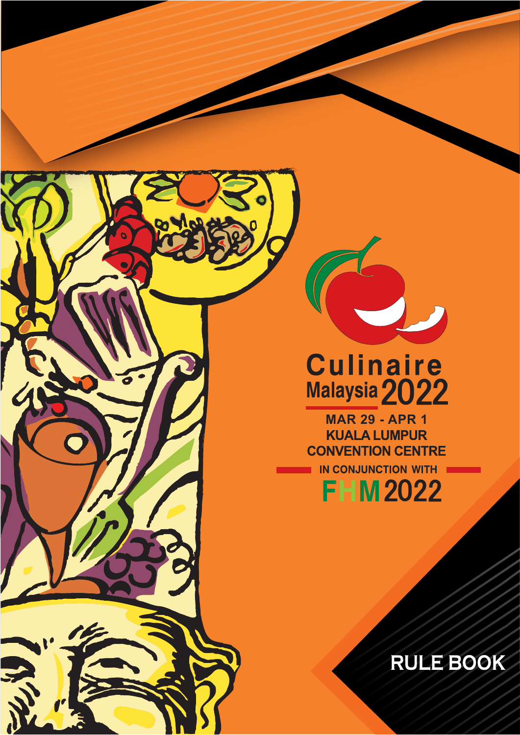# Culinaire Malaysia 2022

**MAR 29 - APR 1**

**KUALA LUMPUR CONVENTION CENTRE**

**IN CONJUNCTION WITH**

**FHM 2022**

## RULE BOOK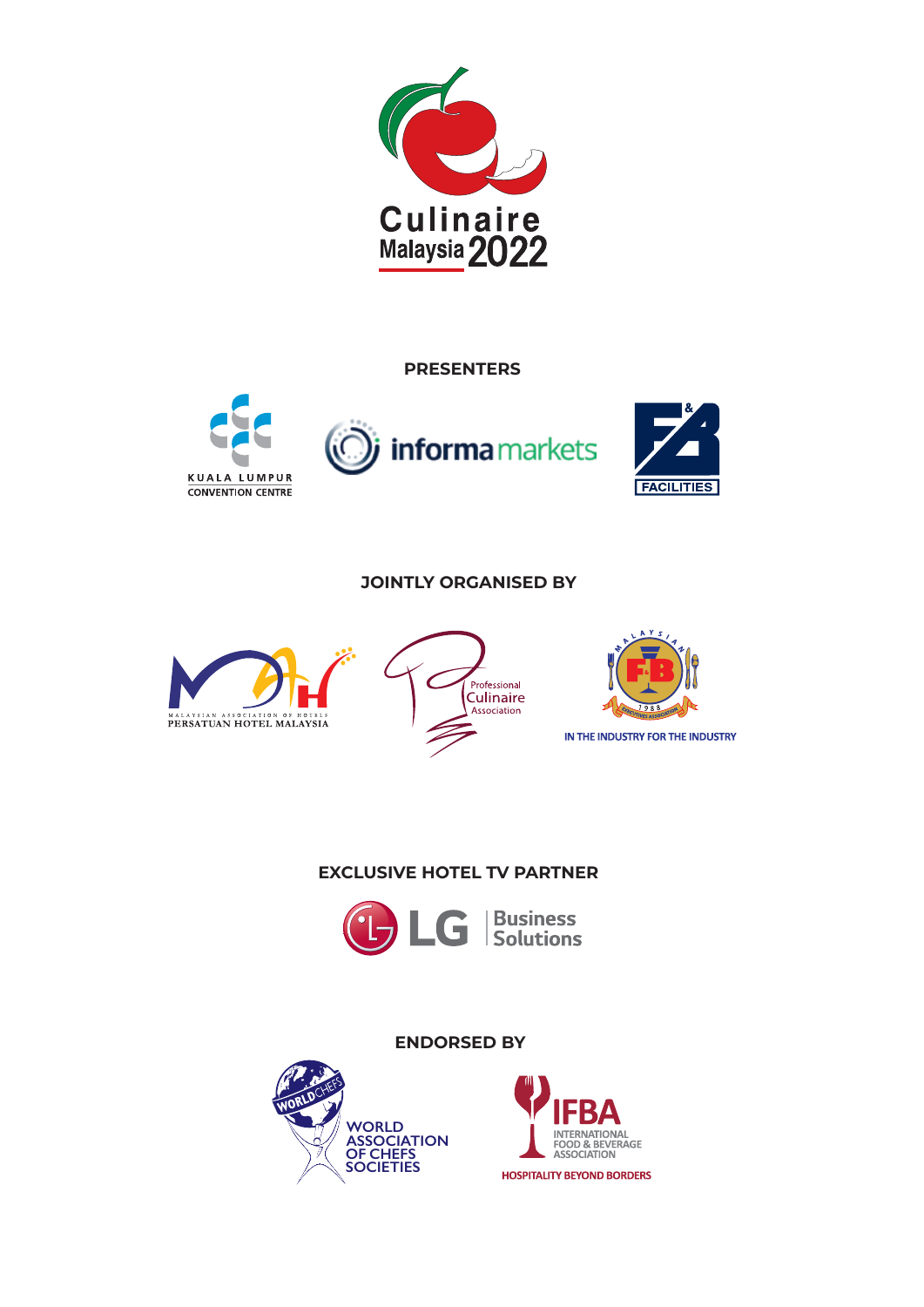Culinaire Malaysia 2022

**PRESENTERS**

KUALA LUMPUR CONVENTION CENTRE

informa markets

F&B FACILITIES

**JOINTLY ORGANISED BY**

MALAYSIAN ASSOCIATION OF HOTELS
PERSATUAN HOTEL MALAYSIA

Professional Culinaire Association

MALAYSIAN F&B EXECUTIVES ASSOCIATION 1988
IN THE INDUSTRY FOR THE INDUSTRY

**EXCLUSIVE HOTEL TV PARTNER**

LG Business Solutions

**ENDORSED BY**

WORLDCHEFS
WORLD ASSOCIATION OF CHEFS SOCIETIES

IFBA
INTERNATIONAL FOOD & BEVERAGE ASSOCIATION
HOSPITALITY BEYOND BORDERS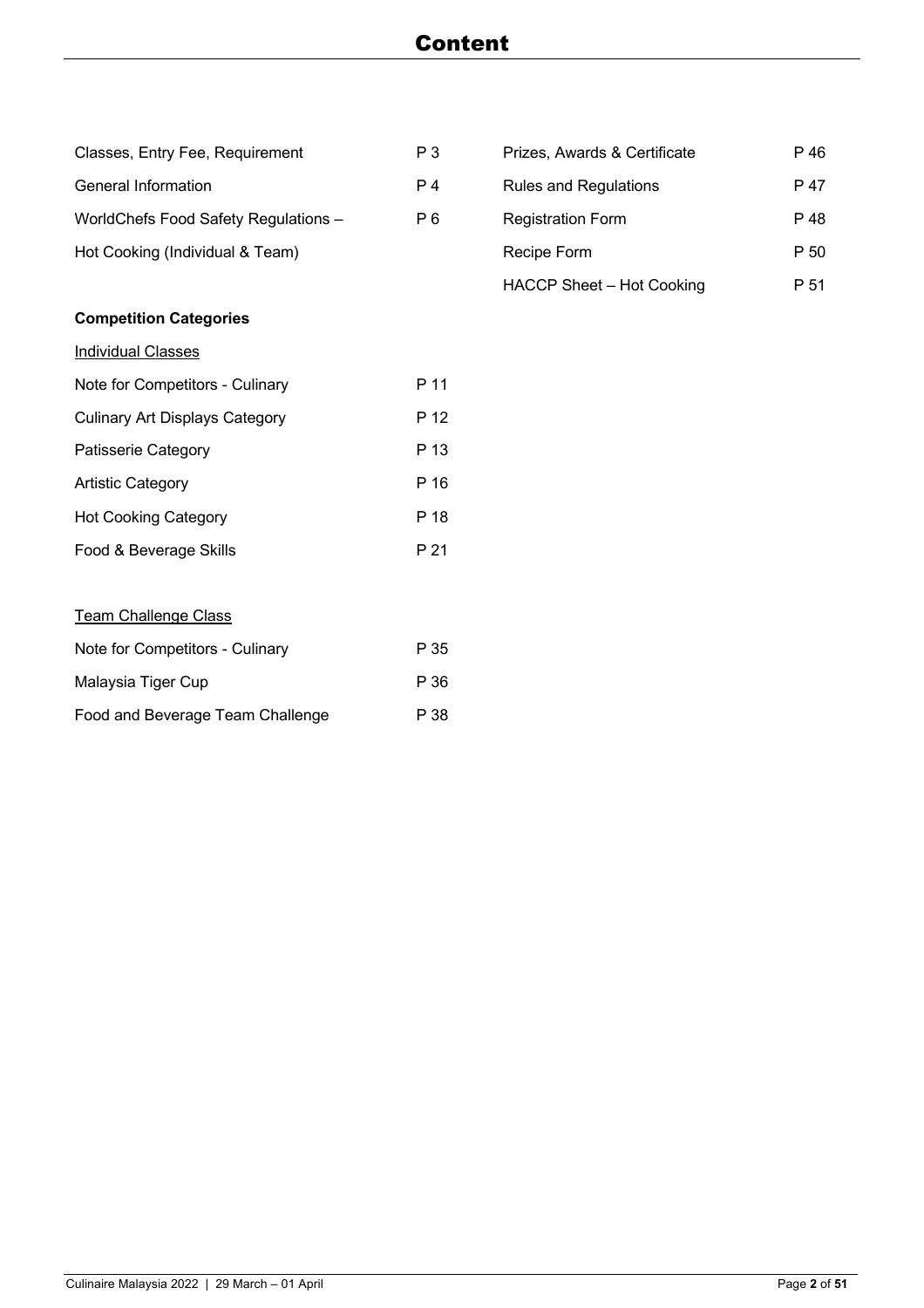# Content

| | |
|---|---|
| Classes, Entry Fee, Requirement | P 3 |
| General Information | P 4 |
| WorldChefs Food Safety Regulations – Hot Cooking (Individual & Team) | P 6 |

**Competition Categories**

Individual Classes

| | |
|---|---|
| Note for Competitors - Culinary | P 11 |
| Culinary Art Displays Category | P 12 |
| Patisserie Category | P 13 |
| Artistic Category | P 16 |
| Hot Cooking Category | P 18 |
| Food & Beverage Skills | P 21 |

Team Challenge Class

| | |
|---|---|
| Note for Competitors - Culinary | P 35 |
| Malaysia Tiger Cup | P 36 |
| Food and Beverage Team Challenge | P 38 |

| | |
|---|---|
| Prizes, Awards & Certificate | P 46 |
| Rules and Regulations | P 47 |
| Registration Form | P 48 |
| Recipe Form | P 50 |
| HACCP Sheet – Hot Cooking | P 51 |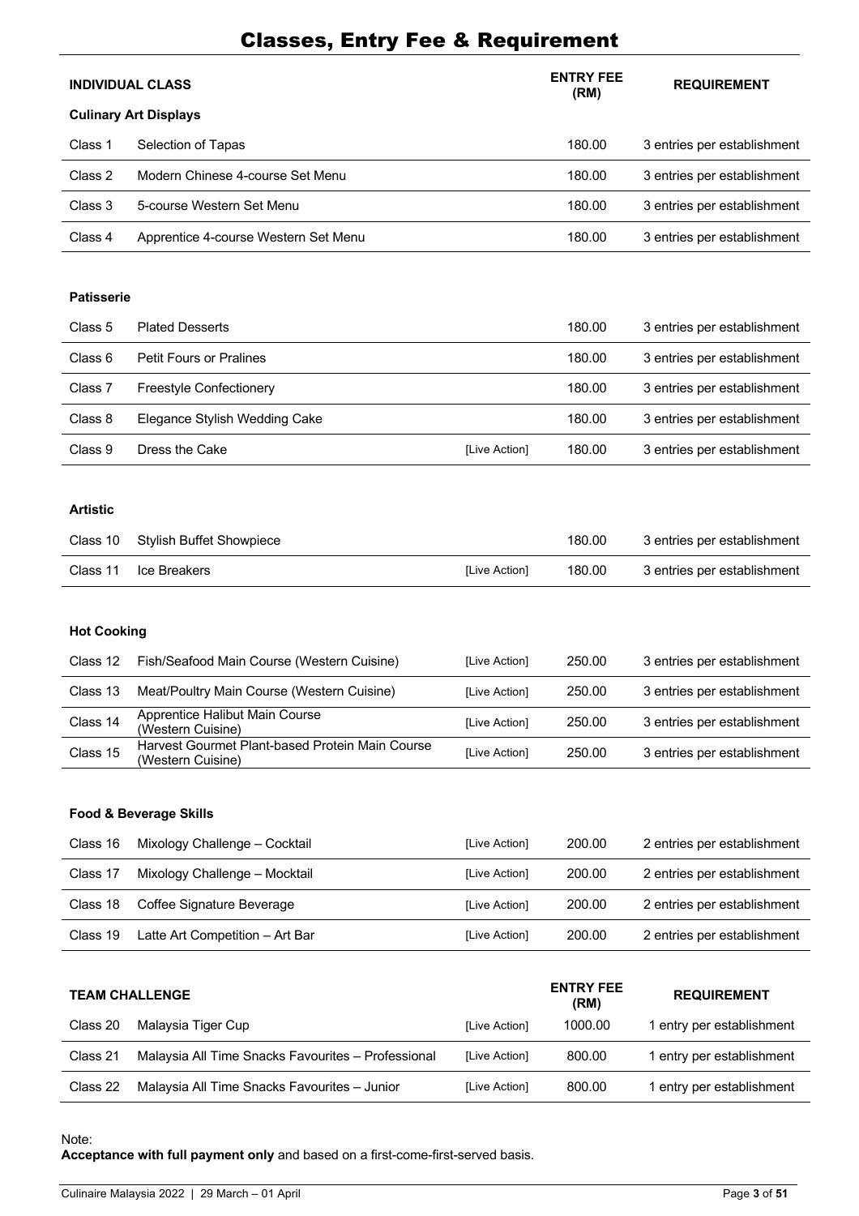# Classes, Entry Fee & Requirement

| INDIVIDUAL CLASS | | | ENTRY FEE (RM) | REQUIREMENT |
|---|---|---|---|---|
| **Culinary Art Displays** | | | | |
| Class 1 | Selection of Tapas | | 180.00 | 3 entries per establishment |
| Class 2 | Modern Chinese 4-course Set Menu | | 180.00 | 3 entries per establishment |
| Class 3 | 5-course Western Set Menu | | 180.00 | 3 entries per establishment |
| Class 4 | Apprentice 4-course Western Set Menu | | 180.00 | 3 entries per establishment |
| **Patisserie** | | | | |
| Class 5 | Plated Desserts | | 180.00 | 3 entries per establishment |
| Class 6 | Petit Fours or Pralines | | 180.00 | 3 entries per establishment |
| Class 7 | Freestyle Confectionery | | 180.00 | 3 entries per establishment |
| Class 8 | Elegance Stylish Wedding Cake | | 180.00 | 3 entries per establishment |
| Class 9 | Dress the Cake | [Live Action] | 180.00 | 3 entries per establishment |
| **Artistic** | | | | |
| Class 10 | Stylish Buffet Showpiece | | 180.00 | 3 entries per establishment |
| Class 11 | Ice Breakers | [Live Action] | 180.00 | 3 entries per establishment |
| **Hot Cooking** | | | | |
| Class 12 | Fish/Seafood Main Course (Western Cuisine) | [Live Action] | 250.00 | 3 entries per establishment |
| Class 13 | Meat/Poultry Main Course (Western Cuisine) | [Live Action] | 250.00 | 3 entries per establishment |
| Class 14 | Apprentice Halibut Main Course (Western Cuisine) | [Live Action] | 250.00 | 3 entries per establishment |
| Class 15 | Harvest Gourmet Plant-based Protein Main Course (Western Cuisine) | [Live Action] | 250.00 | 3 entries per establishment |
| **Food & Beverage Skills** | | | | |
| Class 16 | Mixology Challenge – Cocktail | [Live Action] | 200.00 | 2 entries per establishment |
| Class 17 | Mixology Challenge – Mocktail | [Live Action] | 200.00 | 2 entries per establishment |
| Class 18 | Coffee Signature Beverage | [Live Action] | 200.00 | 2 entries per establishment |
| Class 19 | Latte Art Competition – Art Bar | [Live Action] | 200.00 | 2 entries per establishment |

| TEAM CHALLENGE | | | ENTRY FEE (RM) | REQUIREMENT |
|---|---|---|---|---|
| Class 20 | Malaysia Tiger Cup | [Live Action] | 1000.00 | 1 entry per establishment |
| Class 21 | Malaysia All Time Snacks Favourites – Professional | [Live Action] | 800.00 | 1 entry per establishment |
| Class 22 | Malaysia All Time Snacks Favourites – Junior | [Live Action] | 800.00 | 1 entry per establishment |

Note:
**Acceptance with full payment only** and based on a first-come-first-served basis.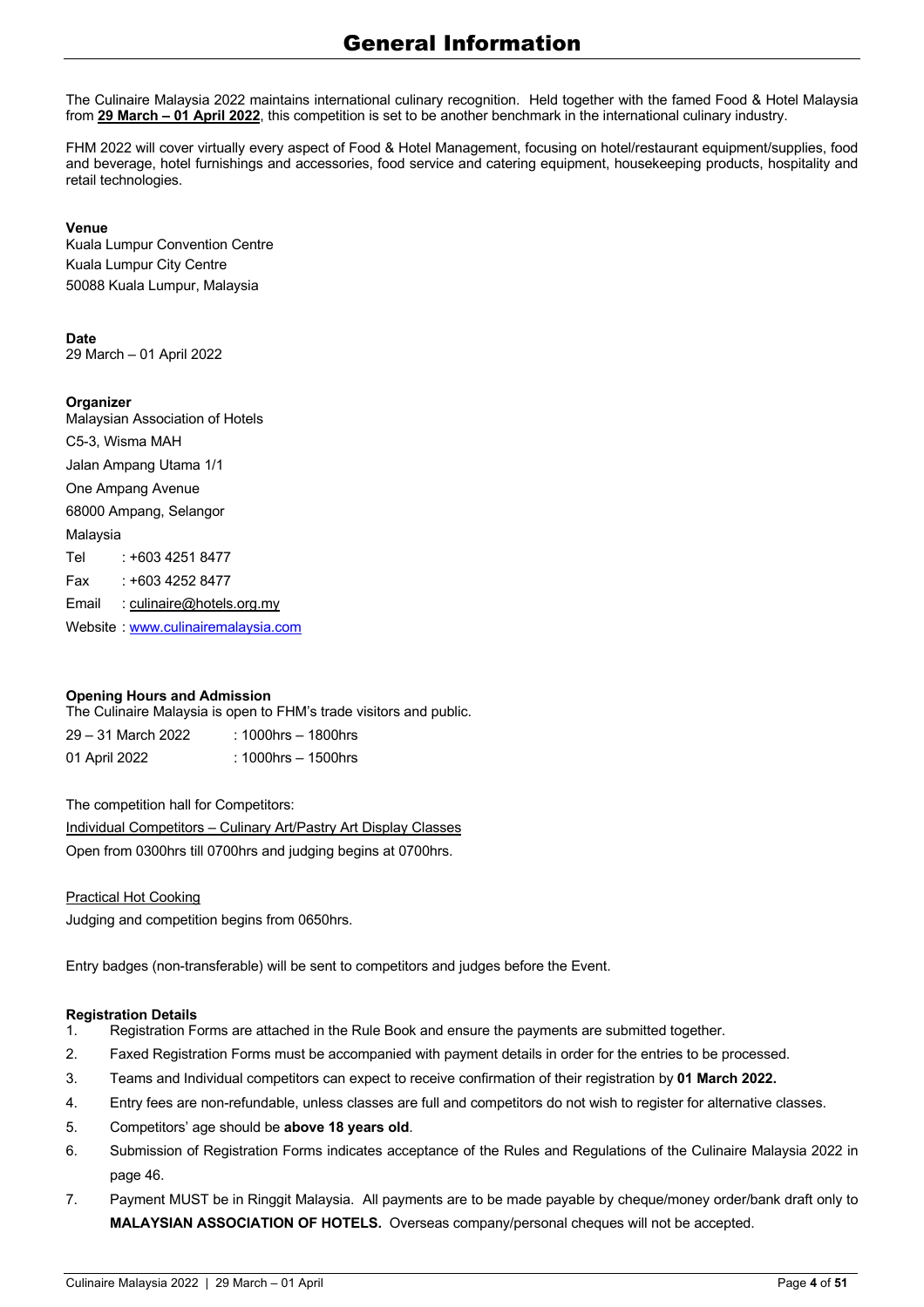# General Information

The Culinaire Malaysia 2022 maintains international culinary recognition. Held together with the famed Food & Hotel Malaysia from **29 March – 01 April 2022**, this competition is set to be another benchmark in the international culinary industry.

FHM 2022 will cover virtually every aspect of Food & Hotel Management, focusing on hotel/restaurant equipment/supplies, food and beverage, hotel furnishings and accessories, food service and catering equipment, housekeeping products, hospitality and retail technologies.

**Venue**
Kuala Lumpur Convention Centre
Kuala Lumpur City Centre
50088 Kuala Lumpur, Malaysia

**Date**
29 March – 01 April 2022

**Organizer**
Malaysian Association of Hotels
C5-3, Wisma MAH
Jalan Ampang Utama 1/1
One Ampang Avenue
68000 Ampang, Selangor
Malaysia
Tel : +603 4251 8477
Fax : +603 4252 8477
Email : culinaire@hotels.org.my
Website : www.culinairemalaysia.com

**Opening Hours and Admission**
The Culinaire Malaysia is open to FHM's trade visitors and public.

29 – 31 March 2022 : 1000hrs – 1800hrs
01 April 2022 : 1000hrs – 1500hrs

The competition hall for Competitors:

Individual Competitors – Culinary Art/Pastry Art Display Classes
Open from 0300hrs till 0700hrs and judging begins at 0700hrs.

Practical Hot Cooking
Judging and competition begins from 0650hrs.

Entry badges (non-transferable) will be sent to competitors and judges before the Event.

**Registration Details**

1. Registration Forms are attached in the Rule Book and ensure the payments are submitted together.
2. Faxed Registration Forms must be accompanied with payment details in order for the entries to be processed.
3. Teams and Individual competitors can expect to receive confirmation of their registration by **01 March 2022.**
4. Entry fees are non-refundable, unless classes are full and competitors do not wish to register for alternative classes.
5. Competitors' age should be **above 18 years old**.
6. Submission of Registration Forms indicates acceptance of the Rules and Regulations of the Culinaire Malaysia 2022 in page 46.
7. Payment MUST be in Ringgit Malaysia. All payments are to be made payable by cheque/money order/bank draft only to **MALAYSIAN ASSOCIATION OF HOTELS.** Overseas company/personal cheques will not be accepted.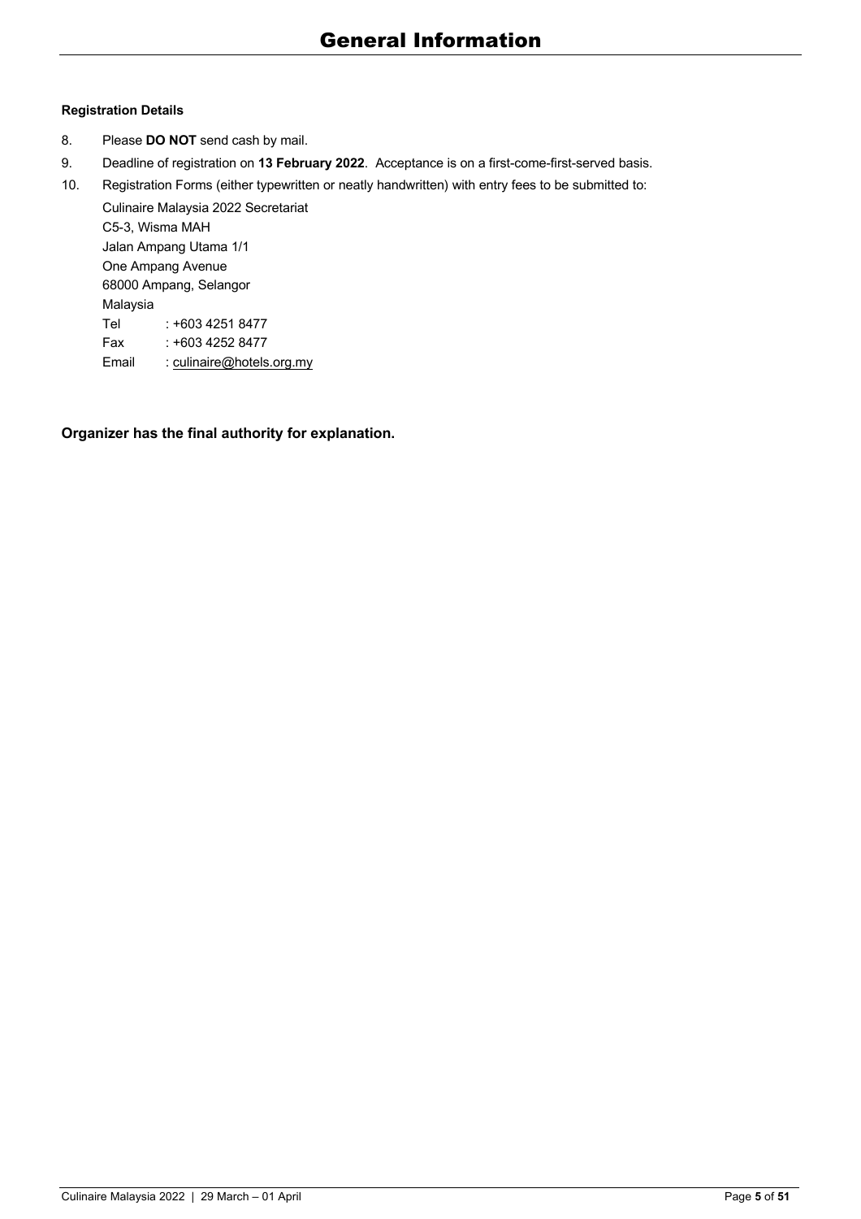# General Information

**Registration Details**

8. Please **DO NOT** send cash by mail.
9. Deadline of registration on **13 February 2022**. Acceptance is on a first-come-first-served basis.
10. Registration Forms (either typewritten or neatly handwritten) with entry fees to be submitted to:

    Culinaire Malaysia 2022 Secretariat
    C5-3, Wisma MAH
    Jalan Ampang Utama 1/1
    One Ampang Avenue
    68000 Ampang, Selangor
    Malaysia
    Tel : +603 4251 8477
    Fax : +603 4252 8477
    Email : culinaire@hotels.org.my

**Organizer has the final authority for explanation.**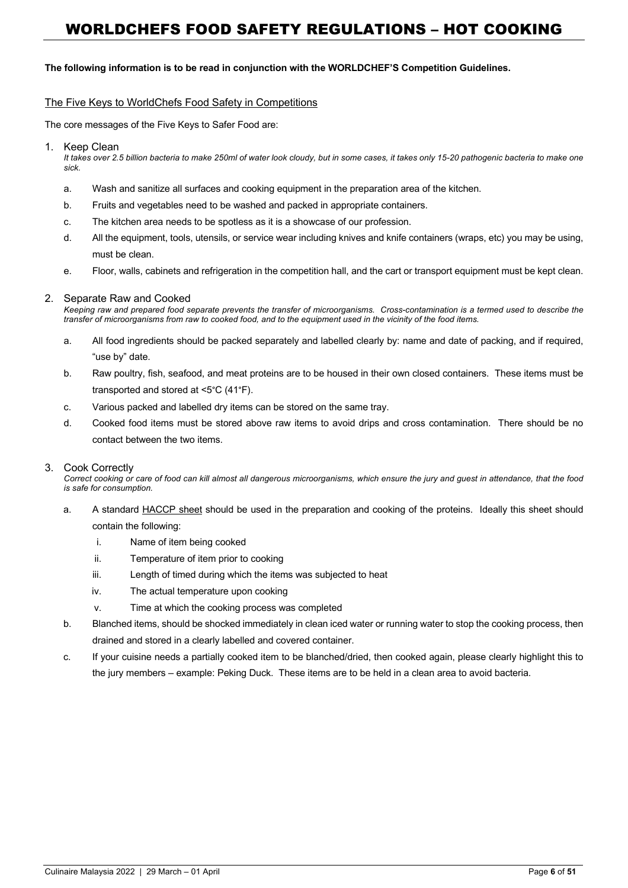# WORLDCHEFS FOOD SAFETY REGULATIONS – HOT COOKING

**The following information is to be read in conjunction with the WORLDCHEF'S Competition Guidelines.**

## The Five Keys to WorldChefs Food Safety in Competitions

The core messages of the Five Keys to Safer Food are:

1. Keep Clean
*It takes over 2.5 billion bacteria to make 250ml of water look cloudy, but in some cases, it takes only 15-20 pathogenic bacteria to make one sick.*

   a. Wash and sanitize all surfaces and cooking equipment in the preparation area of the kitchen.

   b. Fruits and vegetables need to be washed and packed in appropriate containers.

   c. The kitchen area needs to be spotless as it is a showcase of our profession.

   d. All the equipment, tools, utensils, or service wear including knives and knife containers (wraps, etc) you may be using, must be clean.

   e. Floor, walls, cabinets and refrigeration in the competition hall, and the cart or transport equipment must be kept clean.

2. Separate Raw and Cooked
*Keeping raw and prepared food separate prevents the transfer of microorganisms. Cross-contamination is a termed used to describe the transfer of microorganisms from raw to cooked food, and to the equipment used in the vicinity of the food items.*

   a. All food ingredients should be packed separately and labelled clearly by: name and date of packing, and if required, "use by" date.

   b. Raw poultry, fish, seafood, and meat proteins are to be housed in their own closed containers. These items must be transported and stored at <5°C (41°F).

   c. Various packed and labelled dry items can be stored on the same tray.

   d. Cooked food items must be stored above raw items to avoid drips and cross contamination. There should be no contact between the two items.

3. Cook Correctly
*Correct cooking or care of food can kill almost all dangerous microorganisms, which ensure the jury and guest in attendance, that the food is safe for consumption.*

   a. A standard HACCP sheet should be used in the preparation and cooking of the proteins. Ideally this sheet should contain the following:

      i. Name of item being cooked

      ii. Temperature of item prior to cooking

      iii. Length of timed during which the items was subjected to heat

      iv. The actual temperature upon cooking

      v. Time at which the cooking process was completed

   b. Blanched items, should be shocked immediately in clean iced water or running water to stop the cooking process, then drained and stored in a clearly labelled and covered container.

   c. If your cuisine needs a partially cooked item to be blanched/dried, then cooked again, please clearly highlight this to the jury members – example: Peking Duck. These items are to be held in a clean area to avoid bacteria.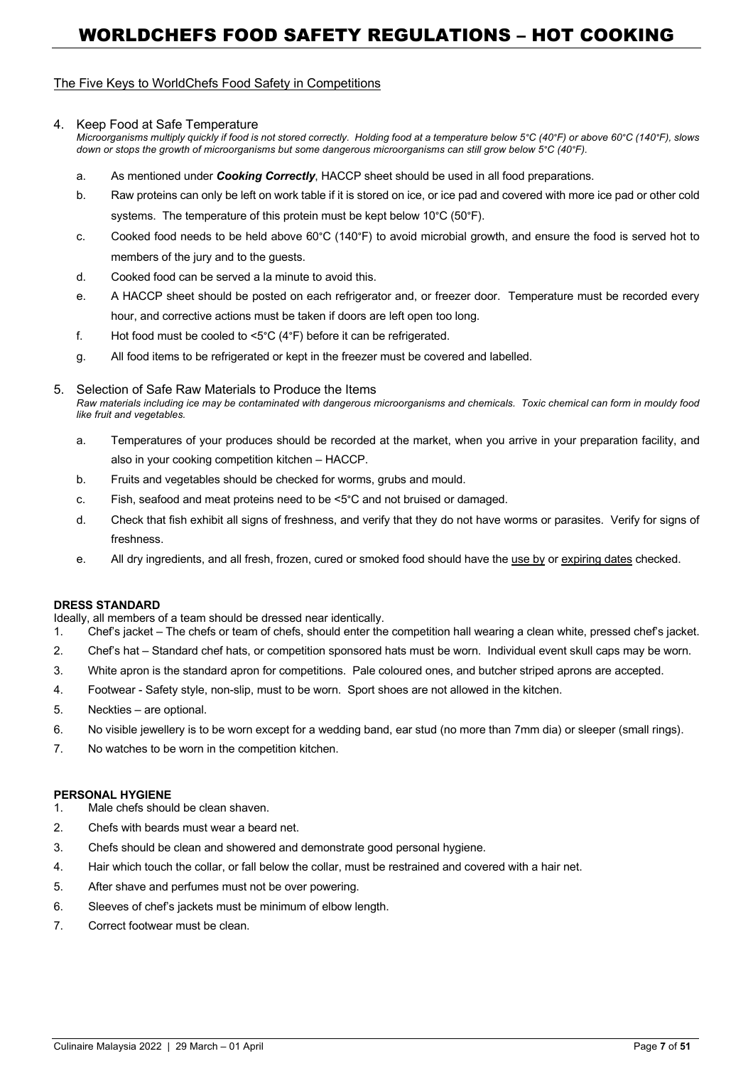# WORLDCHEFS FOOD SAFETY REGULATIONS – HOT COOKING

The Five Keys to WorldChefs Food Safety in Competitions

4. Keep Food at Safe Temperature

*Microorganisms multiply quickly if food is not stored correctly. Holding food at a temperature below 5°C (40°F) or above 60°C (140°F), slows down or stops the growth of microorganisms but some dangerous microorganisms can still grow below 5°C (40°F).*

   a. As mentioned under ***Cooking Correctly***, HACCP sheet should be used in all food preparations.
   b. Raw proteins can only be left on work table if it is stored on ice, or ice pad and covered with more ice pad or other cold systems. The temperature of this protein must be kept below 10°C (50°F).
   c. Cooked food needs to be held above 60°C (140°F) to avoid microbial growth, and ensure the food is served hot to members of the jury and to the guests.
   d. Cooked food can be served a la minute to avoid this.
   e. A HACCP sheet should be posted on each refrigerator and, or freezer door. Temperature must be recorded every hour, and corrective actions must be taken if doors are left open too long.
   f. Hot food must be cooled to <5°C (4°F) before it can be refrigerated.
   g. All food items to be refrigerated or kept in the freezer must be covered and labelled.

5. Selection of Safe Raw Materials to Produce the Items

*Raw materials including ice may be contaminated with dangerous microorganisms and chemicals. Toxic chemical can form in mouldy food like fruit and vegetables.*

   a. Temperatures of your produces should be recorded at the market, when you arrive in your preparation facility, and also in your cooking competition kitchen – HACCP.
   b. Fruits and vegetables should be checked for worms, grubs and mould.
   c. Fish, seafood and meat proteins need to be <5°C and not bruised or damaged.
   d. Check that fish exhibit all signs of freshness, and verify that they do not have worms or parasites. Verify for signs of freshness.
   e. All dry ingredients, and all fresh, frozen, cured or smoked food should have the use by or expiring dates checked.

**DRESS STANDARD**

Ideally, all members of a team should be dressed near identically.

1. Chef's jacket – The chefs or team of chefs, should enter the competition hall wearing a clean white, pressed chef's jacket.
2. Chef's hat – Standard chef hats, or competition sponsored hats must be worn. Individual event skull caps may be worn.
3. White apron is the standard apron for competitions. Pale coloured ones, and butcher striped aprons are accepted.
4. Footwear - Safety style, non-slip, must to be worn. Sport shoes are not allowed in the kitchen.
5. Neckties – are optional.
6. No visible jewellery is to be worn except for a wedding band, ear stud (no more than 7mm dia) or sleeper (small rings).
7. No watches to be worn in the competition kitchen.

**PERSONAL HYGIENE**

1. Male chefs should be clean shaven.
2. Chefs with beards must wear a beard net.
3. Chefs should be clean and showered and demonstrate good personal hygiene.
4. Hair which touch the collar, or fall below the collar, must be restrained and covered with a hair net.
5. After shave and perfumes must not be over powering.
6. Sleeves of chef's jackets must be minimum of elbow length.
7. Correct footwear must be clean.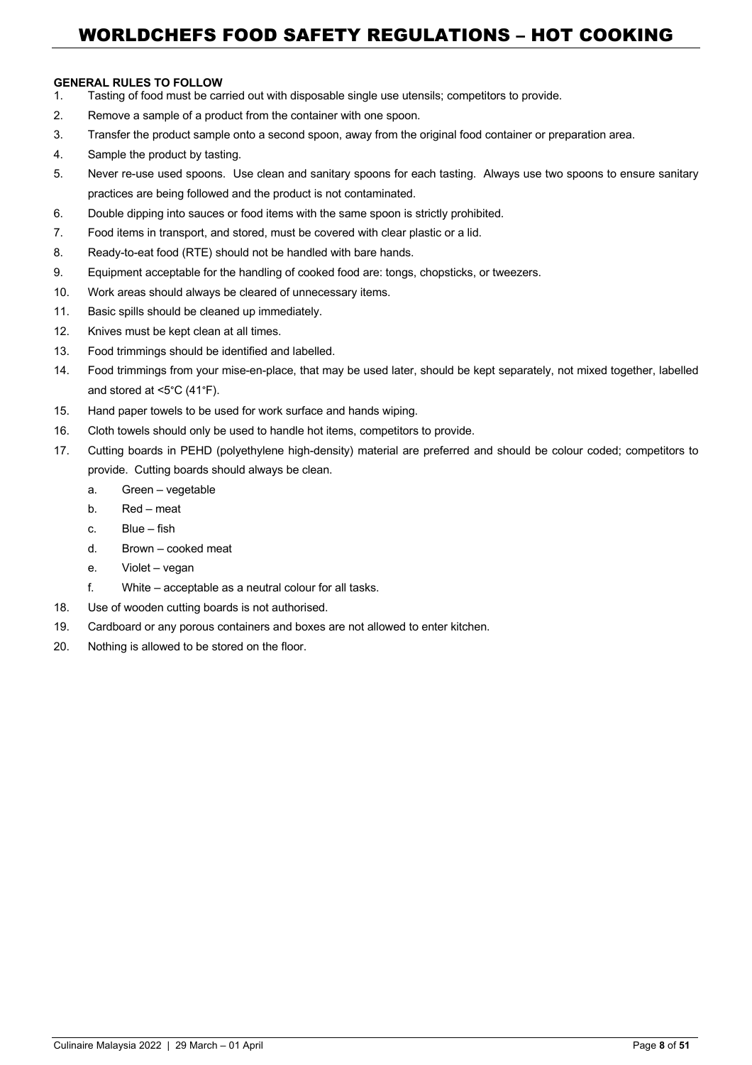# WORLDCHEFS FOOD SAFETY REGULATIONS – HOT COOKING

**GENERAL RULES TO FOLLOW**

1. Tasting of food must be carried out with disposable single use utensils; competitors to provide.
2. Remove a sample of a product from the container with one spoon.
3. Transfer the product sample onto a second spoon, away from the original food container or preparation area.
4. Sample the product by tasting.
5. Never re-use used spoons. Use clean and sanitary spoons for each tasting. Always use two spoons to ensure sanitary practices are being followed and the product is not contaminated.
6. Double dipping into sauces or food items with the same spoon is strictly prohibited.
7. Food items in transport, and stored, must be covered with clear plastic or a lid.
8. Ready-to-eat food (RTE) should not be handled with bare hands.
9. Equipment acceptable for the handling of cooked food are: tongs, chopsticks, or tweezers.
10. Work areas should always be cleared of unnecessary items.
11. Basic spills should be cleaned up immediately.
12. Knives must be kept clean at all times.
13. Food trimmings should be identified and labelled.
14. Food trimmings from your mise-en-place, that may be used later, should be kept separately, not mixed together, labelled and stored at <5°C (41°F).
15. Hand paper towels to be used for work surface and hands wiping.
16. Cloth towels should only be used to handle hot items, competitors to provide.
17. Cutting boards in PEHD (polyethylene high-density) material are preferred and should be colour coded; competitors to provide. Cutting boards should always be clean.
    a. Green – vegetable
    b. Red – meat
    c. Blue – fish
    d. Brown – cooked meat
    e. Violet – vegan
    f. White – acceptable as a neutral colour for all tasks.
18. Use of wooden cutting boards is not authorised.
19. Cardboard or any porous containers and boxes are not allowed to enter kitchen.
20. Nothing is allowed to be stored on the floor.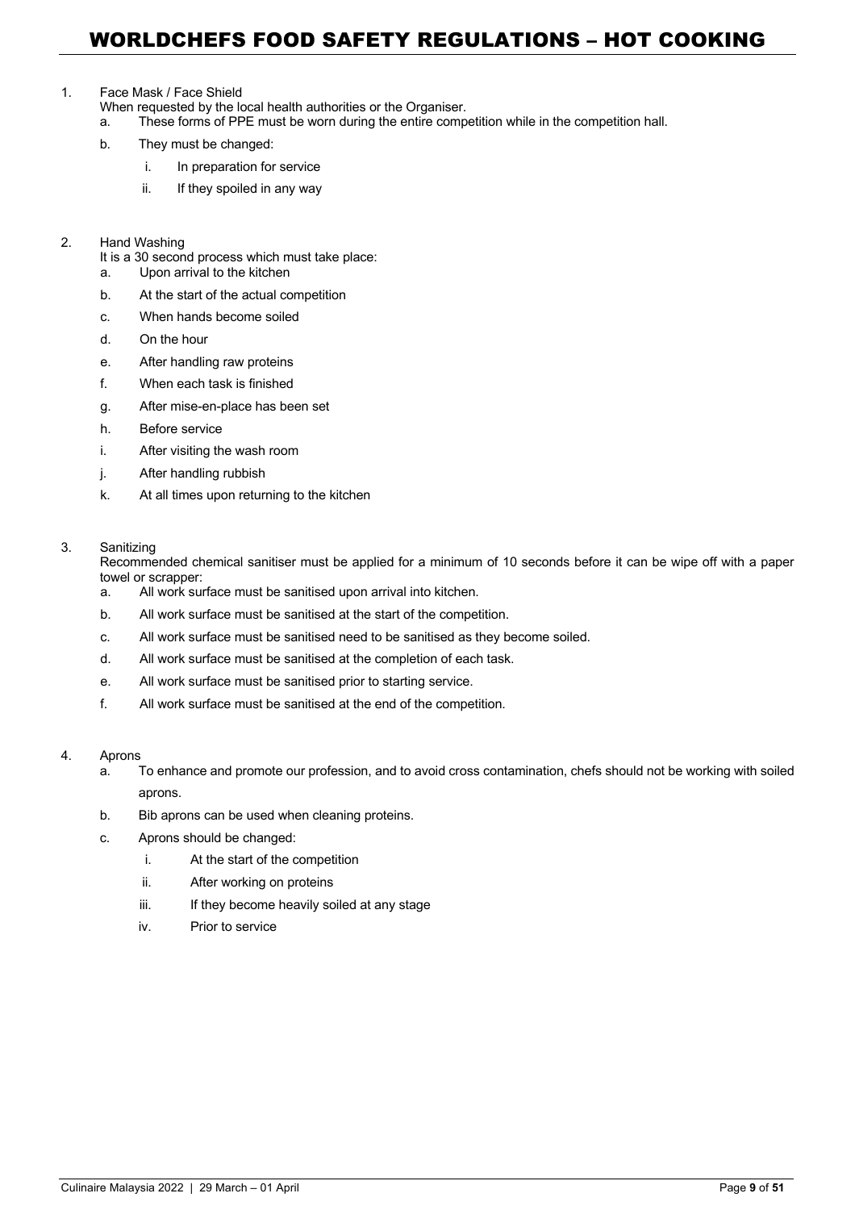# WORLDCHEFS FOOD SAFETY REGULATIONS – HOT COOKING

1. Face Mask / Face Shield

   When requested by the local health authorities or the Organiser.

   a. These forms of PPE must be worn during the entire competition while in the competition hall.

   b. They must be changed:

      i. In preparation for service

      ii. If they spoiled in any way

2. Hand Washing

   It is a 30 second process which must take place:

   a. Upon arrival to the kitchen

   b. At the start of the actual competition

   c. When hands become soiled

   d. On the hour

   e. After handling raw proteins

   f. When each task is finished

   g. After mise-en-place has been set

   h. Before service

   i. After visiting the wash room

   j. After handling rubbish

   k. At all times upon returning to the kitchen

3. Sanitizing

   Recommended chemical sanitiser must be applied for a minimum of 10 seconds before it can be wipe off with a paper towel or scrapper:

   a. All work surface must be sanitised upon arrival into kitchen.

   b. All work surface must be sanitised at the start of the competition.

   c. All work surface must be sanitised need to be sanitised as they become soiled.

   d. All work surface must be sanitised at the completion of each task.

   e. All work surface must be sanitised prior to starting service.

   f. All work surface must be sanitised at the end of the competition.

4. Aprons

   a. To enhance and promote our profession, and to avoid cross contamination, chefs should not be working with soiled aprons.

   b. Bib aprons can be used when cleaning proteins.

   c. Aprons should be changed:

      i. At the start of the competition

      ii. After working on proteins

      iii. If they become heavily soiled at any stage

      iv. Prior to service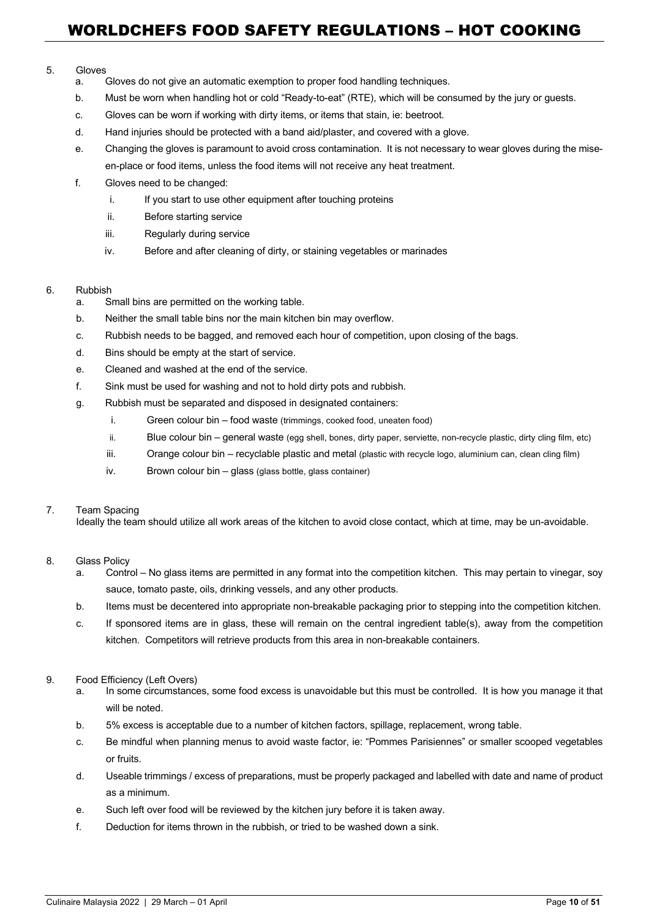5. Gloves
   a. Gloves do not give an automatic exemption to proper food handling techniques.
   b. Must be worn when handling hot or cold "Ready-to-eat" (RTE), which will be consumed by the jury or guests.
   c. Gloves can be worn if working with dirty items, or items that stain, ie: beetroot.
   d. Hand injuries should be protected with a band aid/plaster, and covered with a glove.
   e. Changing the gloves is paramount to avoid cross contamination. It is not necessary to wear gloves during the mise-en-place or food items, unless the food items will not receive any heat treatment.
   f. Gloves need to be changed:
      i. If you start to use other equipment after touching proteins
      ii. Before starting service
      iii. Regularly during service
      iv. Before and after cleaning of dirty, or staining vegetables or marinades

6. Rubbish
   a. Small bins are permitted on the working table.
   b. Neither the small table bins nor the main kitchen bin may overflow.
   c. Rubbish needs to be bagged, and removed each hour of competition, upon closing of the bags.
   d. Bins should be empty at the start of service.
   e. Cleaned and washed at the end of the service.
   f. Sink must be used for washing and not to hold dirty pots and rubbish.
   g. Rubbish must be separated and disposed in designated containers:
      i. Green colour bin – food waste (trimmings, cooked food, uneaten food)
      ii. Blue colour bin – general waste (egg shell, bones, dirty paper, serviette, non-recycle plastic, dirty cling film, etc)
      iii. Orange colour bin – recyclable plastic and metal (plastic with recycle logo, aluminium can, clean cling film)
      iv. Brown colour bin – glass (glass bottle, glass container)

7. Team Spacing

   Ideally the team should utilize all work areas of the kitchen to avoid close contact, which at time, may be un-avoidable.

8. Glass Policy
   a. Control – No glass items are permitted in any format into the competition kitchen. This may pertain to vinegar, soy sauce, tomato paste, oils, drinking vessels, and any other products.
   b. Items must be decentered into appropriate non-breakable packaging prior to stepping into the competition kitchen.
   c. If sponsored items are in glass, these will remain on the central ingredient table(s), away from the competition kitchen. Competitors will retrieve products from this area in non-breakable containers.

9. Food Efficiency (Left Overs)
   a. In some circumstances, some food excess is unavoidable but this must be controlled. It is how you manage it that will be noted.
   b. 5% excess is acceptable due to a number of kitchen factors, spillage, replacement, wrong table.
   c. Be mindful when planning menus to avoid waste factor, ie: "Pommes Parisiennes" or smaller scooped vegetables or fruits.
   d. Useable trimmings / excess of preparations, must be properly packaged and labelled with date and name of product as a minimum.
   e. Such left over food will be reviewed by the kitchen jury before it is taken away.
   f. Deduction for items thrown in the rubbish, or tried to be washed down a sink.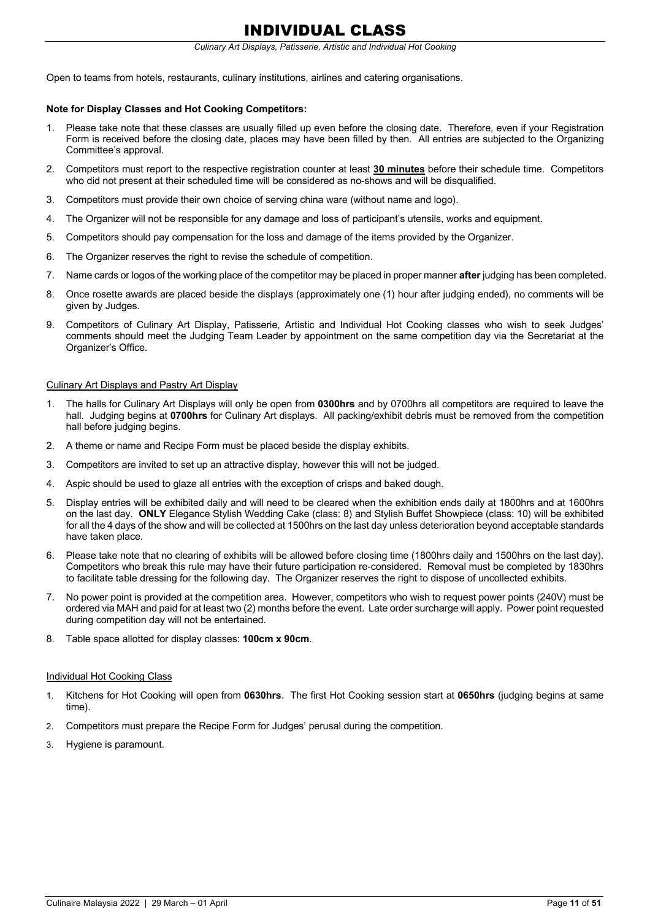# INDIVIDUAL CLASS

*Culinary Art Displays, Patisserie, Artistic and Individual Hot Cooking*

Open to teams from hotels, restaurants, culinary institutions, airlines and catering organisations.

**Note for Display Classes and Hot Cooking Competitors:**

1. Please take note that these classes are usually filled up even before the closing date. Therefore, even if your Registration Form is received before the closing date, places may have been filled by then. All entries are subjected to the Organizing Committee's approval.
2. Competitors must report to the respective registration counter at least **30 minutes** before their schedule time. Competitors who did not present at their scheduled time will be considered as no-shows and will be disqualified.
3. Competitors must provide their own choice of serving china ware (without name and logo).
4. The Organizer will not be responsible for any damage and loss of participant's utensils, works and equipment.
5. Competitors should pay compensation for the loss and damage of the items provided by the Organizer.
6. The Organizer reserves the right to revise the schedule of competition.
7. Name cards or logos of the working place of the competitor may be placed in proper manner **after** judging has been completed.
8. Once rosette awards are placed beside the displays (approximately one (1) hour after judging ended), no comments will be given by Judges.
9. Competitors of Culinary Art Display, Patisserie, Artistic and Individual Hot Cooking classes who wish to seek Judges' comments should meet the Judging Team Leader by appointment on the same competition day via the Secretariat at the Organizer's Office.

Culinary Art Displays and Pastry Art Display

1. The halls for Culinary Art Displays will only be open from **0300hrs** and by 0700hrs all competitors are required to leave the hall. Judging begins at **0700hrs** for Culinary Art displays. All packing/exhibit debris must be removed from the competition hall before judging begins.
2. A theme or name and Recipe Form must be placed beside the display exhibits.
3. Competitors are invited to set up an attractive display, however this will not be judged.
4. Aspic should be used to glaze all entries with the exception of crisps and baked dough.
5. Display entries will be exhibited daily and will need to be cleared when the exhibition ends daily at 1800hrs and at 1600hrs on the last day. **ONLY** Elegance Stylish Wedding Cake (class: 8) and Stylish Buffet Showpiece (class: 10) will be exhibited for all the 4 days of the show and will be collected at 1500hrs on the last day unless deterioration beyond acceptable standards have taken place.
6. Please take note that no clearing of exhibits will be allowed before closing time (1800hrs daily and 1500hrs on the last day). Competitors who break this rule may have their future participation re-considered. Removal must be completed by 1830hrs to facilitate table dressing for the following day. The Organizer reserves the right to dispose of uncollected exhibits.
7. No power point is provided at the competition area. However, competitors who wish to request power points (240V) must be ordered via MAH and paid for at least two (2) months before the event. Late order surcharge will apply. Power point requested during competition day will not be entertained.
8. Table space allotted for display classes: **100cm x 90cm**.

Individual Hot Cooking Class

1. Kitchens for Hot Cooking will open from **0630hrs**. The first Hot Cooking session start at **0650hrs** (judging begins at same time).
2. Competitors must prepare the Recipe Form for Judges' perusal during the competition.
3. Hygiene is paramount.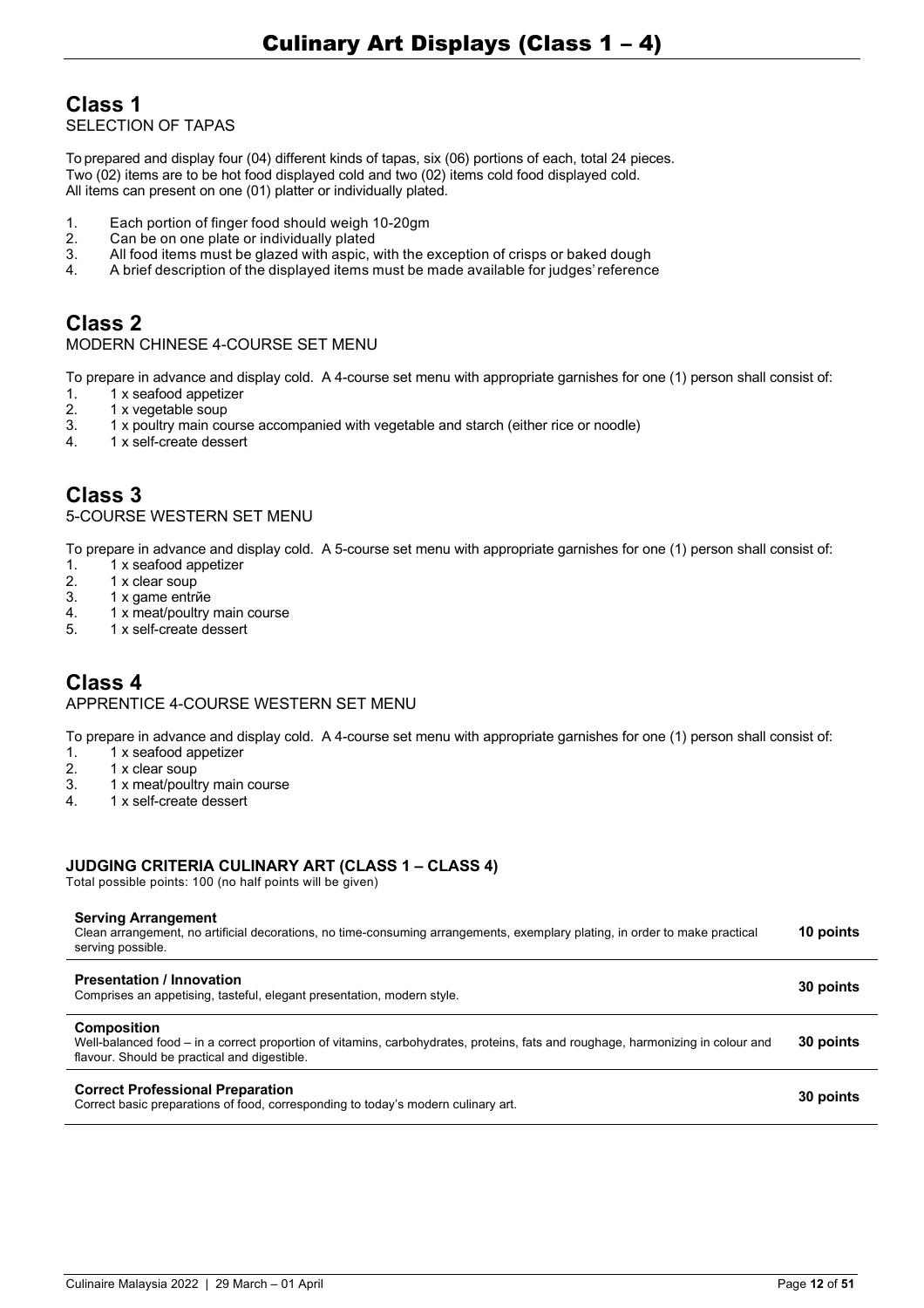# Culinary Art Displays (Class 1 – 4)

## Class 1

SELECTION OF TAPAS

To prepared and display four (04) different kinds of tapas, six (06) portions of each, total 24 pieces. Two (02) items are to be hot food displayed cold and two (02) items cold food displayed cold. All items can present on one (01) platter or individually plated.

1. Each portion of finger food should weigh 10-20gm
2. Can be on one plate or individually plated
3. All food items must be glazed with aspic, with the exception of crisps or baked dough
4. A brief description of the displayed items must be made available for judges' reference

## Class 2

MODERN CHINESE 4-COURSE SET MENU

To prepare in advance and display cold. A 4-course set menu with appropriate garnishes for one (1) person shall consist of:

1. 1 x seafood appetizer
2. 1 x vegetable soup
3. 1 x poultry main course accompanied with vegetable and starch (either rice or noodle)
4. 1 x self-create dessert

## Class 3

5-COURSE WESTERN SET MENU

To prepare in advance and display cold. A 5-course set menu with appropriate garnishes for one (1) person shall consist of:

1. 1 x seafood appetizer
2. 1 x clear soup
3. 1 x game entrйe
4. 1 x meat/poultry main course
5. 1 x self-create dessert

## Class 4

APPRENTICE 4-COURSE WESTERN SET MENU

To prepare in advance and display cold. A 4-course set menu with appropriate garnishes for one (1) person shall consist of:

1. 1 x seafood appetizer
2. 1 x clear soup
3. 1 x meat/poultry main course
4. 1 x self-create dessert

### JUDGING CRITERIA CULINARY ART (CLASS 1 – CLASS 4)

Total possible points: 100 (no half points will be given)

| Criteria | Points |
|---|---|
| **Serving Arrangement**<br>Clean arrangement, no artificial decorations, no time-consuming arrangements, exemplary plating, in order to make practical serving possible. | **10 points** |
| **Presentation / Innovation**<br>Comprises an appetising, tasteful, elegant presentation, modern style. | **30 points** |
| **Composition**<br>Well-balanced food – in a correct proportion of vitamins, carbohydrates, proteins, fats and roughage, harmonizing in colour and flavour. Should be practical and digestible. | **30 points** |
| **Correct Professional Preparation**<br>Correct basic preparations of food, corresponding to today's modern culinary art. | **30 points** |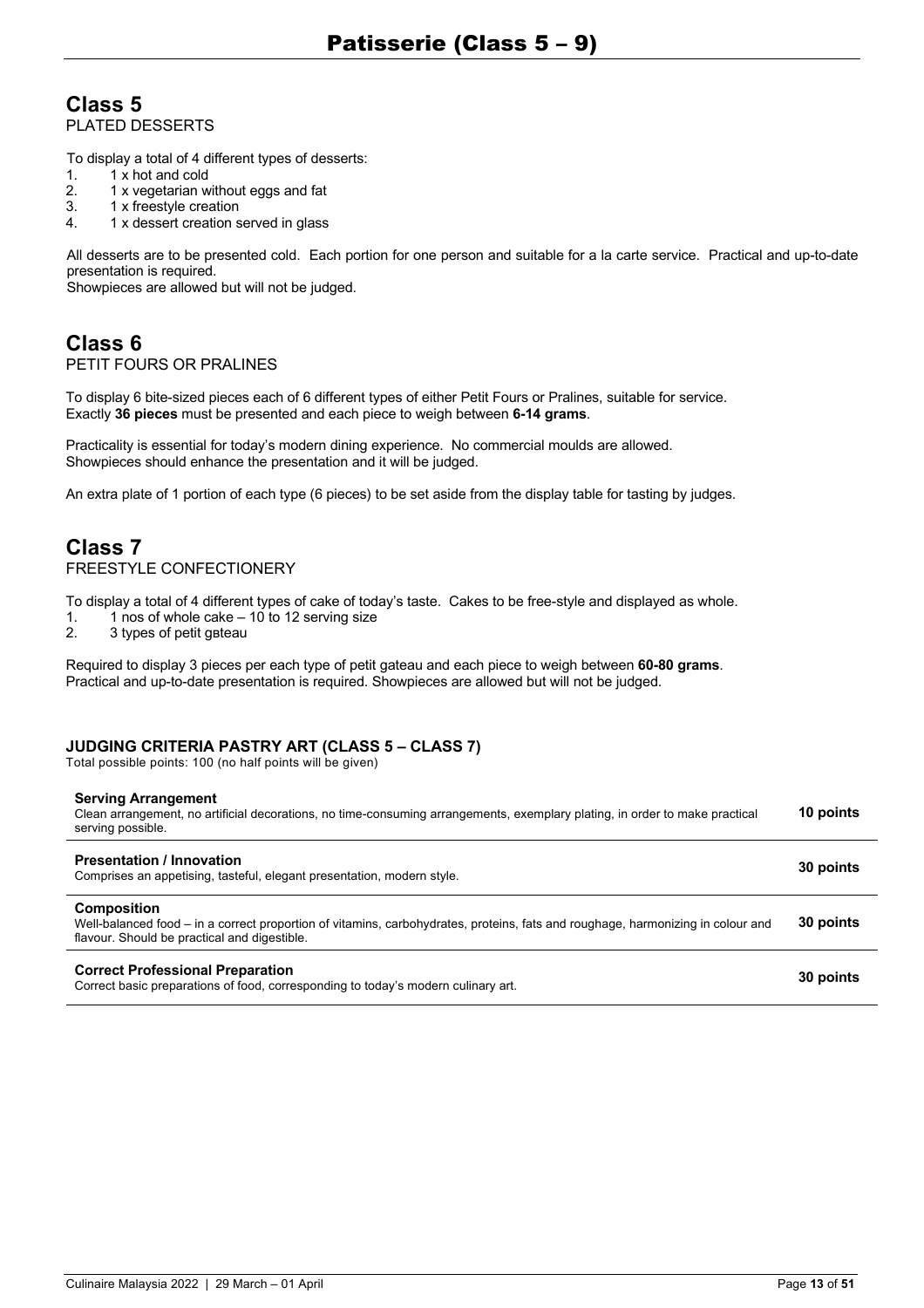# Patisserie (Class 5 – 9)

## Class 5

PLATED DESSERTS

To display a total of 4 different types of desserts:

1. 1 x hot and cold
2. 1 x vegetarian without eggs and fat
3. 1 x freestyle creation
4. 1 x dessert creation served in glass

All desserts are to be presented cold. Each portion for one person and suitable for a la carte service. Practical and up-to-date presentation is required.
Showpieces are allowed but will not be judged.

## Class 6

PETIT FOURS OR PRALINES

To display 6 bite-sized pieces each of 6 different types of either Petit Fours or Pralines, suitable for service.
Exactly **36 pieces** must be presented and each piece to weigh between **6-14 grams**.

Practicality is essential for today's modern dining experience. No commercial moulds are allowed.
Showpieces should enhance the presentation and it will be judged.

An extra plate of 1 portion of each type (6 pieces) to be set aside from the display table for tasting by judges.

## Class 7

FREESTYLE CONFECTIONERY

To display a total of 4 different types of cake of today's taste. Cakes to be free-style and displayed as whole.

1. 1 nos of whole cake – 10 to 12 serving size
2. 3 types of petit gвteau

Required to display 3 pieces per each type of petit gateau and each piece to weigh between **60-80 grams**.
Practical and up-to-date presentation is required. Showpieces are allowed but will not be judged.

### JUDGING CRITERIA PASTRY ART (CLASS 5 – CLASS 7)

Total possible points: 100 (no half points will be given)

| Criteria | Points |
|---|---|
| **Serving Arrangement**<br>Clean arrangement, no artificial decorations, no time-consuming arrangements, exemplary plating, in order to make practical serving possible. | **10 points** |
| **Presentation / Innovation**<br>Comprises an appetising, tasteful, elegant presentation, modern style. | **30 points** |
| **Composition**<br>Well-balanced food – in a correct proportion of vitamins, carbohydrates, proteins, fats and roughage, harmonizing in colour and flavour. Should be practical and digestible. | **30 points** |
| **Correct Professional Preparation**<br>Correct basic preparations of food, corresponding to today's modern culinary art. | **30 points** |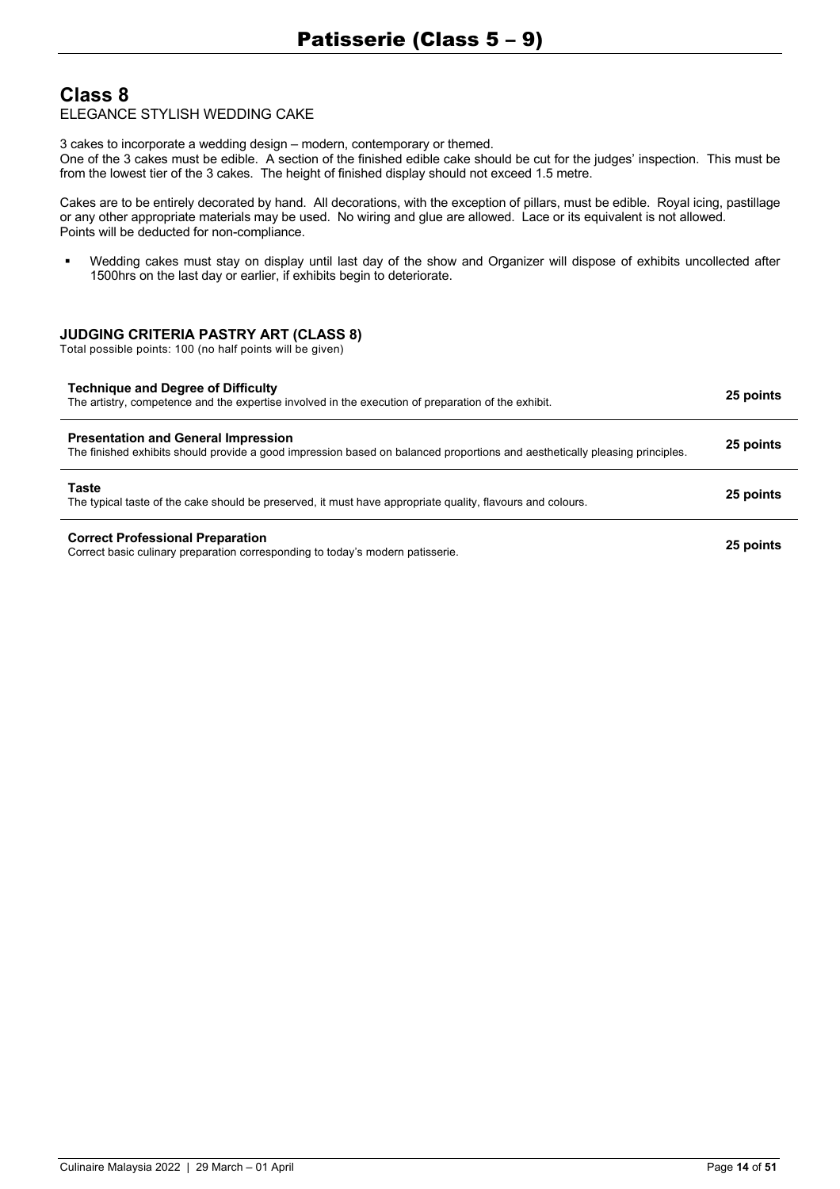## Class 8

ELEGANCE STYLISH WEDDING CAKE

3 cakes to incorporate a wedding design – modern, contemporary or themed.
One of the 3 cakes must be edible. A section of the finished edible cake should be cut for the judges' inspection. This must be from the lowest tier of the 3 cakes. The height of finished display should not exceed 1.5 metre.

Cakes are to be entirely decorated by hand. All decorations, with the exception of pillars, must be edible. Royal icing, pastillage or any other appropriate materials may be used. No wiring and glue are allowed. Lace or its equivalent is not allowed.
Points will be deducted for non-compliance.

- Wedding cakes must stay on display until last day of the show and Organizer will dispose of exhibits uncollected after 1500hrs on the last day or earlier, if exhibits begin to deteriorate.

### JUDGING CRITERIA PASTRY ART (CLASS 8)

Total possible points: 100 (no half points will be given)

| Criteria | Points |
|---|---|
| **Technique and Degree of Difficulty**<br>The artistry, competence and the expertise involved in the execution of preparation of the exhibit. | **25 points** |
| **Presentation and General Impression**<br>The finished exhibits should provide a good impression based on balanced proportions and aesthetically pleasing principles. | **25 points** |
| **Taste**<br>The typical taste of the cake should be preserved, it must have appropriate quality, flavours and colours. | **25 points** |
| **Correct Professional Preparation**<br>Correct basic culinary preparation corresponding to today's modern patisserie. | **25 points** |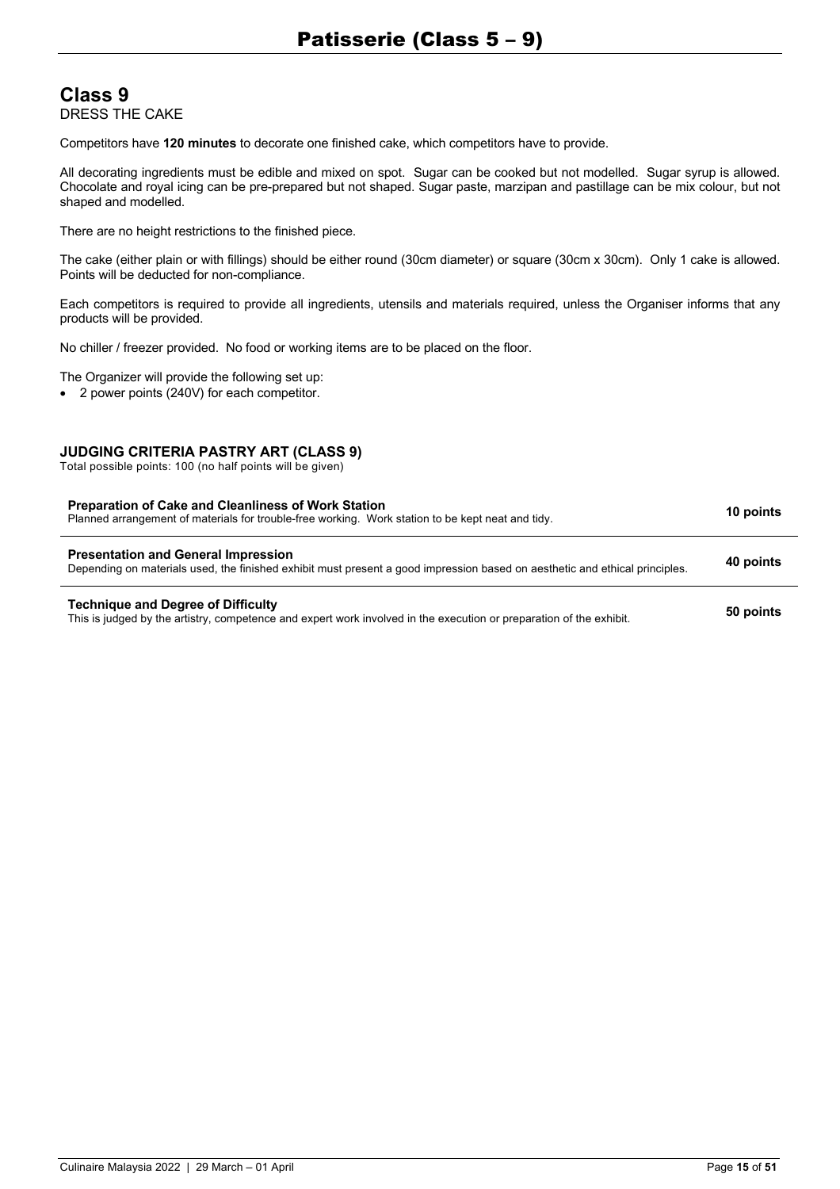# Patisserie (Class 5 – 9)

## Class 9

DRESS THE CAKE

Competitors have **120 minutes** to decorate one finished cake, which competitors have to provide.

All decorating ingredients must be edible and mixed on spot. Sugar can be cooked but not modelled. Sugar syrup is allowed. Chocolate and royal icing can be pre-prepared but not shaped. Sugar paste, marzipan and pastillage can be mix colour, but not shaped and modelled.

There are no height restrictions to the finished piece.

The cake (either plain or with fillings) should be either round (30cm diameter) or square (30cm x 30cm). Only 1 cake is allowed. Points will be deducted for non-compliance.

Each competitors is required to provide all ingredients, utensils and materials required, unless the Organiser informs that any products will be provided.

No chiller / freezer provided. No food or working items are to be placed on the floor.

The Organizer will provide the following set up:

- 2 power points (240V) for each competitor.

### JUDGING CRITERIA PASTRY ART (CLASS 9)

Total possible points: 100 (no half points will be given)

| Criteria | Points |
|---|---|
| **Preparation of Cake and Cleanliness of Work Station**<br>Planned arrangement of materials for trouble-free working. Work station to be kept neat and tidy. | **10 points** |
| **Presentation and General Impression**<br>Depending on materials used, the finished exhibit must present a good impression based on aesthetic and ethical principles. | **40 points** |
| **Technique and Degree of Difficulty**<br>This is judged by the artistry, competence and expert work involved in the execution or preparation of the exhibit. | **50 points** |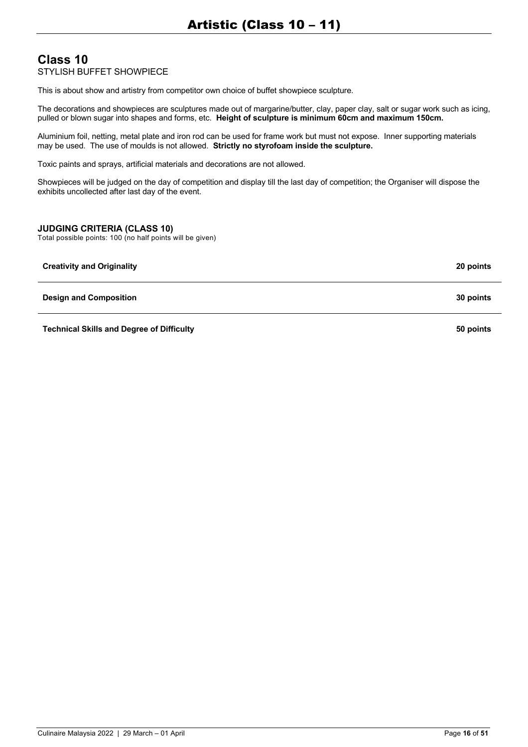# Artistic (Class 10 – 11)

## Class 10

STYLISH BUFFET SHOWPIECE

This is about show and artistry from competitor own choice of buffet showpiece sculpture.

The decorations and showpieces are sculptures made out of margarine/butter, clay, paper clay, salt or sugar work such as icing, pulled or blown sugar into shapes and forms, etc. **Height of sculpture is minimum 60cm and maximum 150cm.**

Aluminium foil, netting, metal plate and iron rod can be used for frame work but must not expose. Inner supporting materials may be used. The use of moulds is not allowed. **Strictly no styrofoam inside the sculpture.**

Toxic paints and sprays, artificial materials and decorations are not allowed.

Showpieces will be judged on the day of competition and display till the last day of competition; the Organiser will dispose the exhibits uncollected after last day of the event.

### JUDGING CRITERIA (CLASS 10)

Total possible points: 100 (no half points will be given)

| Criteria | Points |
|---|---|
| **Creativity and Originality** | **20 points** |
| **Design and Composition** | **30 points** |
| **Technical Skills and Degree of Difficulty** | **50 points** |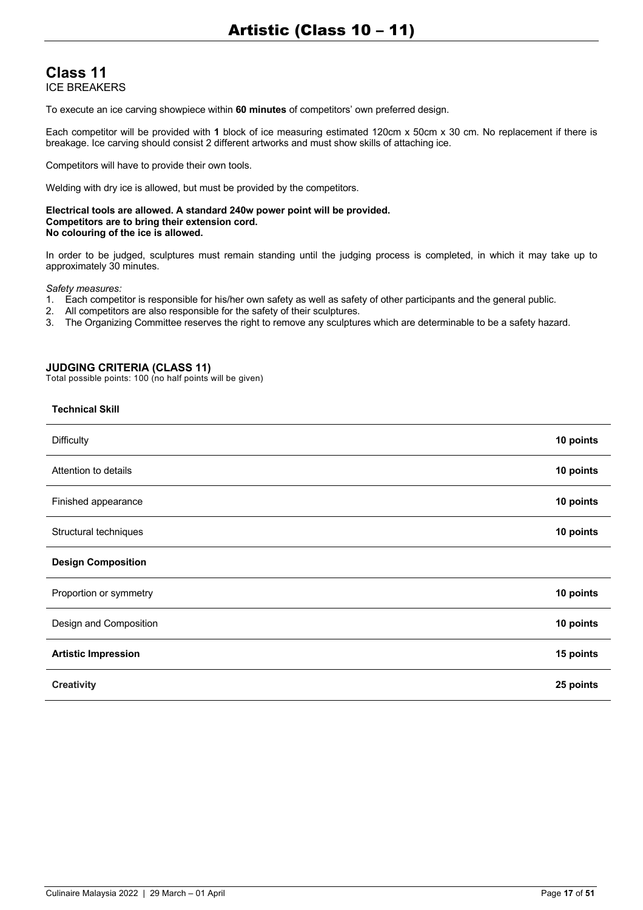## Class 11

ICE BREAKERS

To execute an ice carving showpiece within **60 minutes** of competitors' own preferred design.

Each competitor will be provided with **1** block of ice measuring estimated 120cm x 50cm x 30 cm. No replacement if there is breakage. Ice carving should consist 2 different artworks and must show skills of attaching ice.

Competitors will have to provide their own tools.

Welding with dry ice is allowed, but must be provided by the competitors.

**Electrical tools are allowed. A standard 240w power point will be provided.**
**Competitors are to bring their extension cord.**
**No colouring of the ice is allowed.**

In order to be judged, sculptures must remain standing until the judging process is completed, in which it may take up to approximately 30 minutes.

*Safety measures:*

1. Each competitor is responsible for his/her own safety as well as safety of other participants and the general public.
2. All competitors are also responsible for the safety of their sculptures.
3. The Organizing Committee reserves the right to remove any sculptures which are determinable to be a safety hazard.

### JUDGING CRITERIA (CLASS 11)

Total possible points: 100 (no half points will be given)

| **Technical Skill** | |
|---|---|
| Difficulty | **10 points** |
| Attention to details | **10 points** |
| Finished appearance | **10 points** |
| Structural techniques | **10 points** |
| **Design Composition** | |
| Proportion or symmetry | **10 points** |
| Design and Composition | **10 points** |
| **Artistic Impression** | **15 points** |
| **Creativity** | **25 points** |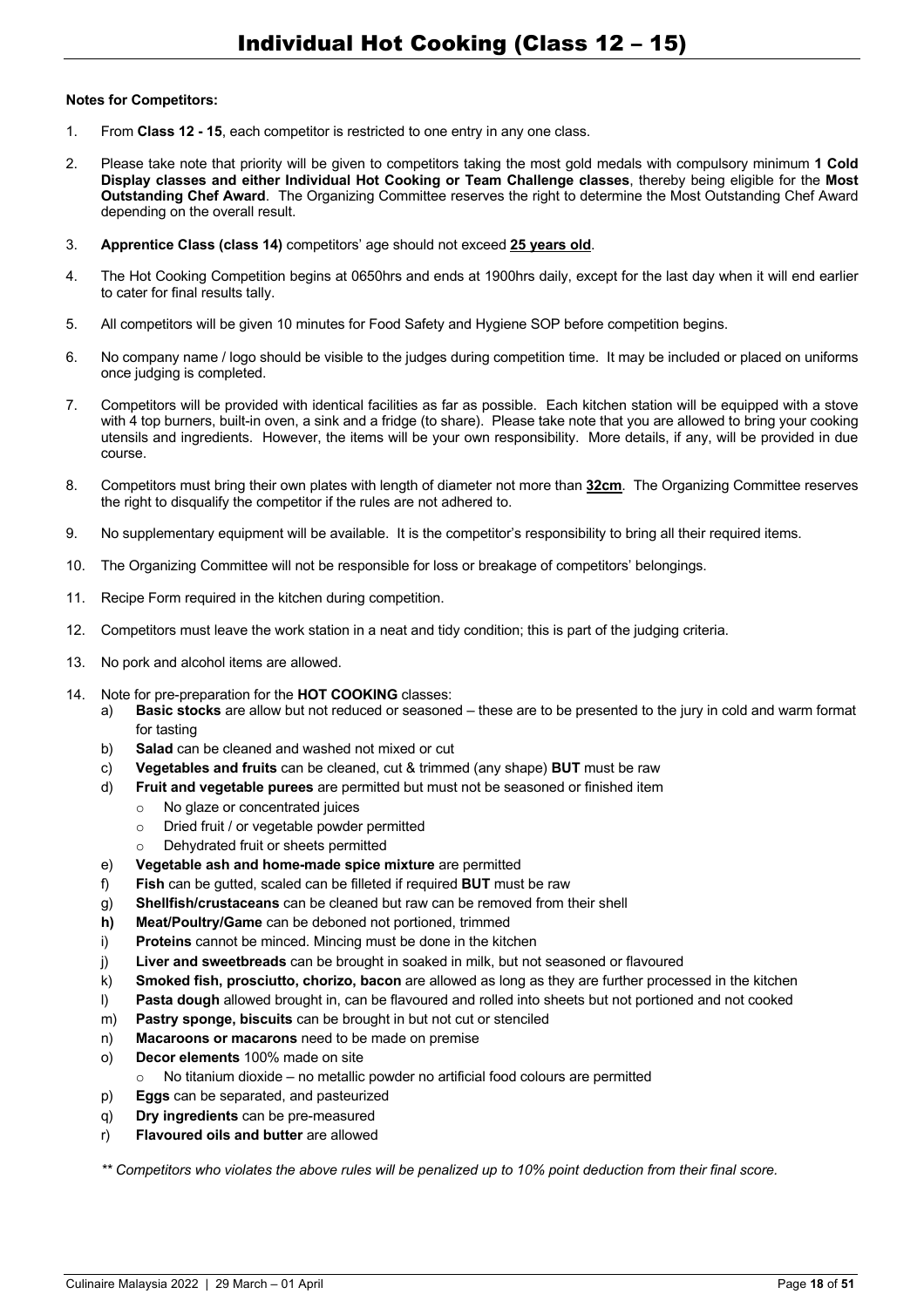# Individual Hot Cooking (Class 12 – 15)

**Notes for Competitors:**

1. From **Class 12 - 15**, each competitor is restricted to one entry in any one class.
2. Please take note that priority will be given to competitors taking the most gold medals with compulsory minimum **1 Cold Display classes and either Individual Hot Cooking or Team Challenge classes**, thereby being eligible for the **Most Outstanding Chef Award**. The Organizing Committee reserves the right to determine the Most Outstanding Chef Award depending on the overall result.
3. **Apprentice Class (class 14)** competitors' age should not exceed **25 years old**.
4. The Hot Cooking Competition begins at 0650hrs and ends at 1900hrs daily, except for the last day when it will end earlier to cater for final results tally.
5. All competitors will be given 10 minutes for Food Safety and Hygiene SOP before competition begins.
6. No company name / logo should be visible to the judges during competition time. It may be included or placed on uniforms once judging is completed.
7. Competitors will be provided with identical facilities as far as possible. Each kitchen station will be equipped with a stove with 4 top burners, built-in oven, a sink and a fridge (to share). Please take note that you are allowed to bring your cooking utensils and ingredients. However, the items will be your own responsibility. More details, if any, will be provided in due course.
8. Competitors must bring their own plates with length of diameter not more than **32cm**. The Organizing Committee reserves the right to disqualify the competitor if the rules are not adhered to.
9. No supplementary equipment will be available. It is the competitor's responsibility to bring all their required items.
10. The Organizing Committee will not be responsible for loss or breakage of competitors' belongings.
11. Recipe Form required in the kitchen during competition.
12. Competitors must leave the work station in a neat and tidy condition; this is part of the judging criteria.
13. No pork and alcohol items are allowed.
14. Note for pre-preparation for the **HOT COOKING** classes:
    a) **Basic stocks** are allow but not reduced or seasoned – these are to be presented to the jury in cold and warm format for tasting
    b) **Salad** can be cleaned and washed not mixed or cut
    c) **Vegetables and fruits** can be cleaned, cut & trimmed (any shape) **BUT** must be raw
    d) **Fruit and vegetable purees** are permitted but must not be seasoned or finished item
       - No glaze or concentrated juices
       - Dried fruit / or vegetable powder permitted
       - Dehydrated fruit or sheets permitted
    e) **Vegetable ash and home-made spice mixture** are permitted
    f) **Fish** can be gutted, scaled can be filleted if required **BUT** must be raw
    g) **Shellfish/crustaceans** can be cleaned but raw can be removed from their shell
    **h) Meat/Poultry/Game** can be deboned not portioned, trimmed
    i) **Proteins** cannot be minced. Mincing must be done in the kitchen
    j) **Liver and sweetbreads** can be brought in soaked in milk, but not seasoned or flavoured
    k) **Smoked fish, prosciutto, chorizo, bacon** are allowed as long as they are further processed in the kitchen
    l) **Pasta dough** allowed brought in, can be flavoured and rolled into sheets but not portioned and not cooked
    m) **Pastry sponge, biscuits** can be brought in but not cut or stenciled
    n) **Macaroons or macarons** need to be made on premise
    o) **Decor elements** 100% made on site
       - No titanium dioxide – no metallic powder no artificial food colours are permitted
    p) **Eggs** can be separated, and pasteurized
    q) **Dry ingredients** can be pre-measured
    r) **Flavoured oils and butter** are allowed

*\*\* Competitors who violates the above rules will be penalized up to 10% point deduction from their final score.*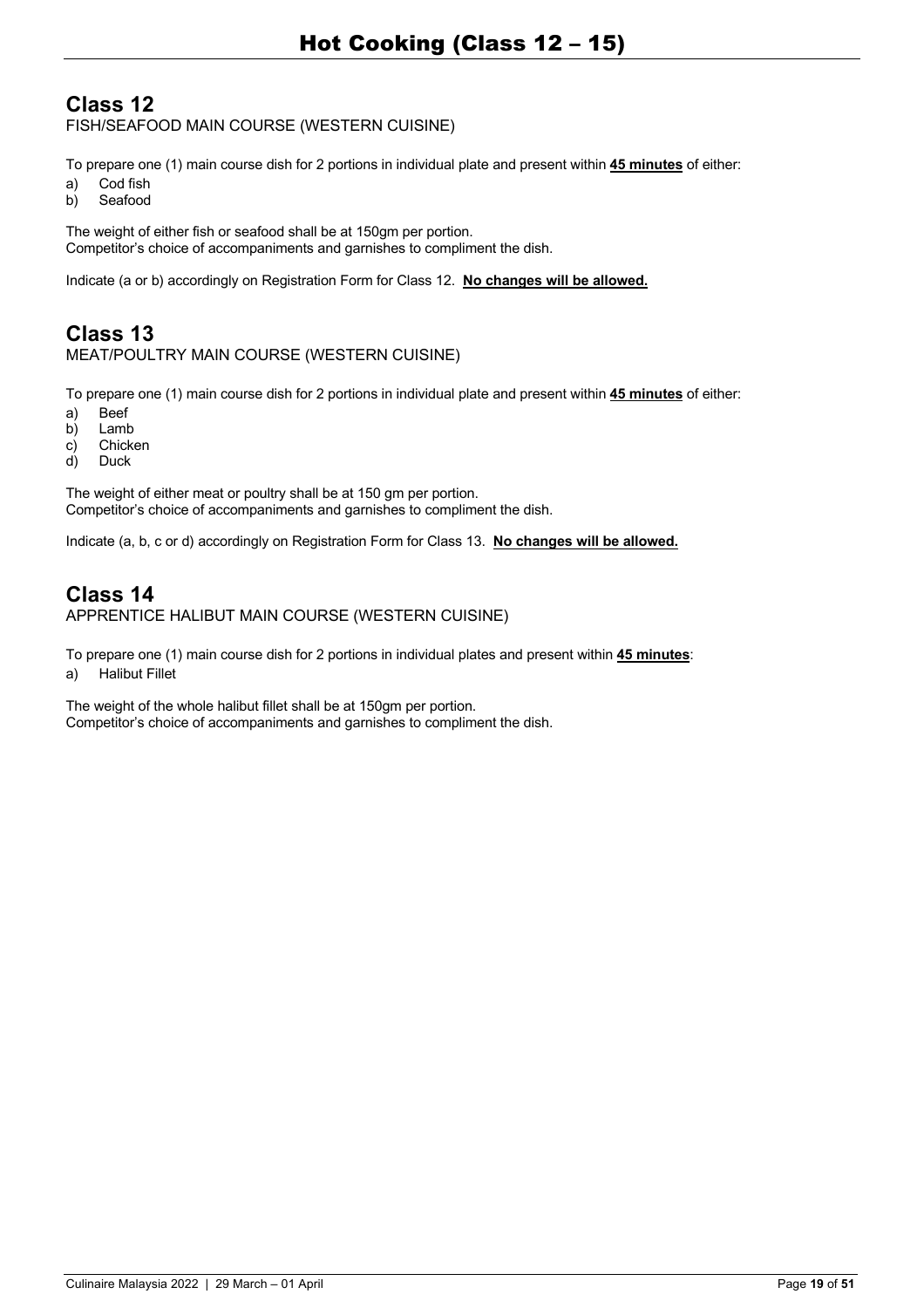# Hot Cooking (Class 12 – 15)

## Class 12

FISH/SEAFOOD MAIN COURSE (WESTERN CUISINE)

To prepare one (1) main course dish for 2 portions in individual plate and present within **45 minutes** of either:

a) Cod fish
b) Seafood

The weight of either fish or seafood shall be at 150gm per portion.
Competitor's choice of accompaniments and garnishes to compliment the dish.

Indicate (a or b) accordingly on Registration Form for Class 12. **No changes will be allowed.**

## Class 13

MEAT/POULTRY MAIN COURSE (WESTERN CUISINE)

To prepare one (1) main course dish for 2 portions in individual plate and present within **45 minutes** of either:

a) Beef
b) Lamb
c) Chicken
d) Duck

The weight of either meat or poultry shall be at 150 gm per portion.
Competitor's choice of accompaniments and garnishes to compliment the dish.

Indicate (a, b, c or d) accordingly on Registration Form for Class 13. **No changes will be allowed.**

## Class 14

APPRENTICE HALIBUT MAIN COURSE (WESTERN CUISINE)

To prepare one (1) main course dish for 2 portions in individual plates and present within **45 minutes**:

a) Halibut Fillet

The weight of the whole halibut fillet shall be at 150gm per portion.
Competitor's choice of accompaniments and garnishes to compliment the dish.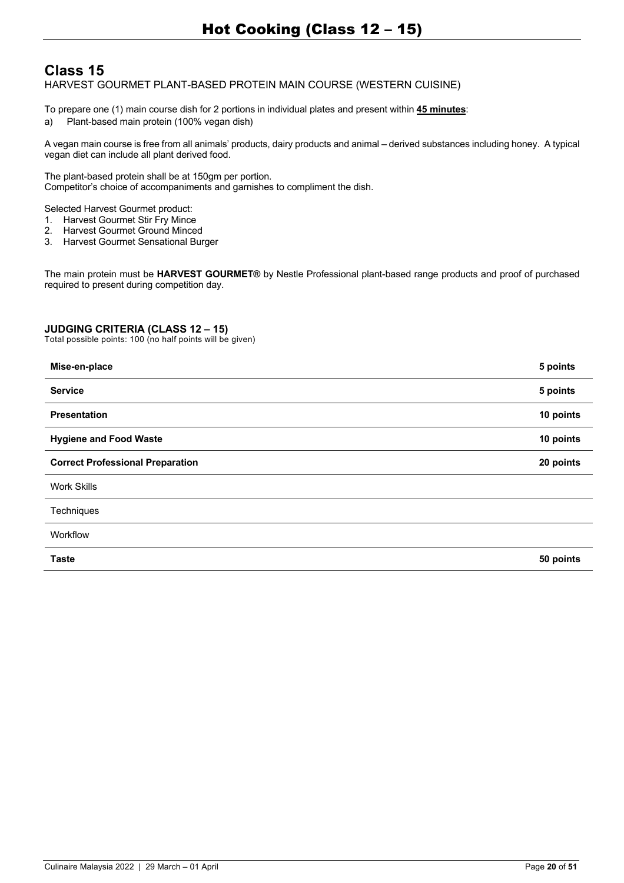## Class 15

HARVEST GOURMET PLANT-BASED PROTEIN MAIN COURSE (WESTERN CUISINE)

To prepare one (1) main course dish for 2 portions in individual plates and present within **45 minutes**:

a) Plant-based main protein (100% vegan dish)

A vegan main course is free from all animals' products, dairy products and animal – derived substances including honey. A typical vegan diet can include all plant derived food.

The plant-based protein shall be at 150gm per portion.
Competitor's choice of accompaniments and garnishes to compliment the dish.

Selected Harvest Gourmet product:

1. Harvest Gourmet Stir Fry Mince
2. Harvest Gourmet Ground Minced
3. Harvest Gourmet Sensational Burger

The main protein must be **HARVEST GOURMET®** by Nestle Professional plant-based range products and proof of purchased required to present during competition day.

### JUDGING CRITERIA (CLASS 12 – 15)

Total possible points: 100 (no half points will be given)

| | |
|---|---|
| **Mise-en-place** | **5 points** |
| **Service** | **5 points** |
| **Presentation** | **10 points** |
| **Hygiene and Food Waste** | **10 points** |
| **Correct Professional Preparation** | **20 points** |
| Work Skills | |
| Techniques | |
| Workflow | |
| **Taste** | **50 points** |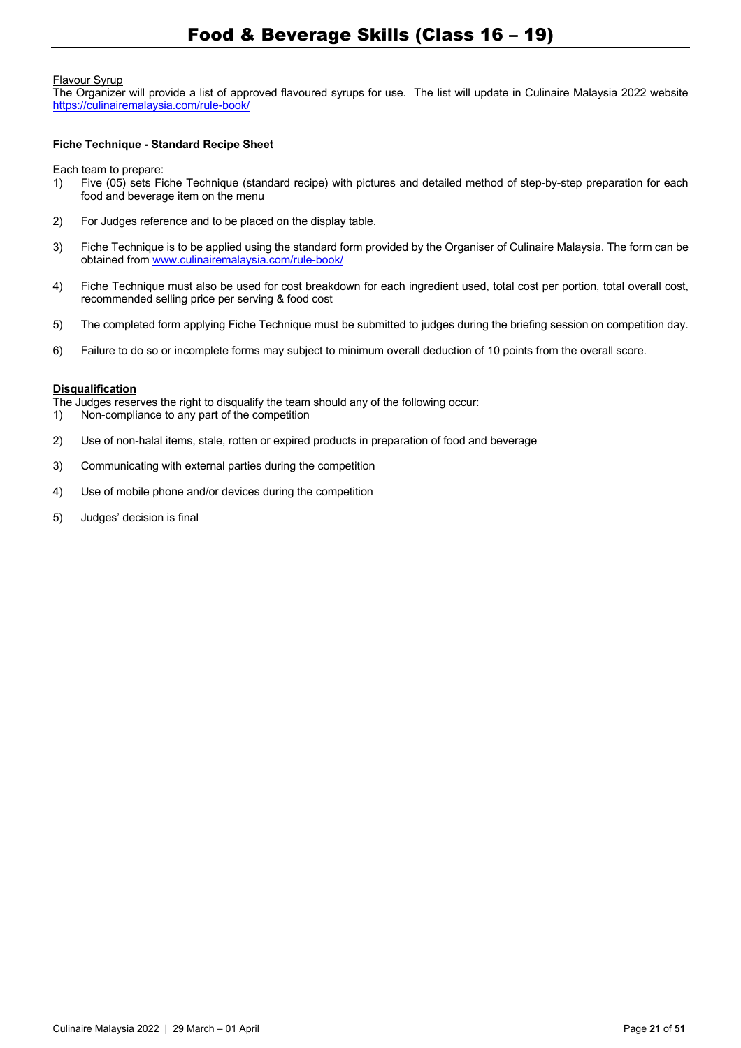Flavour Syrup

The Organizer will provide a list of approved flavoured syrups for use. The list will update in Culinaire Malaysia 2022 website https://culinairemalaysia.com/rule-book/

**Fiche Technique - Standard Recipe Sheet**

Each team to prepare:

1) Five (05) sets Fiche Technique (standard recipe) with pictures and detailed method of step-by-step preparation for each food and beverage item on the menu

2) For Judges reference and to be placed on the display table.

3) Fiche Technique is to be applied using the standard form provided by the Organiser of Culinaire Malaysia. The form can be obtained from www.culinairemalaysia.com/rule-book/

4) Fiche Technique must also be used for cost breakdown for each ingredient used, total cost per portion, total overall cost, recommended selling price per serving & food cost

5) The completed form applying Fiche Technique must be submitted to judges during the briefing session on competition day.

6) Failure to do so or incomplete forms may subject to minimum overall deduction of 10 points from the overall score.

**Disqualification**

The Judges reserves the right to disqualify the team should any of the following occur:

1) Non-compliance to any part of the competition

2) Use of non-halal items, stale, rotten or expired products in preparation of food and beverage

3) Communicating with external parties during the competition

4) Use of mobile phone and/or devices during the competition

5) Judges' decision is final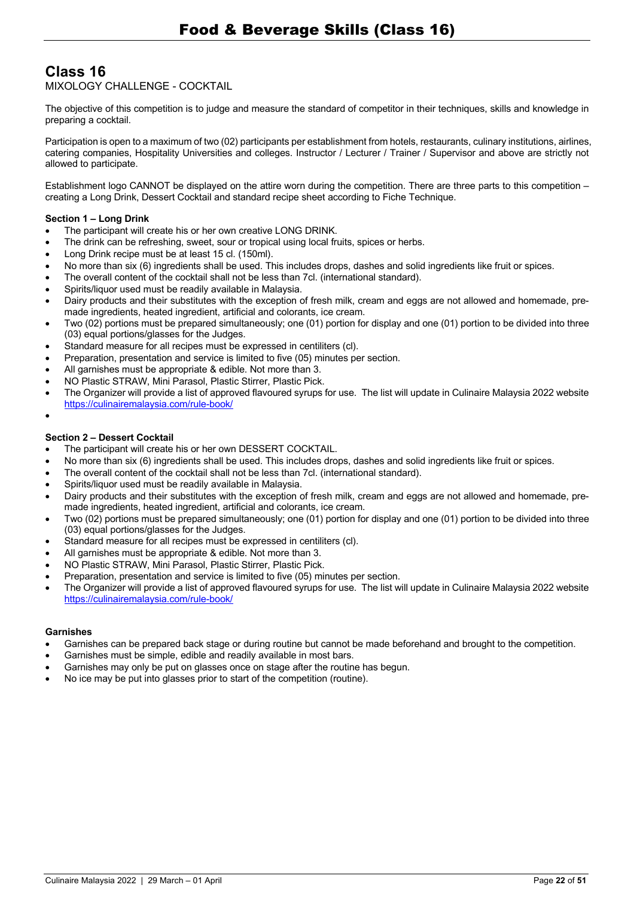# Class 16

MIXOLOGY CHALLENGE - COCKTAIL

The objective of this competition is to judge and measure the standard of competitor in their techniques, skills and knowledge in preparing a cocktail.

Participation is open to a maximum of two (02) participants per establishment from hotels, restaurants, culinary institutions, airlines, catering companies, Hospitality Universities and colleges. Instructor / Lecturer / Trainer / Supervisor and above are strictly not allowed to participate.

Establishment logo CANNOT be displayed on the attire worn during the competition. There are three parts to this competition – creating a Long Drink, Dessert Cocktail and standard recipe sheet according to Fiche Technique.

**Section 1 – Long Drink**

- The participant will create his or her own creative LONG DRINK.
- The drink can be refreshing, sweet, sour or tropical using local fruits, spices or herbs.
- Long Drink recipe must be at least 15 cl. (150ml).
- No more than six (6) ingredients shall be used. This includes drops, dashes and solid ingredients like fruit or spices.
- The overall content of the cocktail shall not be less than 7cl. (international standard).
- Spirits/liquor used must be readily available in Malaysia.
- Dairy products and their substitutes with the exception of fresh milk, cream and eggs are not allowed and homemade, pre-made ingredients, heated ingredient, artificial and colorants, ice cream.
- Two (02) portions must be prepared simultaneously; one (01) portion for display and one (01) portion to be divided into three (03) equal portions/glasses for the Judges.
- Standard measure for all recipes must be expressed in centiliters (cl).
- Preparation, presentation and service is limited to five (05) minutes per section.
- All garnishes must be appropriate & edible. Not more than 3.
- NO Plastic STRAW, Mini Parasol, Plastic Stirrer, Plastic Pick.
- The Organizer will provide a list of approved flavoured syrups for use. The list will update in Culinaire Malaysia 2022 website https://culinairemalaysia.com/rule-book/

**Section 2 – Dessert Cocktail**

- The participant will create his or her own DESSERT COCKTAIL.
- No more than six (6) ingredients shall be used. This includes drops, dashes and solid ingredients like fruit or spices.
- The overall content of the cocktail shall not be less than 7cl. (international standard).
- Spirits/liquor used must be readily available in Malaysia.
- Dairy products and their substitutes with the exception of fresh milk, cream and eggs are not allowed and homemade, pre-made ingredients, heated ingredient, artificial and colorants, ice cream.
- Two (02) portions must be prepared simultaneously; one (01) portion for display and one (01) portion to be divided into three (03) equal portions/glasses for the Judges.
- Standard measure for all recipes must be expressed in centiliters (cl).
- All garnishes must be appropriate & edible. Not more than 3.
- NO Plastic STRAW, Mini Parasol, Plastic Stirrer, Plastic Pick.
- Preparation, presentation and service is limited to five (05) minutes per section.
- The Organizer will provide a list of approved flavoured syrups for use. The list will update in Culinaire Malaysia 2022 website https://culinairemalaysia.com/rule-book/

**Garnishes**

- Garnishes can be prepared back stage or during routine but cannot be made beforehand and brought to the competition.
- Garnishes must be simple, edible and readily available in most bars.
- Garnishes may only be put on glasses once on stage after the routine has begun.
- No ice may be put into glasses prior to start of the competition (routine).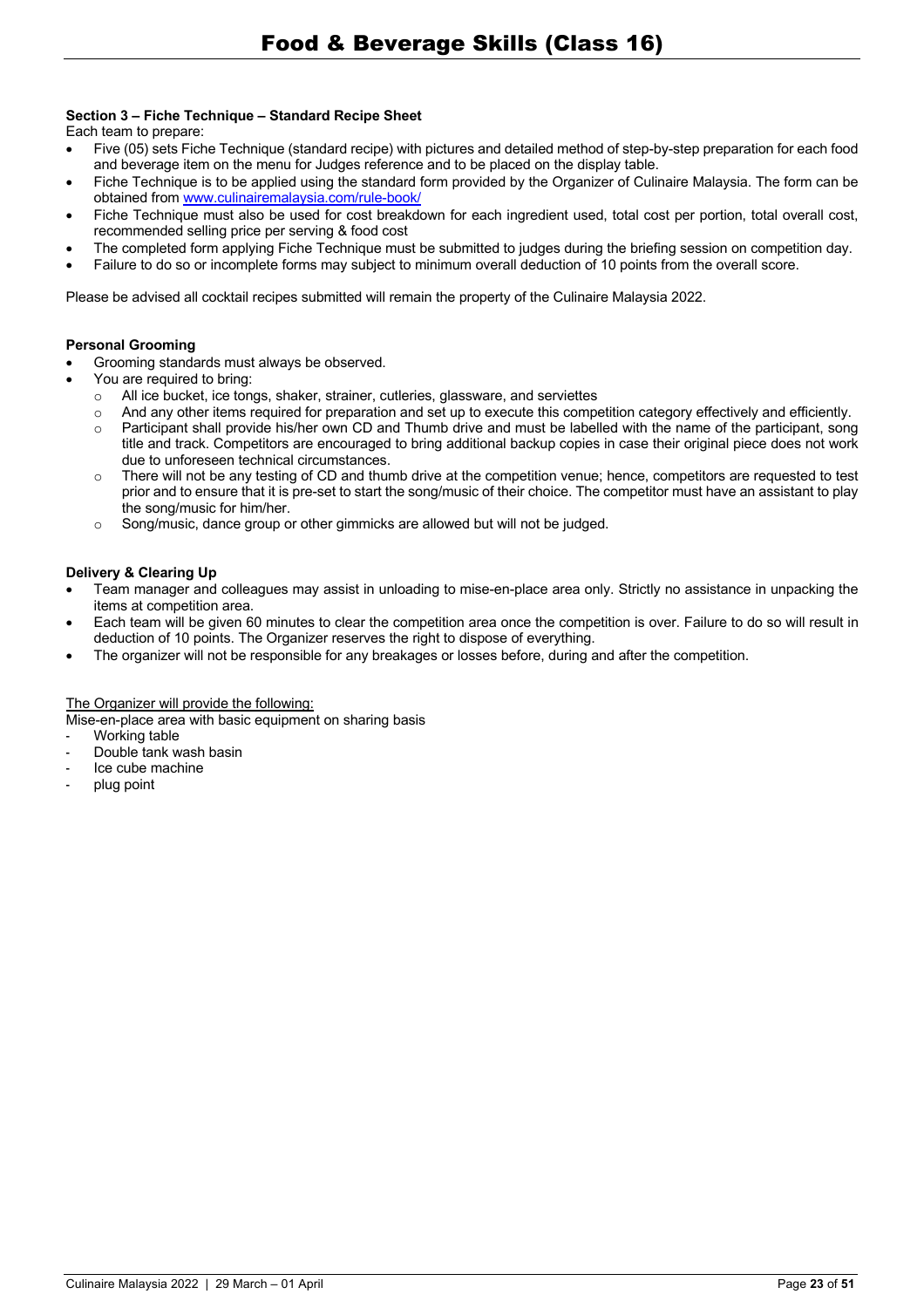**Section 3 – Fiche Technique – Standard Recipe Sheet**

Each team to prepare:

- Five (05) sets Fiche Technique (standard recipe) with pictures and detailed method of step-by-step preparation for each food and beverage item on the menu for Judges reference and to be placed on the display table.
- Fiche Technique is to be applied using the standard form provided by the Organizer of Culinaire Malaysia. The form can be obtained from www.culinairemalaysia.com/rule-book/
- Fiche Technique must also be used for cost breakdown for each ingredient used, total cost per portion, total overall cost, recommended selling price per serving & food cost
- The completed form applying Fiche Technique must be submitted to judges during the briefing session on competition day.
- Failure to do so or incomplete forms may subject to minimum overall deduction of 10 points from the overall score.

Please be advised all cocktail recipes submitted will remain the property of the Culinaire Malaysia 2022.

**Personal Grooming**

- Grooming standards must always be observed.
- You are required to bring:
  - All ice bucket, ice tongs, shaker, strainer, cutleries, glassware, and serviettes
  - And any other items required for preparation and set up to execute this competition category effectively and efficiently.
  - Participant shall provide his/her own CD and Thumb drive and must be labelled with the name of the participant, song title and track. Competitors are encouraged to bring additional backup copies in case their original piece does not work due to unforeseen technical circumstances.
  - There will not be any testing of CD and thumb drive at the competition venue; hence, competitors are requested to test prior and to ensure that it is pre-set to start the song/music of their choice. The competitor must have an assistant to play the song/music for him/her.
  - Song/music, dance group or other gimmicks are allowed but will not be judged.

**Delivery & Clearing Up**

- Team manager and colleagues may assist in unloading to mise-en-place area only. Strictly no assistance in unpacking the items at competition area.
- Each team will be given 60 minutes to clear the competition area once the competition is over. Failure to do so will result in deduction of 10 points. The Organizer reserves the right to dispose of everything.
- The organizer will not be responsible for any breakages or losses before, during and after the competition.

<u>The Organizer will provide the following:</u>

Mise-en-place area with basic equipment on sharing basis

- Working table
- Double tank wash basin
- Ice cube machine
- plug point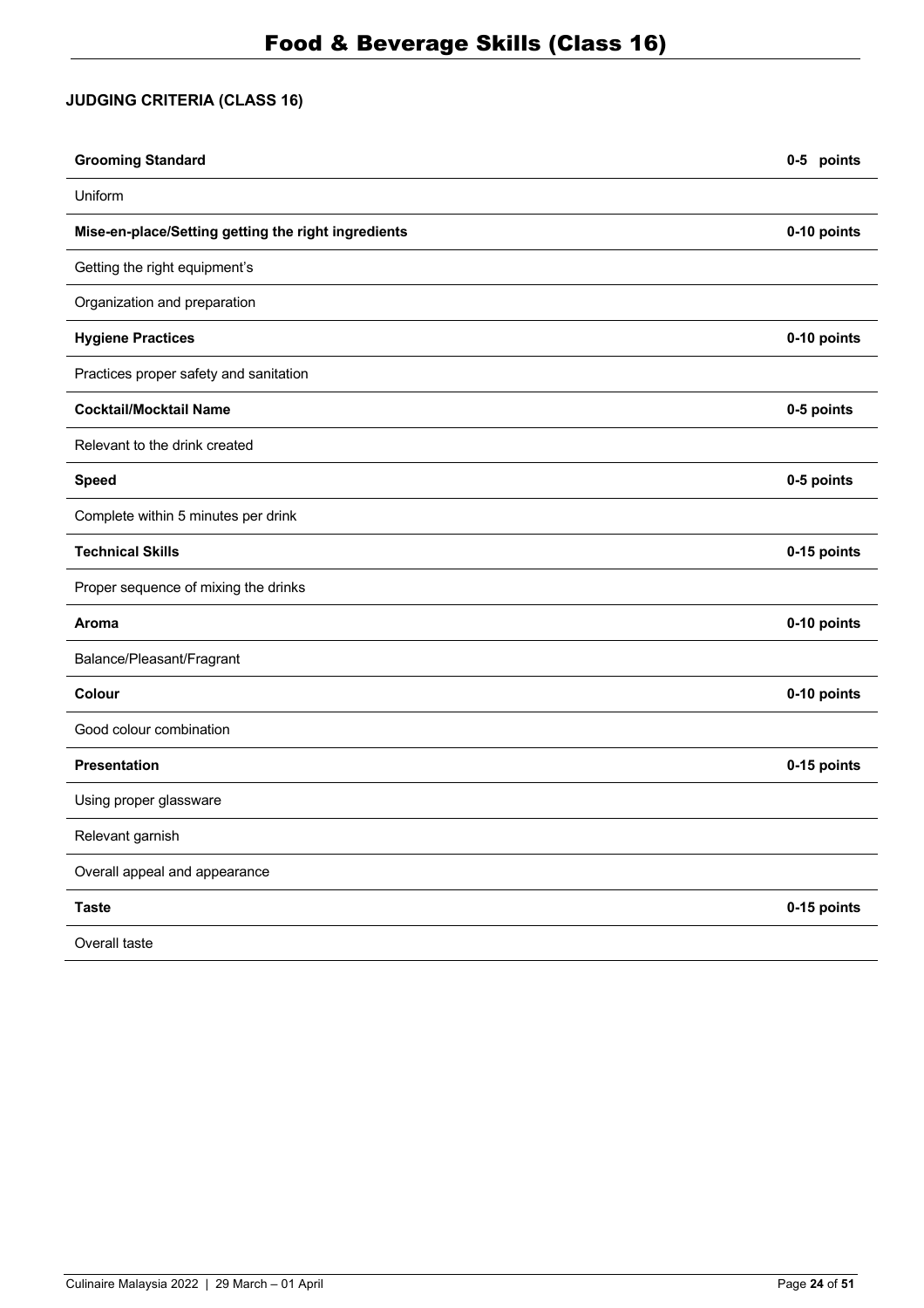# Food & Beverage Skills (Class 16)

**JUDGING CRITERIA (CLASS 16)**

| **Grooming Standard** | **0-5 points** |
| --- | --- |
| Uniform | |
| **Mise-en-place/Setting getting the right ingredients** | **0-10 points** |
| Getting the right equipment's | |
| Organization and preparation | |
| **Hygiene Practices** | **0-10 points** |
| Practices proper safety and sanitation | |
| **Cocktail/Mocktail Name** | **0-5 points** |
| Relevant to the drink created | |
| **Speed** | **0-5 points** |
| Complete within 5 minutes per drink | |
| **Technical Skills** | **0-15 points** |
| Proper sequence of mixing the drinks | |
| **Aroma** | **0-10 points** |
| Balance/Pleasant/Fragrant | |
| **Colour** | **0-10 points** |
| Good colour combination | |
| **Presentation** | **0-15 points** |
| Using proper glassware | |
| Relevant garnish | |
| Overall appeal and appearance | |
| **Taste** | **0-15 points** |
| Overall taste | |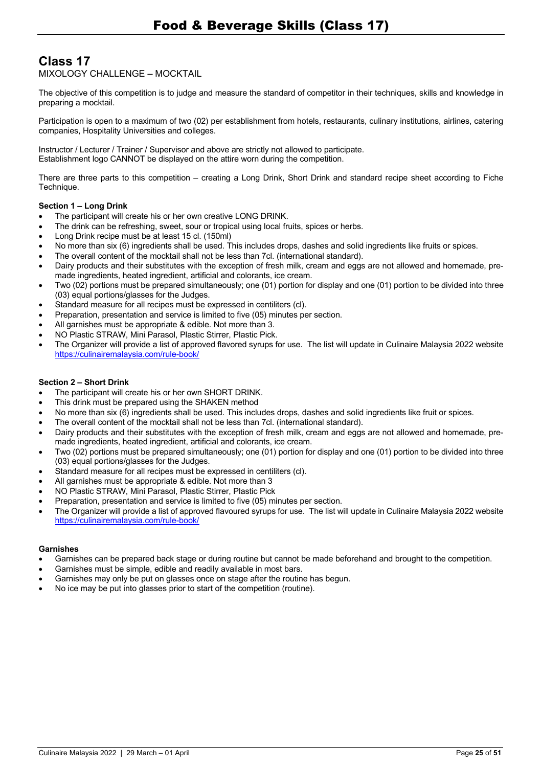## Class 17

MIXOLOGY CHALLENGE – MOCKTAIL

The objective of this competition is to judge and measure the standard of competitor in their techniques, skills and knowledge in preparing a mocktail.

Participation is open to a maximum of two (02) per establishment from hotels, restaurants, culinary institutions, airlines, catering companies, Hospitality Universities and colleges.

Instructor / Lecturer / Trainer / Supervisor and above are strictly not allowed to participate.
Establishment logo CANNOT be displayed on the attire worn during the competition.

There are three parts to this competition – creating a Long Drink, Short Drink and standard recipe sheet according to Fiche Technique.

**Section 1 – Long Drink**

- The participant will create his or her own creative LONG DRINK.
- The drink can be refreshing, sweet, sour or tropical using local fruits, spices or herbs.
- Long Drink recipe must be at least 15 cl. (150ml)
- No more than six (6) ingredients shall be used. This includes drops, dashes and solid ingredients like fruits or spices.
- The overall content of the mocktail shall not be less than 7cl. (international standard).
- Dairy products and their substitutes with the exception of fresh milk, cream and eggs are not allowed and homemade, pre-made ingredients, heated ingredient, artificial and colorants, ice cream.
- Two (02) portions must be prepared simultaneously; one (01) portion for display and one (01) portion to be divided into three (03) equal portions/glasses for the Judges.
- Standard measure for all recipes must be expressed in centiliters (cl).
- Preparation, presentation and service is limited to five (05) minutes per section.
- All garnishes must be appropriate & edible. Not more than 3.
- NO Plastic STRAW, Mini Parasol, Plastic Stirrer, Plastic Pick.
- The Organizer will provide a list of approved flavored syrups for use. The list will update in Culinaire Malaysia 2022 website https://culinairemalaysia.com/rule-book/

**Section 2 – Short Drink**

- The participant will create his or her own SHORT DRINK.
- This drink must be prepared using the SHAKEN method
- No more than six (6) ingredients shall be used. This includes drops, dashes and solid ingredients like fruit or spices.
- The overall content of the mocktail shall not be less than 7cl. (international standard).
- Dairy products and their substitutes with the exception of fresh milk, cream and eggs are not allowed and homemade, pre-made ingredients, heated ingredient, artificial and colorants, ice cream.
- Two (02) portions must be prepared simultaneously; one (01) portion for display and one (01) portion to be divided into three (03) equal portions/glasses for the Judges.
- Standard measure for all recipes must be expressed in centiliters (cl).
- All garnishes must be appropriate & edible. Not more than 3
- NO Plastic STRAW, Mini Parasol, Plastic Stirrer, Plastic Pick
- Preparation, presentation and service is limited to five (05) minutes per section.
- The Organizer will provide a list of approved flavoured syrups for use. The list will update in Culinaire Malaysia 2022 website https://culinairemalaysia.com/rule-book/

**Garnishes**

- Garnishes can be prepared back stage or during routine but cannot be made beforehand and brought to the competition.
- Garnishes must be simple, edible and readily available in most bars.
- Garnishes may only be put on glasses once on stage after the routine has begun.
- No ice may be put into glasses prior to start of the competition (routine).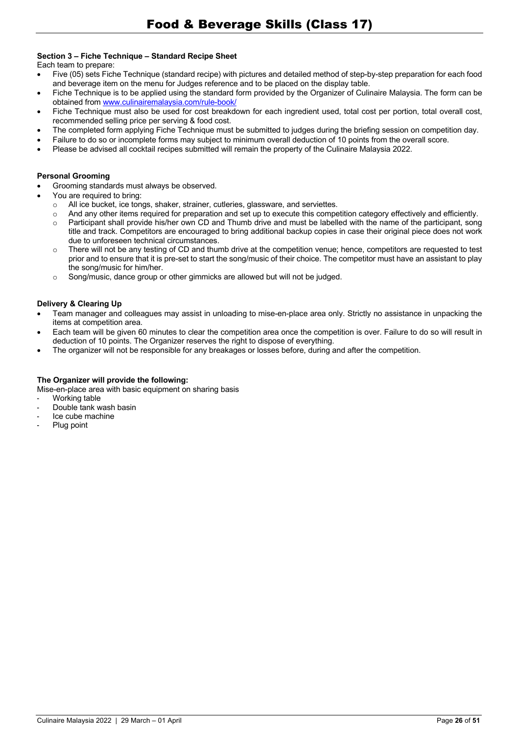**Section 3 – Fiche Technique – Standard Recipe Sheet**

Each team to prepare:

- Five (05) sets Fiche Technique (standard recipe) with pictures and detailed method of step-by-step preparation for each food and beverage item on the menu for Judges reference and to be placed on the display table.
- Fiche Technique is to be applied using the standard form provided by the Organizer of Culinaire Malaysia. The form can be obtained from [www.culinairemalaysia.com/rule-book/](www.culinairemalaysia.com/rule-book/)
- Fiche Technique must also be used for cost breakdown for each ingredient used, total cost per portion, total overall cost, recommended selling price per serving & food cost.
- The completed form applying Fiche Technique must be submitted to judges during the briefing session on competition day.
- Failure to do so or incomplete forms may subject to minimum overall deduction of 10 points from the overall score.
- Please be advised all cocktail recipes submitted will remain the property of the Culinaire Malaysia 2022.

**Personal Grooming**

- Grooming standards must always be observed.
- You are required to bring:
  - All ice bucket, ice tongs, shaker, strainer, cutleries, glassware, and serviettes.
  - And any other items required for preparation and set up to execute this competition category effectively and efficiently.
  - Participant shall provide his/her own CD and Thumb drive and must be labelled with the name of the participant, song title and track. Competitors are encouraged to bring additional backup copies in case their original piece does not work due to unforeseen technical circumstances.
  - There will not be any testing of CD and thumb drive at the competition venue; hence, competitors are requested to test prior and to ensure that it is pre-set to start the song/music of their choice. The competitor must have an assistant to play the song/music for him/her.
  - Song/music, dance group or other gimmicks are allowed but will not be judged.

**Delivery & Clearing Up**

- Team manager and colleagues may assist in unloading to mise-en-place area only. Strictly no assistance in unpacking the items at competition area.
- Each team will be given 60 minutes to clear the competition area once the competition is over. Failure to do so will result in deduction of 10 points. The Organizer reserves the right to dispose of everything.
- The organizer will not be responsible for any breakages or losses before, during and after the competition.

**The Organizer will provide the following:**

Mise-en-place area with basic equipment on sharing basis

- Working table
- Double tank wash basin
- Ice cube machine
- Plug point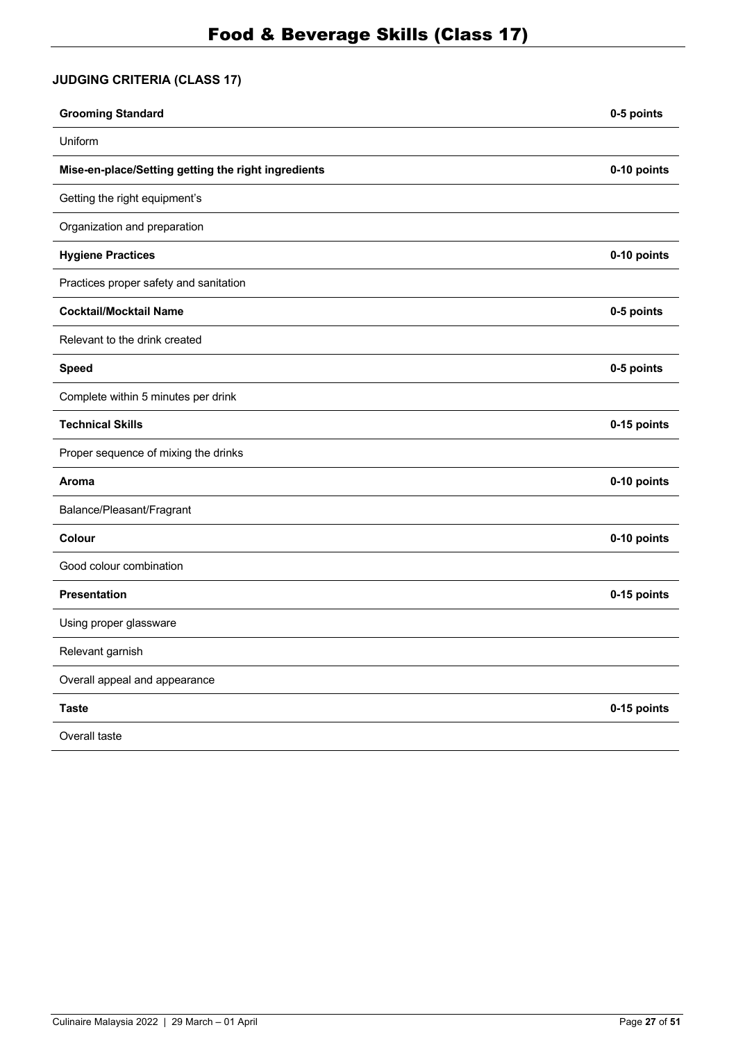# Food & Beverage Skills (Class 17)

### JUDGING CRITERIA (CLASS 17)

| **Grooming Standard** | **0-5 points** |
|---|---|
| Uniform | |
| **Mise-en-place/Setting getting the right ingredients** | **0-10 points** |
| Getting the right equipment's | |
| Organization and preparation | |
| **Hygiene Practices** | **0-10 points** |
| Practices proper safety and sanitation | |
| **Cocktail/Mocktail Name** | **0-5 points** |
| Relevant to the drink created | |
| **Speed** | **0-5 points** |
| Complete within 5 minutes per drink | |
| **Technical Skills** | **0-15 points** |
| Proper sequence of mixing the drinks | |
| **Aroma** | **0-10 points** |
| Balance/Pleasant/Fragrant | |
| **Colour** | **0-10 points** |
| Good colour combination | |
| **Presentation** | **0-15 points** |
| Using proper glassware | |
| Relevant garnish | |
| Overall appeal and appearance | |
| **Taste** | **0-15 points** |
| Overall taste | |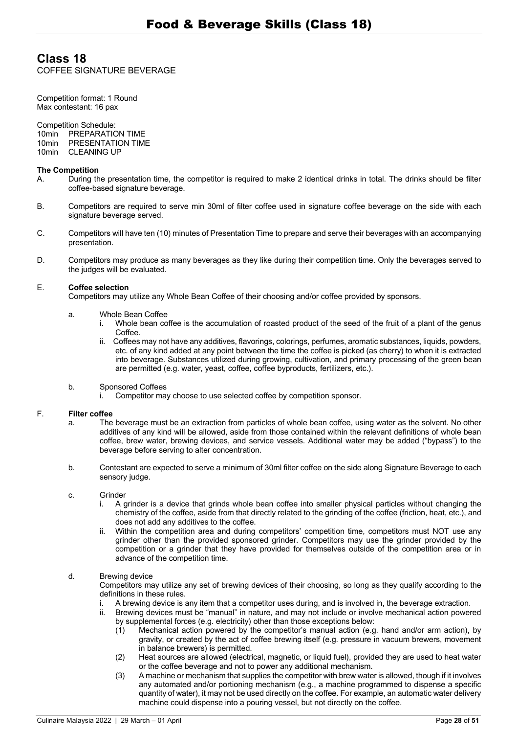# Class 18

COFFEE SIGNATURE BEVERAGE

Competition format: 1 Round
Max contestant: 16 pax

Competition Schedule:
10min PREPARATION TIME
10min PRESENTATION TIME
10min CLEANING UP

**The Competition**

A. During the presentation time, the competitor is required to make 2 identical drinks in total. The drinks should be filter coffee-based signature beverage.

B. Competitors are required to serve min 30ml of filter coffee used in signature coffee beverage on the side with each signature beverage served.

C. Competitors will have ten (10) minutes of Presentation Time to prepare and serve their beverages with an accompanying presentation.

D. Competitors may produce as many beverages as they like during their competition time. Only the beverages served to the judges will be evaluated.

E. **Coffee selection**
Competitors may utilize any Whole Bean Coffee of their choosing and/or coffee provided by sponsors.

   a. Whole Bean Coffee
      i. Whole bean coffee is the accumulation of roasted product of the seed of the fruit of a plant of the genus Coffee.
      ii. Coffees may not have any additives, flavorings, colorings, perfumes, aromatic substances, liquids, powders, etc. of any kind added at any point between the time the coffee is picked (as cherry) to when it is extracted into beverage. Substances utilized during growing, cultivation, and primary processing of the green bean are permitted (e.g. water, yeast, coffee, coffee byproducts, fertilizers, etc.).

   b. Sponsored Coffees
      i. Competitor may choose to use selected coffee by competition sponsor.

F. **Filter coffee**

   a. The beverage must be an extraction from particles of whole bean coffee, using water as the solvent. No other additives of any kind will be allowed, aside from those contained within the relevant definitions of whole bean coffee, brew water, brewing devices, and service vessels. Additional water may be added ("bypass") to the beverage before serving to alter concentration.

   b. Contestant are expected to serve a minimum of 30ml filter coffee on the side along Signature Beverage to each sensory judge.

   c. Grinder
      i. A grinder is a device that grinds whole bean coffee into smaller physical particles without changing the chemistry of the coffee, aside from that directly related to the grinding of the coffee (friction, heat, etc.), and does not add any additives to the coffee.
      ii. Within the competition area and during competitors' competition time, competitors must NOT use any grinder other than the provided sponsored grinder. Competitors may use the grinder provided by the competition or a grinder that they have provided for themselves outside of the competition area or in advance of the competition time.

   d. Brewing device
   Competitors may utilize any set of brewing devices of their choosing, so long as they qualify according to the definitions in these rules.
      i. A brewing device is any item that a competitor uses during, and is involved in, the beverage extraction.
      ii. Brewing devices must be "manual" in nature, and may not include or involve mechanical action powered by supplemental forces (e.g. electricity) other than those exceptions below:
         (1) Mechanical action powered by the competitor's manual action (e.g. hand and/or arm action), by gravity, or created by the act of coffee brewing itself (e.g. pressure in vacuum brewers, movement in balance brewers) is permitted.
         (2) Heat sources are allowed (electrical, magnetic, or liquid fuel), provided they are used to heat water or the coffee beverage and not to power any additional mechanism.
         (3) A machine or mechanism that supplies the competitor with brew water is allowed, though if it involves any automated and/or portioning mechanism (e.g., a machine programmed to dispense a specific quantity of water), it may not be used directly on the coffee. For example, an automatic water delivery machine could dispense into a pouring vessel, but not directly on the coffee.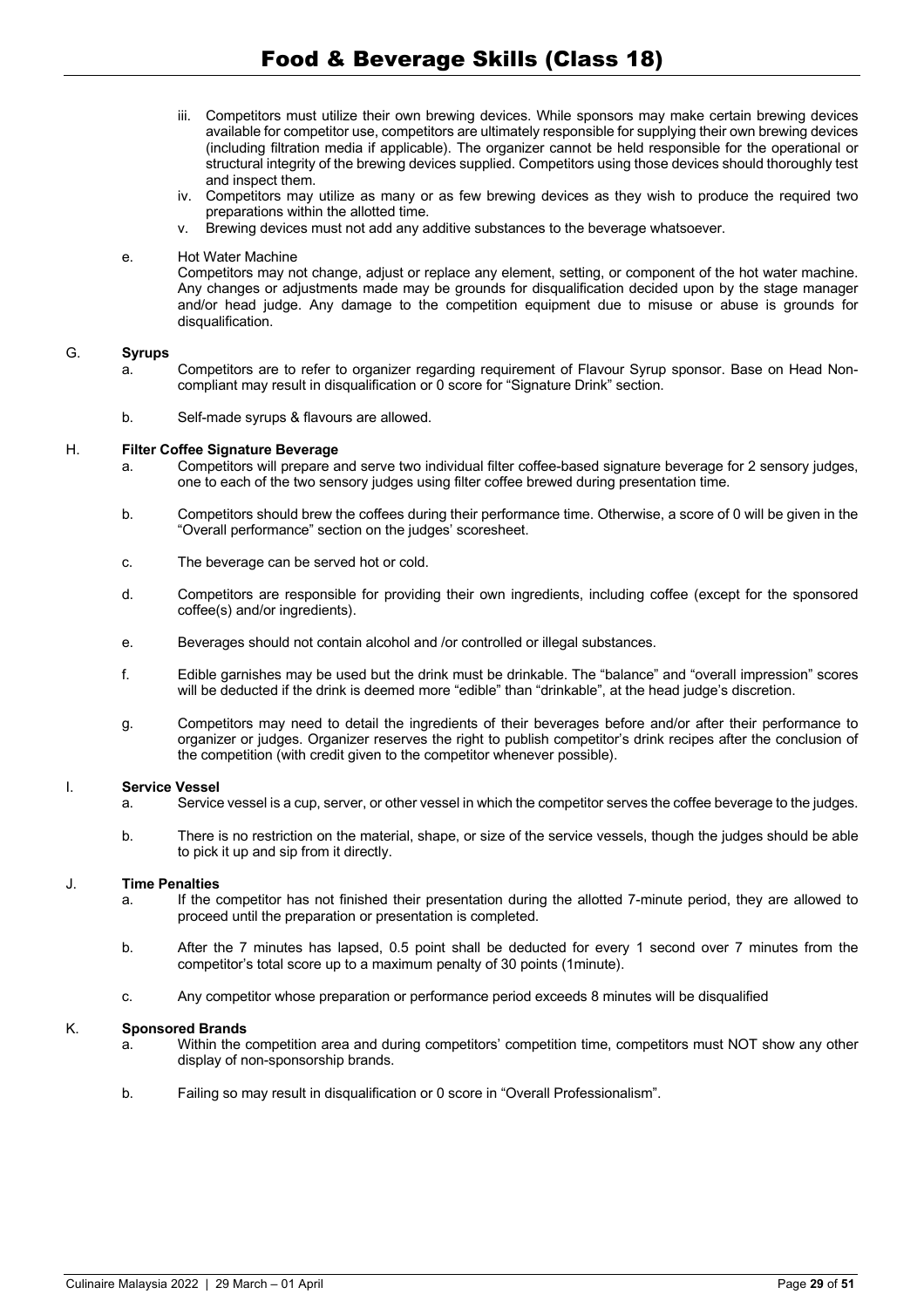iii. Competitors must utilize their own brewing devices. While sponsors may make certain brewing devices available for competitor use, competitors are ultimately responsible for supplying their own brewing devices (including filtration media if applicable). The organizer cannot be held responsible for the operational or structural integrity of the brewing devices supplied. Competitors using those devices should thoroughly test and inspect them.

iv. Competitors may utilize as many or as few brewing devices as they wish to produce the required two preparations within the allotted time.

v. Brewing devices must not add any additive substances to the beverage whatsoever.

e. Hot Water Machine
Competitors may not change, adjust or replace any element, setting, or component of the hot water machine. Any changes or adjustments made may be grounds for disqualification decided upon by the stage manager and/or head judge. Any damage to the competition equipment due to misuse or abuse is grounds for disqualification.

**G. Syrups**

a. Competitors are to refer to organizer regarding requirement of Flavour Syrup sponsor. Base on Head Non-compliant may result in disqualification or 0 score for "Signature Drink" section.

b. Self-made syrups & flavours are allowed.

**H. Filter Coffee Signature Beverage**

a. Competitors will prepare and serve two individual filter coffee-based signature beverage for 2 sensory judges, one to each of the two sensory judges using filter coffee brewed during presentation time.

b. Competitors should brew the coffees during their performance time. Otherwise, a score of 0 will be given in the "Overall performance" section on the judges' scoresheet.

c. The beverage can be served hot or cold.

d. Competitors are responsible for providing their own ingredients, including coffee (except for the sponsored coffee(s) and/or ingredients).

e. Beverages should not contain alcohol and /or controlled or illegal substances.

f. Edible garnishes may be used but the drink must be drinkable. The "balance" and "overall impression" scores will be deducted if the drink is deemed more "edible" than "drinkable", at the head judge's discretion.

g. Competitors may need to detail the ingredients of their beverages before and/or after their performance to organizer or judges. Organizer reserves the right to publish competitor's drink recipes after the conclusion of the competition (with credit given to the competitor whenever possible).

**I. Service Vessel**

a. Service vessel is a cup, server, or other vessel in which the competitor serves the coffee beverage to the judges.

b. There is no restriction on the material, shape, or size of the service vessels, though the judges should be able to pick it up and sip from it directly.

**J. Time Penalties**

a. If the competitor has not finished their presentation during the allotted 7-minute period, they are allowed to proceed until the preparation or presentation is completed.

b. After the 7 minutes has lapsed, 0.5 point shall be deducted for every 1 second over 7 minutes from the competitor's total score up to a maximum penalty of 30 points (1minute).

c. Any competitor whose preparation or performance period exceeds 8 minutes will be disqualified

**K. Sponsored Brands**

a. Within the competition area and during competitors' competition time, competitors must NOT show any other display of non-sponsorship brands.

b. Failing so may result in disqualification or 0 score in "Overall Professionalism".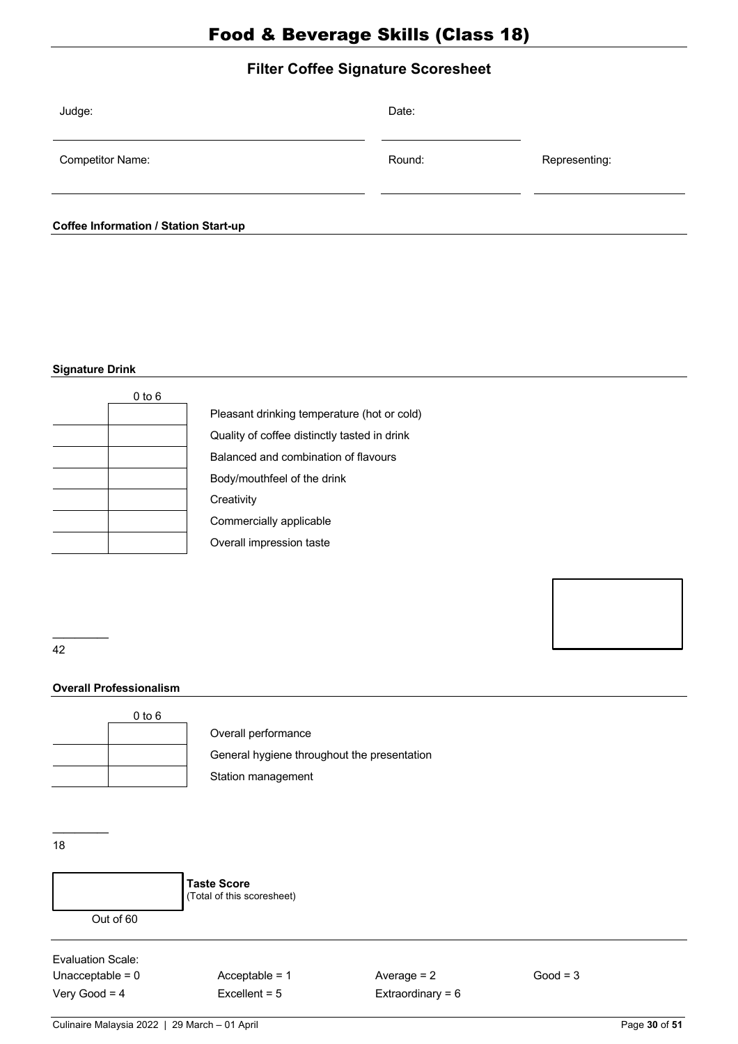# Food & Beverage Skills (Class 18)

## Filter Coffee Signature Scoresheet

Judge: ______________________ Date: ______________________

Competitor Name: ______________________ Round: ______________________ Representing: ______________________

**Coffee Information / Station Start-up**

**Signature Drink**

| | 0 to 6 | |
|---|---|---|
| | | Pleasant drinking temperature (hot or cold) |
| | | Quality of coffee distinctly tasted in drink |
| | | Balanced and combination of flavours |
| | | Body/mouthfeel of the drink |
| | | Creativity |
| | | Commercially applicable |
| | | Overall impression taste |

________
42

**Overall Professionalism**

| | 0 to 6 | |
|---|---|---|
| | | Overall performance |
| | | General hygiene throughout the presentation |
| | | Station management |

________
18

**Taste Score**
(Total of this scoresheet)

Out of 60

Evaluation Scale:

| | | | |
|---|---|---|---|
| Unacceptable = 0 | Acceptable = 1 | Average = 2 | Good = 3 |
| Very Good = 4 | Excellent = 5 | Extraordinary = 6 | |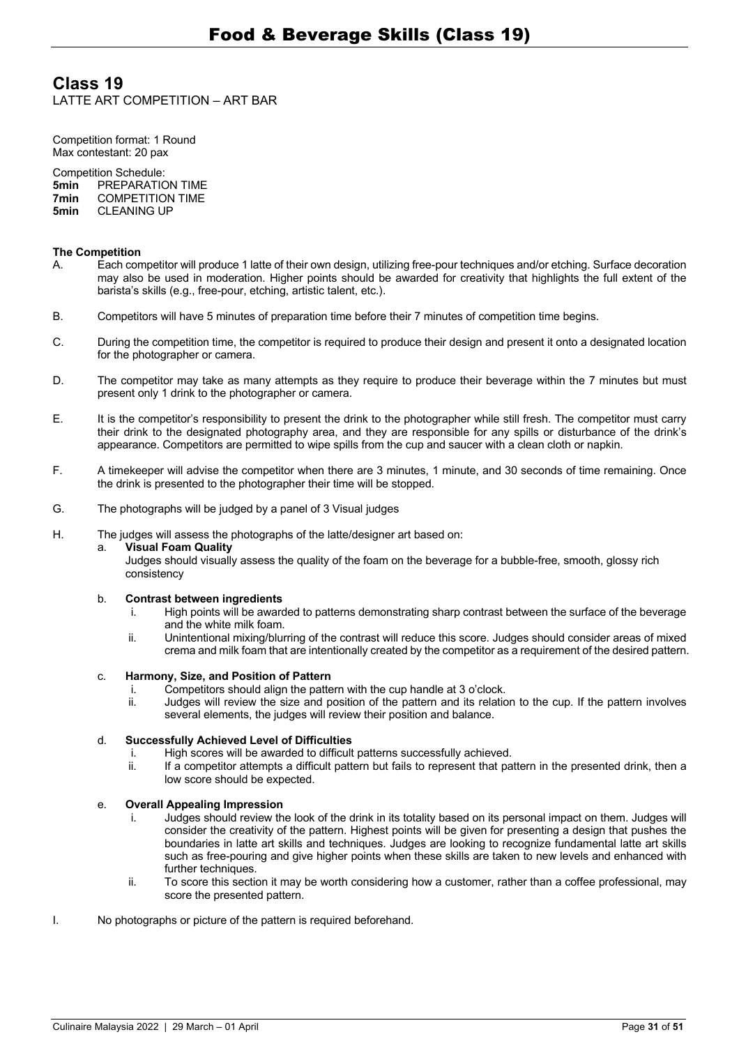# Food & Beverage Skills (Class 19)

## Class 19

LATTE ART COMPETITION – ART BAR

Competition format: 1 Round
Max contestant: 20 pax

Competition Schedule:
**5min** PREPARATION TIME
**7min** COMPETITION TIME
**5min** CLEANING UP

**The Competition**

A. Each competitor will produce 1 latte of their own design, utilizing free-pour techniques and/or etching. Surface decoration may also be used in moderation. Higher points should be awarded for creativity that highlights the full extent of the barista's skills (e.g., free-pour, etching, artistic talent, etc.).

B. Competitors will have 5 minutes of preparation time before their 7 minutes of competition time begins.

C. During the competition time, the competitor is required to produce their design and present it onto a designated location for the photographer or camera.

D. The competitor may take as many attempts as they require to produce their beverage within the 7 minutes but must present only 1 drink to the photographer or camera.

E. It is the competitor's responsibility to present the drink to the photographer while still fresh. The competitor must carry their drink to the designated photography area, and they are responsible for any spills or disturbance of the drink's appearance. Competitors are permitted to wipe spills from the cup and saucer with a clean cloth or napkin.

F. A timekeeper will advise the competitor when there are 3 minutes, 1 minute, and 30 seconds of time remaining. Once the drink is presented to the photographer their time will be stopped.

G. The photographs will be judged by a panel of 3 Visual judges

H. The judges will assess the photographs of the latte/designer art based on:

a. **Visual Foam Quality**
Judges should visually assess the quality of the foam on the beverage for a bubble-free, smooth, glossy rich consistency

b. **Contrast between ingredients**
   i. High points will be awarded to patterns demonstrating sharp contrast between the surface of the beverage and the white milk foam.
   ii. Unintentional mixing/blurring of the contrast will reduce this score. Judges should consider areas of mixed crema and milk foam that are intentionally created by the competitor as a requirement of the desired pattern.

c. **Harmony, Size, and Position of Pattern**
   i. Competitors should align the pattern with the cup handle at 3 o'clock.
   ii. Judges will review the size and position of the pattern and its relation to the cup. If the pattern involves several elements, the judges will review their position and balance.

d. **Successfully Achieved Level of Difficulties**
   i. High scores will be awarded to difficult patterns successfully achieved.
   ii. If a competitor attempts a difficult pattern but fails to represent that pattern in the presented drink, then a low score should be expected.

e. **Overall Appealing Impression**
   i. Judges should review the look of the drink in its totality based on its personal impact on them. Judges will consider the creativity of the pattern. Highest points will be given for presenting a design that pushes the boundaries in latte art skills and techniques. Judges are looking to recognize fundamental latte art skills such as free-pouring and give higher points when these skills are taken to new levels and enhanced with further techniques.
   ii. To score this section it may be worth considering how a customer, rather than a coffee professional, may score the presented pattern.

I. No photographs or picture of the pattern is required beforehand.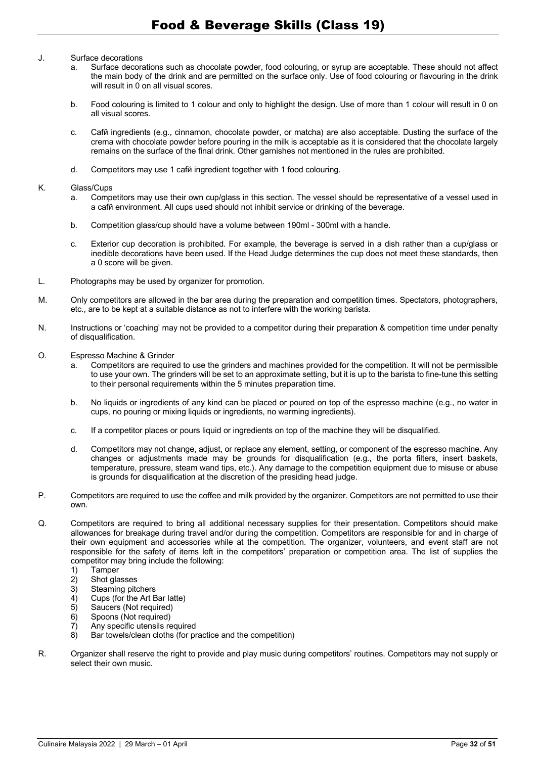J. Surface decorations

   a. Surface decorations such as chocolate powder, food colouring, or syrup are acceptable. These should not affect the main body of the drink and are permitted on the surface only. Use of food colouring or flavouring in the drink will result in 0 on all visual scores.

   b. Food colouring is limited to 1 colour and only to highlight the design. Use of more than 1 colour will result in 0 on all visual scores.

   c. Cafй ingredients (e.g., cinnamon, chocolate powder, or matcha) are also acceptable. Dusting the surface of the crema with chocolate powder before pouring in the milk is acceptable as it is considered that the chocolate largely remains on the surface of the final drink. Other garnishes not mentioned in the rules are prohibited.

   d. Competitors may use 1 cafй ingredient together with 1 food colouring.

K. Glass/Cups

   a. Competitors may use their own cup/glass in this section. The vessel should be representative of a vessel used in a cafй environment. All cups used should not inhibit service or drinking of the beverage.

   b. Competition glass/cup should have a volume between 190ml - 300ml with a handle.

   c. Exterior cup decoration is prohibited. For example, the beverage is served in a dish rather than a cup/glass or inedible decorations have been used. If the Head Judge determines the cup does not meet these standards, then a 0 score will be given.

L. Photographs may be used by organizer for promotion.

M. Only competitors are allowed in the bar area during the preparation and competition times. Spectators, photographers, etc., are to be kept at a suitable distance as not to interfere with the working barista.

N. Instructions or 'coaching' may not be provided to a competitor during their preparation & competition time under penalty of disqualification.

O. Espresso Machine & Grinder

   a. Competitors are required to use the grinders and machines provided for the competition. It will not be permissible to use your own. The grinders will be set to an approximate setting, but it is up to the barista to fine-tune this setting to their personal requirements within the 5 minutes preparation time.

   b. No liquids or ingredients of any kind can be placed or poured on top of the espresso machine (e.g., no water in cups, no pouring or mixing liquids or ingredients, no warming ingredients).

   c. If a competitor places or pours liquid or ingredients on top of the machine they will be disqualified.

   d. Competitors may not change, adjust, or replace any element, setting, or component of the espresso machine. Any changes or adjustments made may be grounds for disqualification (e.g., the porta filters, insert baskets, temperature, pressure, steam wand tips, etc.). Any damage to the competition equipment due to misuse or abuse is grounds for disqualification at the discretion of the presiding head judge.

P. Competitors are required to use the coffee and milk provided by the organizer. Competitors are not permitted to use their own.

Q. Competitors are required to bring all additional necessary supplies for their presentation. Competitors should make allowances for breakage during travel and/or during the competition. Competitors are responsible for and in charge of their own equipment and accessories while at the competition. The organizer, volunteers, and event staff are not responsible for the safety of items left in the competitors' preparation or competition area. The list of supplies the competitor may bring include the following:

   1) Tamper
   2) Shot glasses
   3) Steaming pitchers
   4) Cups (for the Art Bar latte)
   5) Saucers (Not required)
   6) Spoons (Not required)
   7) Any specific utensils required
   8) Bar towels/clean cloths (for practice and the competition)

R. Organizer shall reserve the right to provide and play music during competitors' routines. Competitors may not supply or select their own music.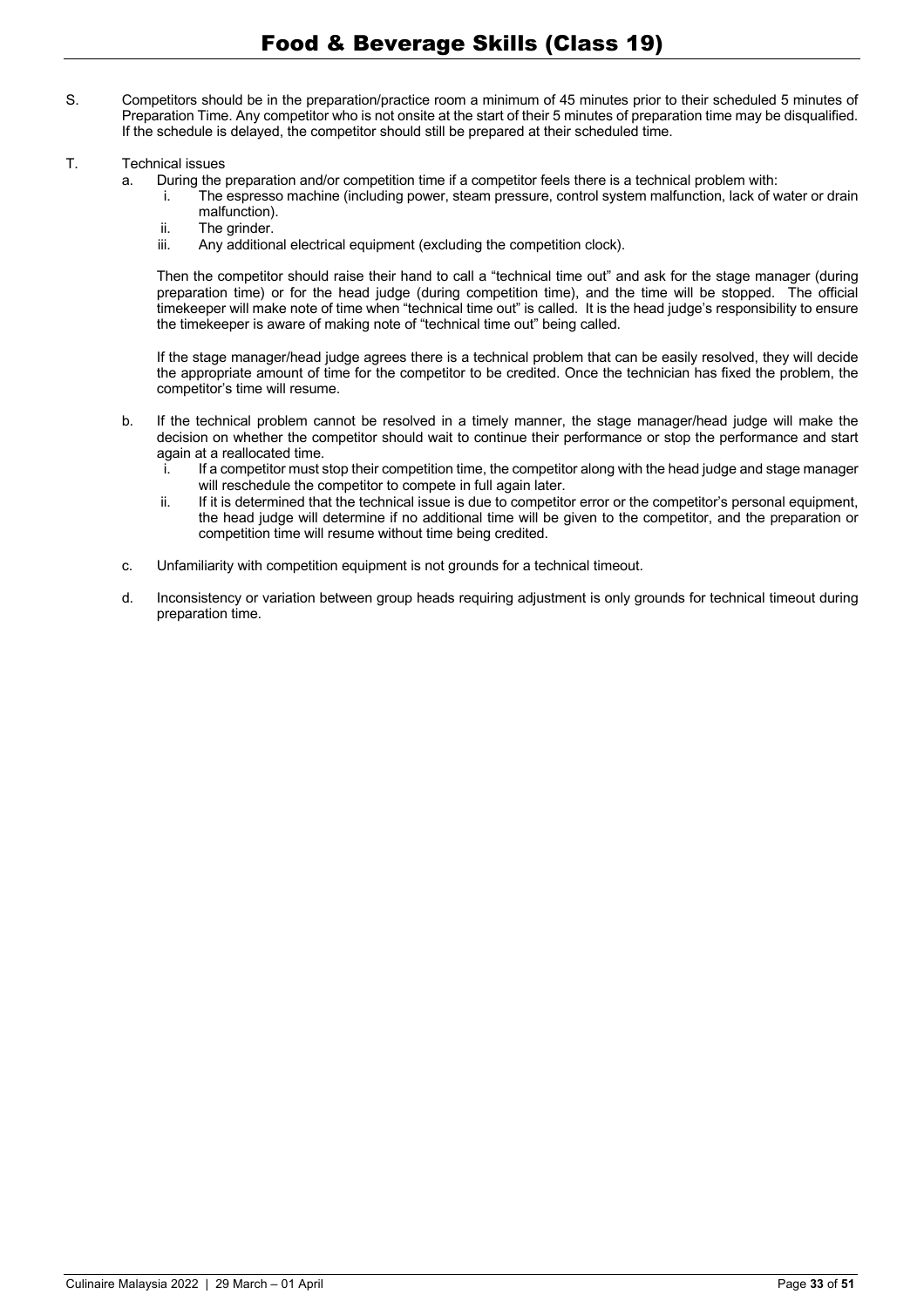S. Competitors should be in the preparation/practice room a minimum of 45 minutes prior to their scheduled 5 minutes of Preparation Time. Any competitor who is not onsite at the start of their 5 minutes of preparation time may be disqualified. If the schedule is delayed, the competitor should still be prepared at their scheduled time.

T. Technical issues

  a. During the preparation and/or competition time if a competitor feels there is a technical problem with:
    i. The espresso machine (including power, steam pressure, control system malfunction, lack of water or drain malfunction).
    ii. The grinder.
    iii. Any additional electrical equipment (excluding the competition clock).

  Then the competitor should raise their hand to call a "technical time out" and ask for the stage manager (during preparation time) or for the head judge (during competition time), and the time will be stopped. The official timekeeper will make note of time when "technical time out" is called. It is the head judge's responsibility to ensure the timekeeper is aware of making note of "technical time out" being called.

  If the stage manager/head judge agrees there is a technical problem that can be easily resolved, they will decide the appropriate amount of time for the competitor to be credited. Once the technician has fixed the problem, the competitor's time will resume.

  b. If the technical problem cannot be resolved in a timely manner, the stage manager/head judge will make the decision on whether the competitor should wait to continue their performance or stop the performance and start again at a reallocated time.
    i. If a competitor must stop their competition time, the competitor along with the head judge and stage manager will reschedule the competitor to compete in full again later.
    ii. If it is determined that the technical issue is due to competitor error or the competitor's personal equipment, the head judge will determine if no additional time will be given to the competitor, and the preparation or competition time will resume without time being credited.

  c. Unfamiliarity with competition equipment is not grounds for a technical timeout.

  d. Inconsistency or variation between group heads requiring adjustment is only grounds for technical timeout during preparation time.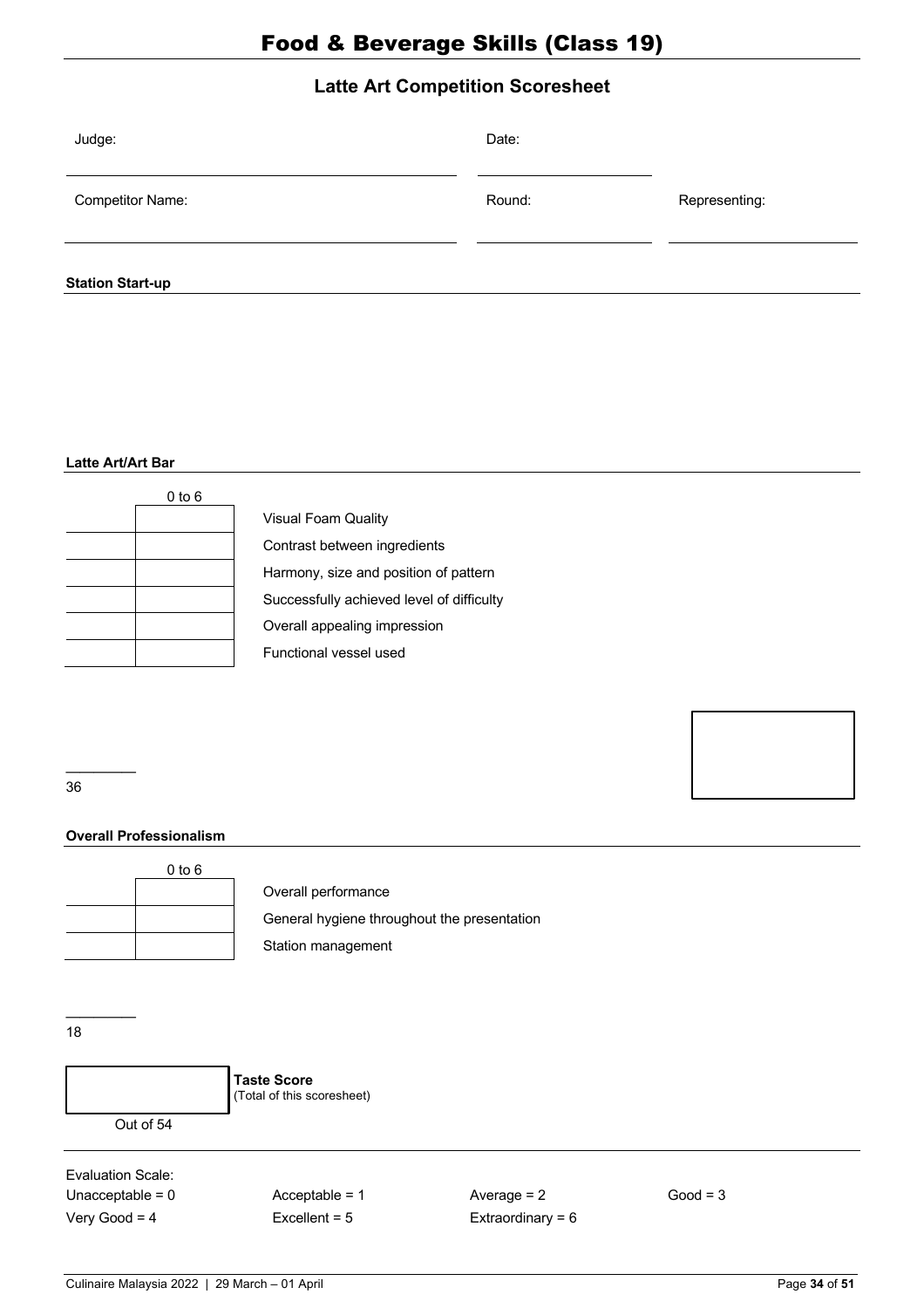# Food & Beverage Skills (Class 19)

## Latte Art Competition Scoresheet

Judge: ______________________ Date: ______________

Competitor Name: ______________________ Round: ______________ Representing: ______________

**Station Start-up**

**Latte Art/Art Bar**

| | 0 to 6 | |
|---|---|---|
| | | Visual Foam Quality |
| | | Contrast between ingredients |
| | | Harmony, size and position of pattern |
| | | Successfully achieved level of difficulty |
| | | Overall appealing impression |
| | | Functional vessel used |

______
36

**Overall Professionalism**

| | 0 to 6 | |
|---|---|---|
| | | Overall performance |
| | | General hygiene throughout the presentation |
| | | Station management |

______
18

| | |
|---|---|
| ______ Out of 54 | **Taste Score** (Total of this scoresheet) |

Evaluation Scale:

| | | | |
|---|---|---|---|
| Unacceptable = 0 | Acceptable = 1 | Average = 2 | Good = 3 |
| Very Good = 4 | Excellent = 5 | Extraordinary = 6 | |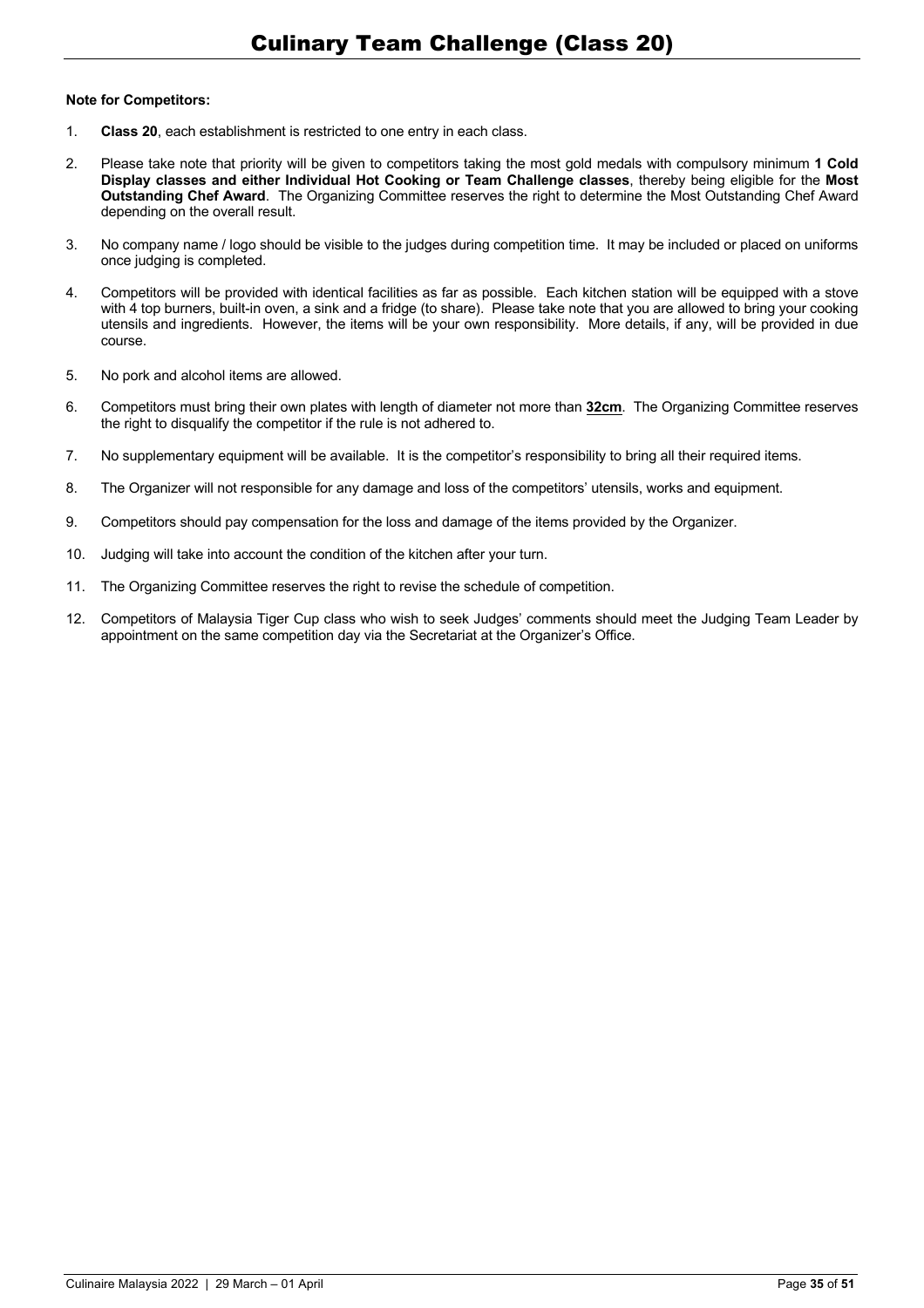# Culinary Team Challenge (Class 20)

**Note for Competitors:**

1. **Class 20**, each establishment is restricted to one entry in each class.
2. Please take note that priority will be given to competitors taking the most gold medals with compulsory minimum **1 Cold Display classes and either Individual Hot Cooking or Team Challenge classes**, thereby being eligible for the **Most Outstanding Chef Award**. The Organizing Committee reserves the right to determine the Most Outstanding Chef Award depending on the overall result.
3. No company name / logo should be visible to the judges during competition time. It may be included or placed on uniforms once judging is completed.
4. Competitors will be provided with identical facilities as far as possible. Each kitchen station will be equipped with a stove with 4 top burners, built-in oven, a sink and a fridge (to share). Please take note that you are allowed to bring your cooking utensils and ingredients. However, the items will be your own responsibility. More details, if any, will be provided in due course.
5. No pork and alcohol items are allowed.
6. Competitors must bring their own plates with length of diameter not more than **32cm**. The Organizing Committee reserves the right to disqualify the competitor if the rule is not adhered to.
7. No supplementary equipment will be available. It is the competitor's responsibility to bring all their required items.
8. The Organizer will not responsible for any damage and loss of the competitors' utensils, works and equipment.
9. Competitors should pay compensation for the loss and damage of the items provided by the Organizer.
10. Judging will take into account the condition of the kitchen after your turn.
11. The Organizing Committee reserves the right to revise the schedule of competition.
12. Competitors of Malaysia Tiger Cup class who wish to seek Judges' comments should meet the Judging Team Leader by appointment on the same competition day via the Secretariat at the Organizer's Office.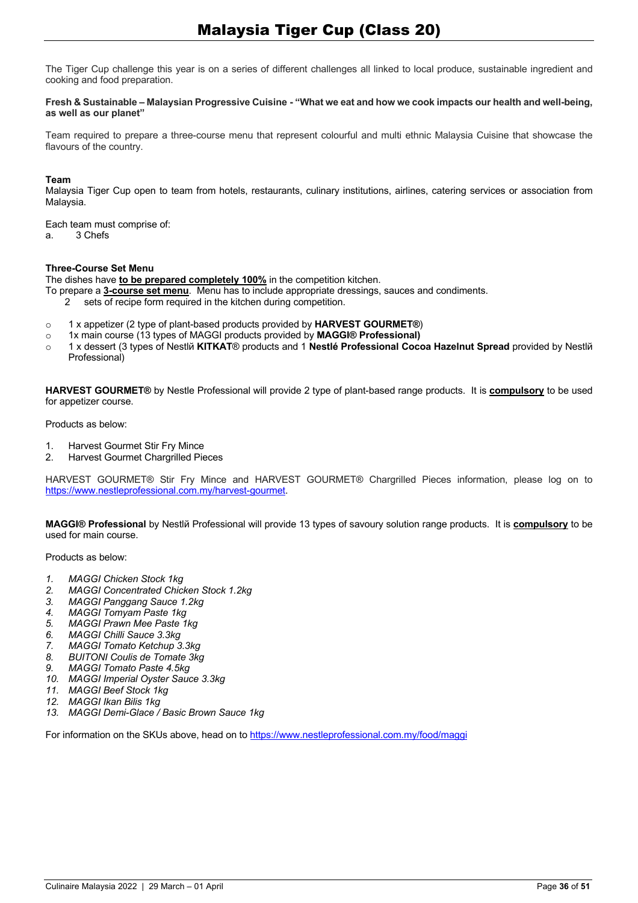# Malaysia Tiger Cup (Class 20)

The Tiger Cup challenge this year is on a series of different challenges all linked to local produce, sustainable ingredient and cooking and food preparation.

**Fresh & Sustainable – Malaysian Progressive Cuisine - "What we eat and how we cook impacts our health and well-being, as well as our planet"**

Team required to prepare a three-course menu that represent colourful and multi ethnic Malaysia Cuisine that showcase the flavours of the country.

**Team**

Malaysia Tiger Cup open to team from hotels, restaurants, culinary institutions, airlines, catering services or association from Malaysia.

Each team must comprise of:

a. 3 Chefs

**Three-Course Set Menu**

The dishes have **to be prepared completely 100%** in the competition kitchen.

To prepare a **3-course set menu**. Menu has to include appropriate dressings, sauces and condiments.

2 sets of recipe form required in the kitchen during competition.

- 1 x appetizer (2 type of plant-based products provided by **HARVEST GOURMET®**)
- 1x main course (13 types of MAGGI products provided by **MAGGI® Professional)**
- 1 x dessert (3 types of Nestlй **KITKAT**® products and 1 **Nestlé Professional Cocoa Hazelnut Spread** provided by Nestlй Professional)

**HARVEST GOURMET®** by Nestle Professional will provide 2 type of plant-based range products. It is **compulsory** to be used for appetizer course.

Products as below:

1. Harvest Gourmet Stir Fry Mince
2. Harvest Gourmet Chargrilled Pieces

HARVEST GOURMET® Stir Fry Mince and HARVEST GOURMET® Chargrilled Pieces information, please log on to https://www.nestleprofessional.com.my/harvest-gourmet.

**MAGGI® Professional** by Nestlй Professional will provide 13 types of savoury solution range products. It is **compulsory** to be used for main course.

Products as below:

1. *MAGGI Chicken Stock 1kg*
2. *MAGGI Concentrated Chicken Stock 1.2kg*
3. *MAGGI Panggang Sauce 1.2kg*
4. *MAGGI Tomyam Paste 1kg*
5. *MAGGI Prawn Mee Paste 1kg*
6. *MAGGI Chilli Sauce 3.3kg*
7. *MAGGI Tomato Ketchup 3.3kg*
8. *BUITONI Coulis de Tomate 3kg*
9. *MAGGI Tomato Paste 4.5kg*
10. *MAGGI Imperial Oyster Sauce 3.3kg*
11. *MAGGI Beef Stock 1kg*
12. *MAGGI Ikan Bilis 1kg*
13. *MAGGI Demi-Glace / Basic Brown Sauce 1kg*

For information on the SKUs above, head on to https://www.nestleprofessional.com.my/food/maggi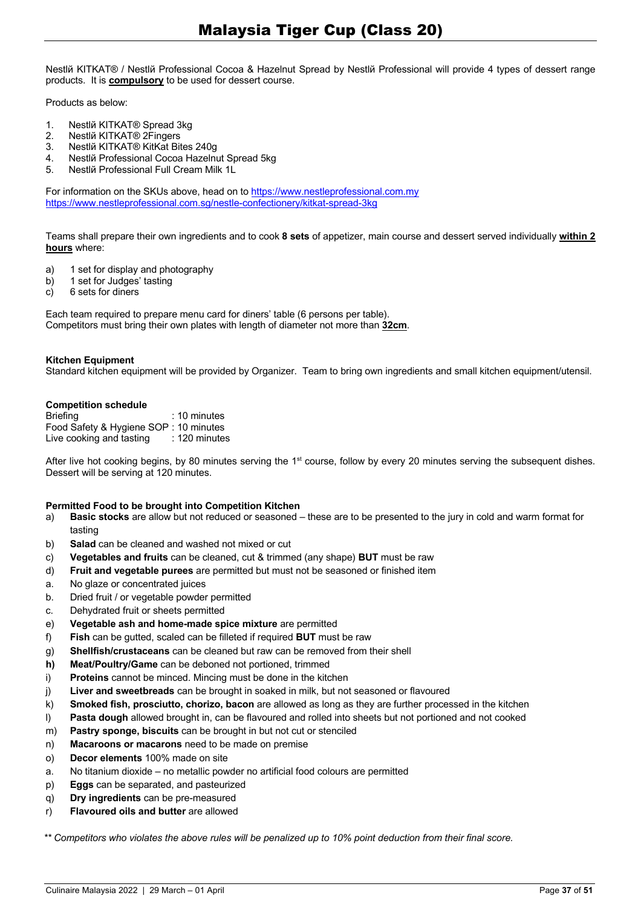# Malaysia Tiger Cup (Class 20)

Nestlй KITKAT® / Nestlй Professional Cocoa & Hazelnut Spread by Nestlй Professional will provide 4 types of dessert range products. It is **compulsory** to be used for dessert course.

Products as below:

1. Nestlй KITKAT® Spread 3kg
2. Nestlй KITKAT® 2Fingers
3. Nestlй KITKAT® KitKat Bites 240g
4. Nestlй Professional Cocoa Hazelnut Spread 5kg
5. Nestlй Professional Full Cream Milk 1L

For information on the SKUs above, head on to https://www.nestleprofessional.com.my
https://www.nestleprofessional.com.sg/nestle-confectionery/kitkat-spread-3kg

Teams shall prepare their own ingredients and to cook **8 sets** of appetizer, main course and dessert served individually **within 2 hours** where:

a) 1 set for display and photography
b) 1 set for Judges' tasting
c) 6 sets for diners

Each team required to prepare menu card for diners' table (6 persons per table).
Competitors must bring their own plates with length of diameter not more than **32cm**.

**Kitchen Equipment**
Standard kitchen equipment will be provided by Organizer. Team to bring own ingredients and small kitchen equipment/utensil.

**Competition schedule**

| | |
|---|---|
| Briefing | : 10 minutes |
| Food Safety & Hygiene SOP | : 10 minutes |
| Live cooking and tasting | : 120 minutes |

After live hot cooking begins, by 80 minutes serving the 1st course, follow by every 20 minutes serving the subsequent dishes. Dessert will be serving at 120 minutes.

**Permitted Food to be brought into Competition Kitchen**

a) **Basic stocks** are allow but not reduced or seasoned – these are to be presented to the jury in cold and warm format for tasting
b) **Salad** can be cleaned and washed not mixed or cut
c) **Vegetables and fruits** can be cleaned, cut & trimmed (any shape) **BUT** must be raw
d) **Fruit and vegetable purees** are permitted but must not be seasoned or finished item
a. No glaze or concentrated juices
b. Dried fruit / or vegetable powder permitted
c. Dehydrated fruit or sheets permitted
e) **Vegetable ash and home-made spice mixture** are permitted
f) **Fish** can be gutted, scaled can be filleted if required **BUT** must be raw
g) **Shellfish/crustaceans** can be cleaned but raw can be removed from their shell
**h) Meat/Poultry/Game** can be deboned not portioned, trimmed
i) **Proteins** cannot be minced. Mincing must be done in the kitchen
j) **Liver and sweetbreads** can be brought in soaked in milk, but not seasoned or flavoured
k) **Smoked fish, prosciutto, chorizo, bacon** are allowed as long as they are further processed in the kitchen
l) **Pasta dough** allowed brought in, can be flavoured and rolled into sheets but not portioned and not cooked
m) **Pastry sponge, biscuits** can be brought in but not cut or stenciled
n) **Macaroons or macarons** need to be made on premise
o) **Decor elements** 100% made on site
a. No titanium dioxide – no metallic powder no artificial food colours are permitted
p) **Eggs** can be separated, and pasteurized
q) **Dry ingredients** can be pre-measured
r) **Flavoured oils and butter** are allowed

*** Competitors who violates the above rules will be penalized up to 10% point deduction from their final score.*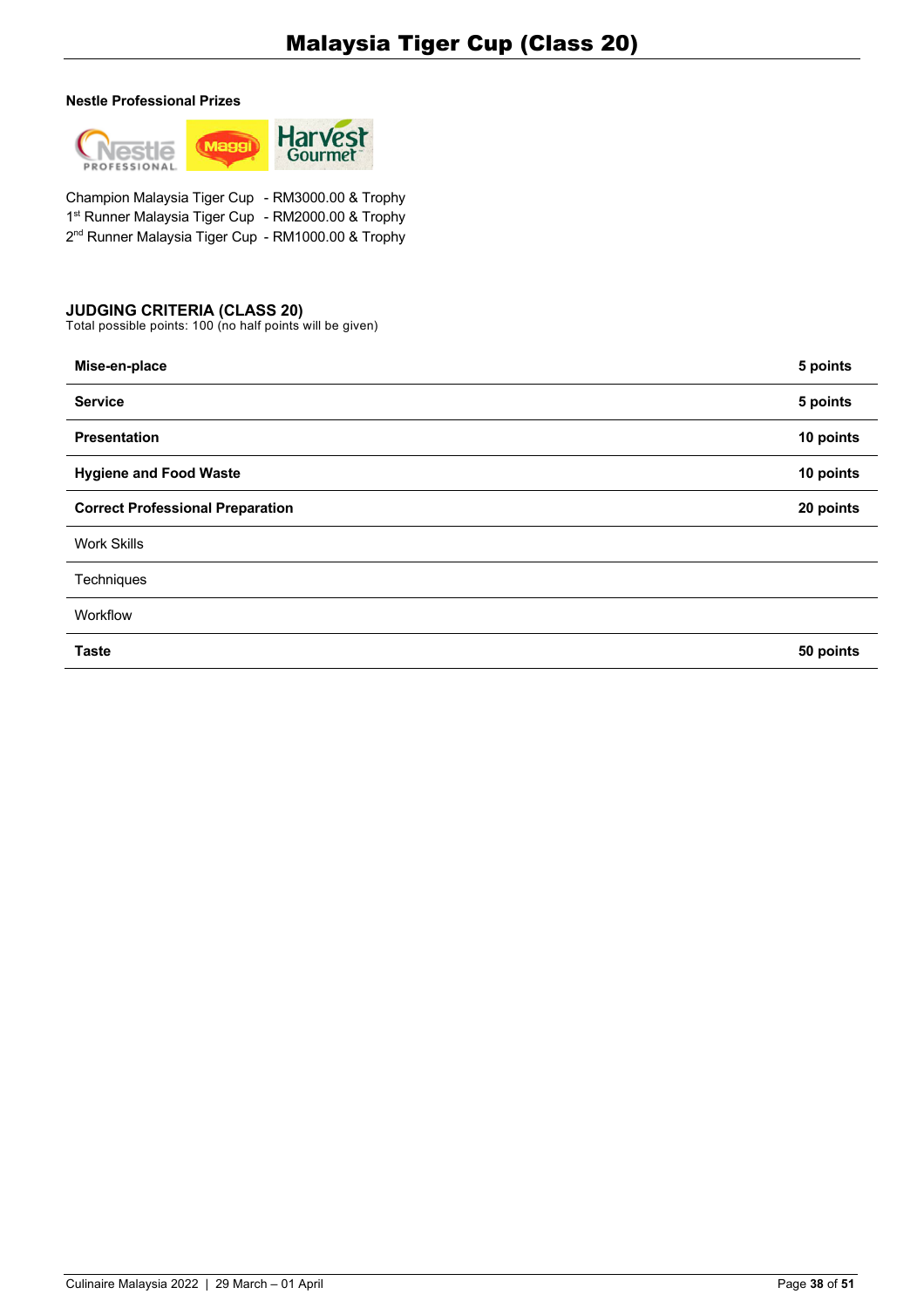# Malaysia Tiger Cup (Class 20)

**Nestle Professional Prizes**

Champion Malaysia Tiger Cup - RM3000.00 & Trophy
1st Runner Malaysia Tiger Cup - RM2000.00 & Trophy
2nd Runner Malaysia Tiger Cup - RM1000.00 & Trophy

## JUDGING CRITERIA (CLASS 20)

Total possible points: 100 (no half points will be given)

| | |
|---|---|
| **Mise-en-place** | **5 points** |
| **Service** | **5 points** |
| **Presentation** | **10 points** |
| **Hygiene and Food Waste** | **10 points** |
| **Correct Professional Preparation** | **20 points** |
| Work Skills | |
| Techniques | |
| Workflow | |
| **Taste** | **50 points** |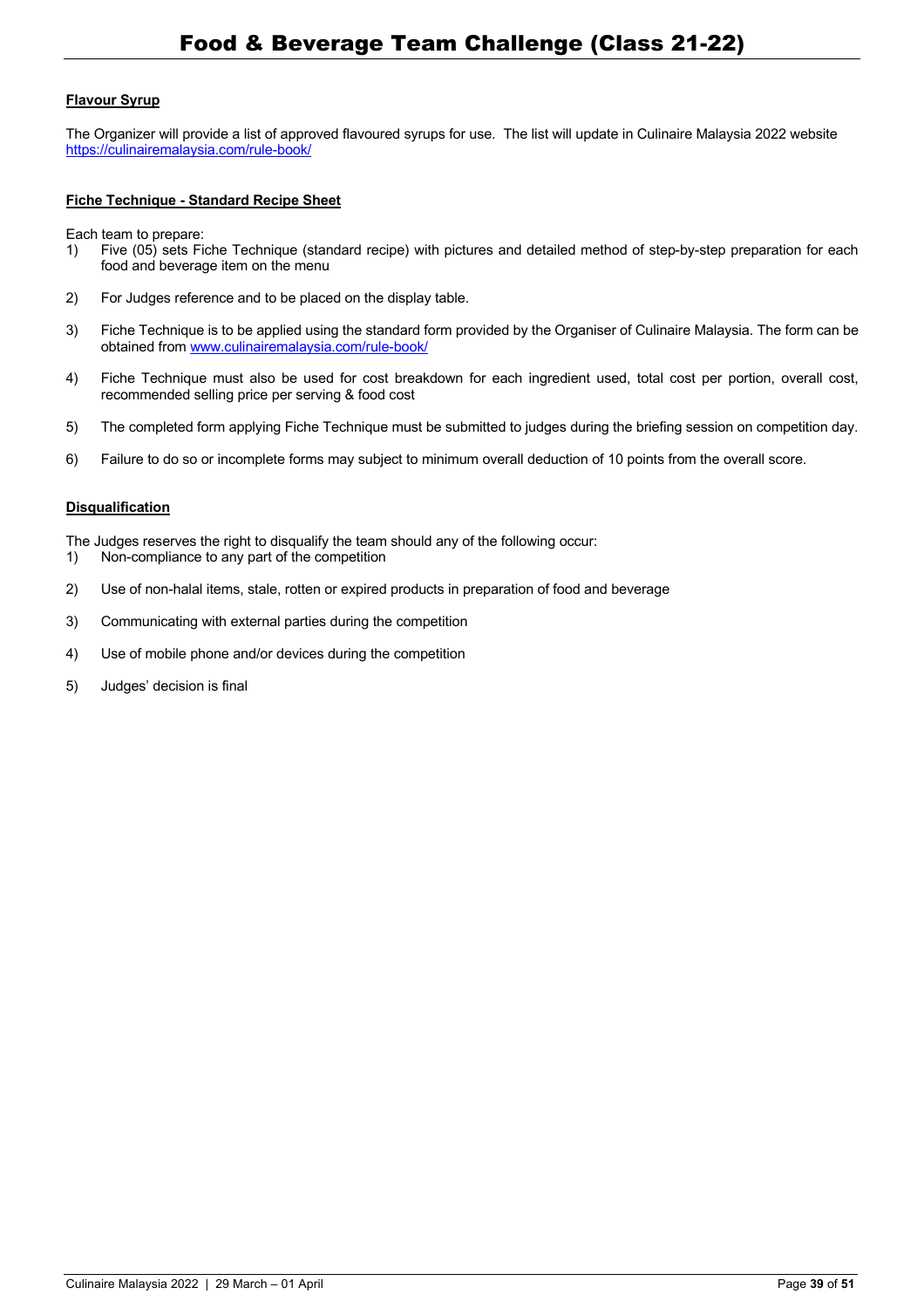**Flavour Syrup**

The Organizer will provide a list of approved flavoured syrups for use. The list will update in Culinaire Malaysia 2022 website https://culinairemalaysia.com/rule-book/

**Fiche Technique - Standard Recipe Sheet**

Each team to prepare:

1) Five (05) sets Fiche Technique (standard recipe) with pictures and detailed method of step-by-step preparation for each food and beverage item on the menu

2) For Judges reference and to be placed on the display table.

3) Fiche Technique is to be applied using the standard form provided by the Organiser of Culinaire Malaysia. The form can be obtained from www.culinairemalaysia.com/rule-book/

4) Fiche Technique must also be used for cost breakdown for each ingredient used, total cost per portion, overall cost, recommended selling price per serving & food cost

5) The completed form applying Fiche Technique must be submitted to judges during the briefing session on competition day.

6) Failure to do so or incomplete forms may subject to minimum overall deduction of 10 points from the overall score.

**Disqualification**

The Judges reserves the right to disqualify the team should any of the following occur:

1) Non-compliance to any part of the competition

2) Use of non-halal items, stale, rotten or expired products in preparation of food and beverage

3) Communicating with external parties during the competition

4) Use of mobile phone and/or devices during the competition

5) Judges' decision is final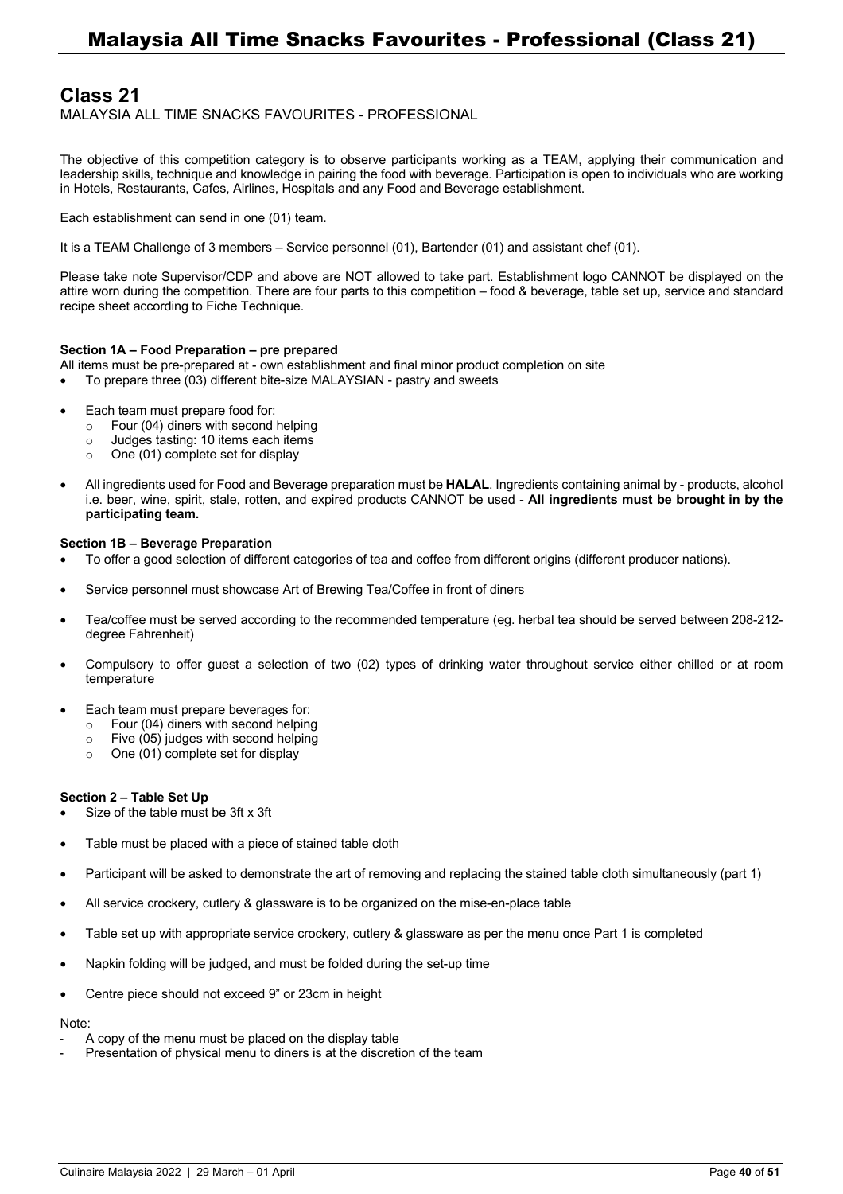# Class 21

MALAYSIA ALL TIME SNACKS FAVOURITES - PROFESSIONAL

The objective of this competition category is to observe participants working as a TEAM, applying their communication and leadership skills, technique and knowledge in pairing the food with beverage. Participation is open to individuals who are working in Hotels, Restaurants, Cafes, Airlines, Hospitals and any Food and Beverage establishment.

Each establishment can send in one (01) team.

It is a TEAM Challenge of 3 members – Service personnel (01), Bartender (01) and assistant chef (01).

Please take note Supervisor/CDP and above are NOT allowed to take part. Establishment logo CANNOT be displayed on the attire worn during the competition. There are four parts to this competition – food & beverage, table set up, service and standard recipe sheet according to Fiche Technique.

**Section 1A – Food Preparation – pre prepared**

All items must be pre-prepared at - own establishment and final minor product completion on site

- To prepare three (03) different bite-size MALAYSIAN - pastry and sweets
- Each team must prepare food for:
  - Four (04) diners with second helping
  - Judges tasting: 10 items each items
  - One (01) complete set for display
- All ingredients used for Food and Beverage preparation must be **HALAL**. Ingredients containing animal by - products, alcohol i.e. beer, wine, spirit, stale, rotten, and expired products CANNOT be used - **All ingredients must be brought in by the participating team.**

**Section 1B – Beverage Preparation**

- To offer a good selection of different categories of tea and coffee from different origins (different producer nations).
- Service personnel must showcase Art of Brewing Tea/Coffee in front of diners
- Tea/coffee must be served according to the recommended temperature (eg. herbal tea should be served between 208-212-degree Fahrenheit)
- Compulsory to offer guest a selection of two (02) types of drinking water throughout service either chilled or at room temperature
- Each team must prepare beverages for:
  - Four (04) diners with second helping
  - Five (05) judges with second helping
  - One (01) complete set for display

**Section 2 – Table Set Up**

- Size of the table must be 3ft x 3ft
- Table must be placed with a piece of stained table cloth
- Participant will be asked to demonstrate the art of removing and replacing the stained table cloth simultaneously (part 1)
- All service crockery, cutlery & glassware is to be organized on the mise-en-place table
- Table set up with appropriate service crockery, cutlery & glassware as per the menu once Part 1 is completed
- Napkin folding will be judged, and must be folded during the set-up time
- Centre piece should not exceed 9" or 23cm in height

Note:

- A copy of the menu must be placed on the display table
- Presentation of physical menu to diners is at the discretion of the team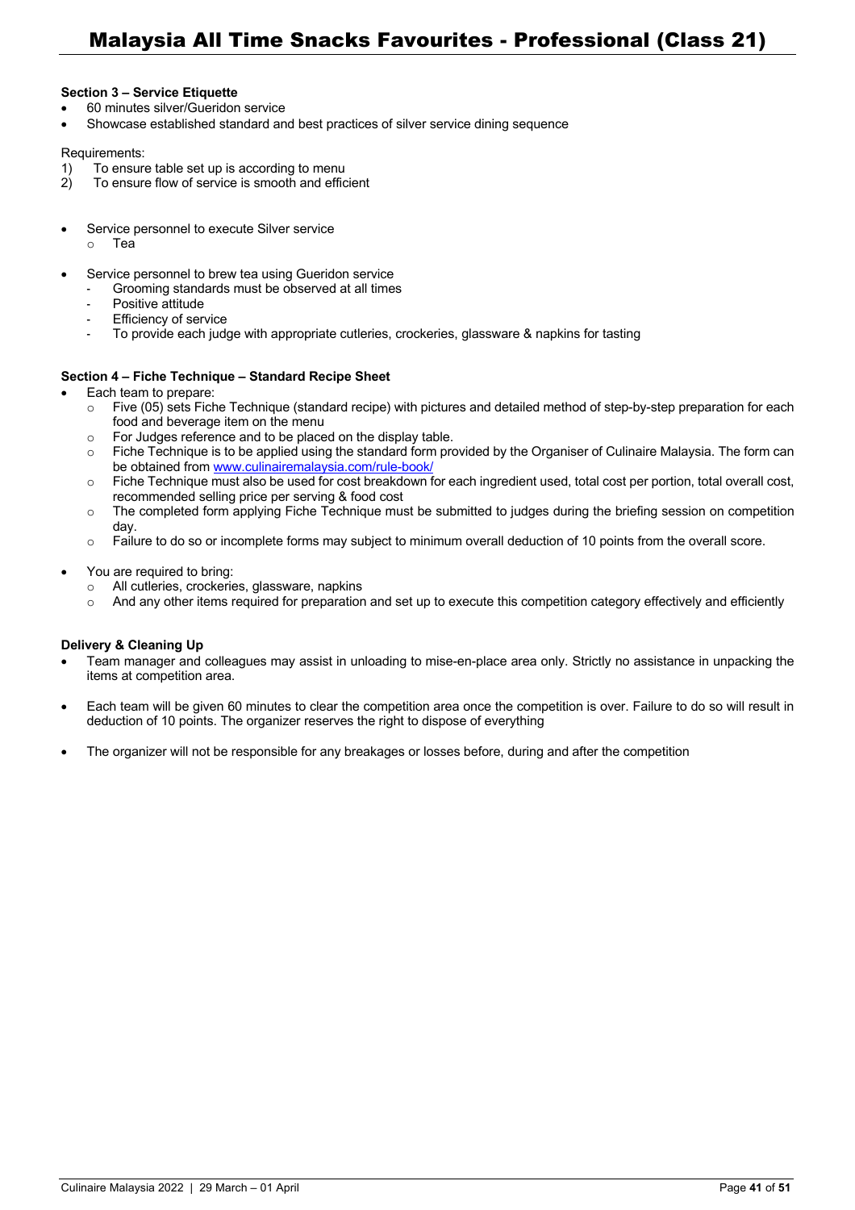**Section 3 – Service Etiquette**

- 60 minutes silver/Gueridon service
- Showcase established standard and best practices of silver service dining sequence

Requirements:

1) To ensure table set up is according to menu
2) To ensure flow of service is smooth and efficient

- Service personnel to execute Silver service
    - Tea

- Service personnel to brew tea using Gueridon service
    - Grooming standards must be observed at all times
    - Positive attitude
    - Efficiency of service
    - To provide each judge with appropriate cutleries, crockeries, glassware & napkins for tasting

**Section 4 – Fiche Technique – Standard Recipe Sheet**

- Each team to prepare:
    - Five (05) sets Fiche Technique (standard recipe) with pictures and detailed method of step-by-step preparation for each food and beverage item on the menu
    - For Judges reference and to be placed on the display table.
    - Fiche Technique is to be applied using the standard form provided by the Organiser of Culinaire Malaysia. The form can be obtained from [www.culinairemalaysia.com/rule-book/](www.culinairemalaysia.com/rule-book/)
    - Fiche Technique must also be used for cost breakdown for each ingredient used, total cost per portion, total overall cost, recommended selling price per serving & food cost
    - The completed form applying Fiche Technique must be submitted to judges during the briefing session on competition day.
    - Failure to do so or incomplete forms may subject to minimum overall deduction of 10 points from the overall score.

- You are required to bring:
    - All cutleries, crockeries, glassware, napkins
    - And any other items required for preparation and set up to execute this competition category effectively and efficiently

**Delivery & Cleaning Up**

- Team manager and colleagues may assist in unloading to mise-en-place area only. Strictly no assistance in unpacking the items at competition area.

- Each team will be given 60 minutes to clear the competition area once the competition is over. Failure to do so will result in deduction of 10 points. The organizer reserves the right to dispose of everything

- The organizer will not be responsible for any breakages or losses before, during and after the competition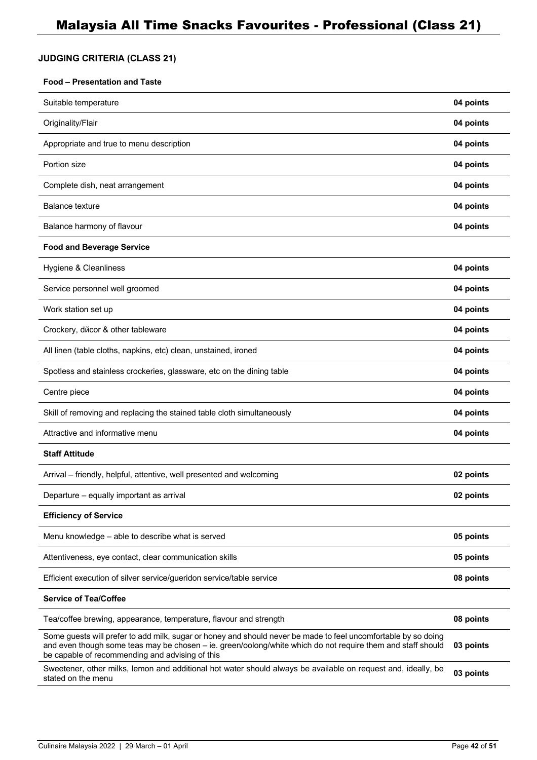# Malaysia All Time Snacks Favourites - Professional (Class 21)

### JUDGING CRITERIA (CLASS 21)

| **Food – Presentation and Taste** | |
|---|---|
| Suitable temperature | **04 points** |
| Originality/Flair | **04 points** |
| Appropriate and true to menu description | **04 points** |
| Portion size | **04 points** |
| Complete dish, neat arrangement | **04 points** |
| Balance texture | **04 points** |
| Balance harmony of flavour | **04 points** |
| **Food and Beverage Service** | |
| Hygiene & Cleanliness | **04 points** |
| Service personnel well groomed | **04 points** |
| Work station set up | **04 points** |
| Crockery, dйcor & other tableware | **04 points** |
| All linen (table cloths, napkins, etc) clean, unstained, ironed | **04 points** |
| Spotless and stainless crockeries, glassware, etc on the dining table | **04 points** |
| Centre piece | **04 points** |
| Skill of removing and replacing the stained table cloth simultaneously | **04 points** |
| Attractive and informative menu | **04 points** |
| **Staff Attitude** | |
| Arrival – friendly, helpful, attentive, well presented and welcoming | **02 points** |
| Departure – equally important as arrival | **02 points** |
| **Efficiency of Service** | |
| Menu knowledge – able to describe what is served | **05 points** |
| Attentiveness, eye contact, clear communication skills | **05 points** |
| Efficient execution of silver service/gueridon service/table service | **08 points** |
| **Service of Tea/Coffee** | |
| Tea/coffee brewing, appearance, temperature, flavour and strength | **08 points** |
| Some guests will prefer to add milk, sugar or honey and should never be made to feel uncomfortable by so doing and even though some teas may be chosen – ie. green/oolong/white which do not require them and staff should be capable of recommending and advising of this | **03 points** |
| Sweetener, other milks, lemon and additional hot water should always be available on request and, ideally, be stated on the menu | **03 points** |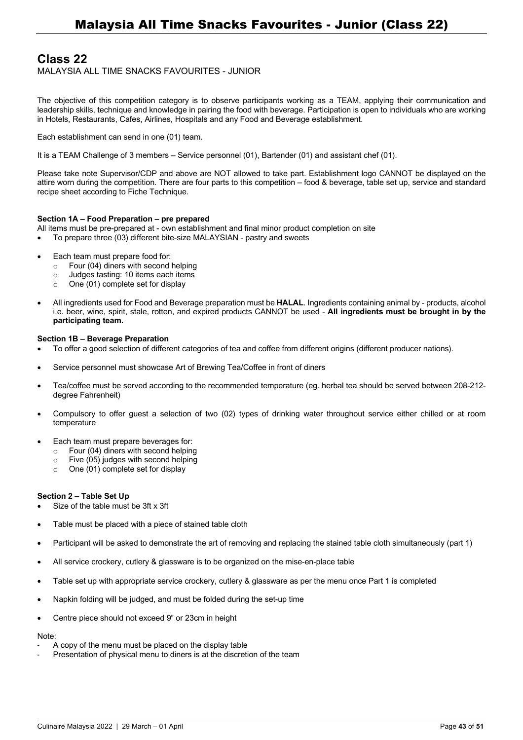## Class 22

MALAYSIA ALL TIME SNACKS FAVOURITES - JUNIOR

The objective of this competition category is to observe participants working as a TEAM, applying their communication and leadership skills, technique and knowledge in pairing the food with beverage. Participation is open to individuals who are working in Hotels, Restaurants, Cafes, Airlines, Hospitals and any Food and Beverage establishment.

Each establishment can send in one (01) team.

It is a TEAM Challenge of 3 members – Service personnel (01), Bartender (01) and assistant chef (01).

Please take note Supervisor/CDP and above are NOT allowed to take part. Establishment logo CANNOT be displayed on the attire worn during the competition. There are four parts to this competition – food & beverage, table set up, service and standard recipe sheet according to Fiche Technique.

**Section 1A – Food Preparation – pre prepared**

All items must be pre-prepared at - own establishment and final minor product completion on site

- To prepare three (03) different bite-size MALAYSIAN - pastry and sweets
- Each team must prepare food for:
  - Four (04) diners with second helping
  - Judges tasting: 10 items each items
  - One (01) complete set for display
- All ingredients used for Food and Beverage preparation must be **HALAL**. Ingredients containing animal by - products, alcohol i.e. beer, wine, spirit, stale, rotten, and expired products CANNOT be used - **All ingredients must be brought in by the participating team.**

**Section 1B – Beverage Preparation**

- To offer a good selection of different categories of tea and coffee from different origins (different producer nations).
- Service personnel must showcase Art of Brewing Tea/Coffee in front of diners
- Tea/coffee must be served according to the recommended temperature (eg. herbal tea should be served between 208-212-degree Fahrenheit)
- Compulsory to offer guest a selection of two (02) types of drinking water throughout service either chilled or at room temperature
- Each team must prepare beverages for:
  - Four (04) diners with second helping
  - Five (05) judges with second helping
  - One (01) complete set for display

**Section 2 – Table Set Up**

- Size of the table must be 3ft x 3ft
- Table must be placed with a piece of stained table cloth
- Participant will be asked to demonstrate the art of removing and replacing the stained table cloth simultaneously (part 1)
- All service crockery, cutlery & glassware is to be organized on the mise-en-place table
- Table set up with appropriate service crockery, cutlery & glassware as per the menu once Part 1 is completed
- Napkin folding will be judged, and must be folded during the set-up time
- Centre piece should not exceed 9" or 23cm in height

Note:

- A copy of the menu must be placed on the display table
- Presentation of physical menu to diners is at the discretion of the team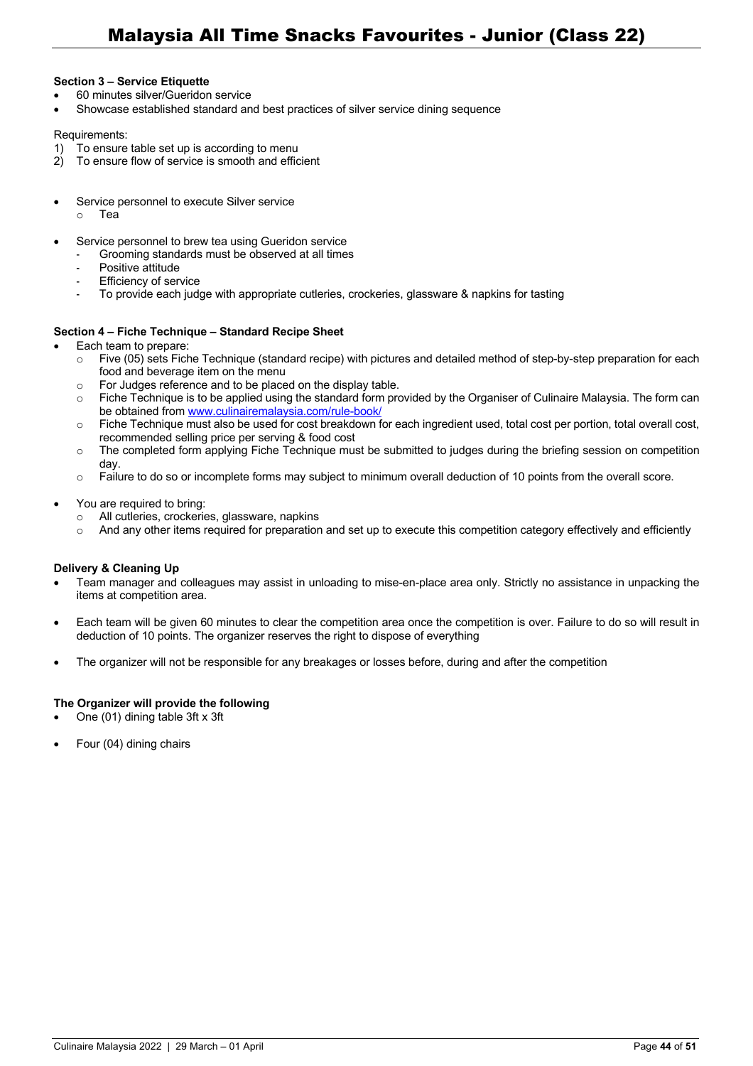**Section 3 – Service Etiquette**

- 60 minutes silver/Gueridon service
- Showcase established standard and best practices of silver service dining sequence

Requirements:

1) To ensure table set up is according to menu
2) To ensure flow of service is smooth and efficient

- Service personnel to execute Silver service
  - Tea

- Service personnel to brew tea using Gueridon service
  - Grooming standards must be observed at all times
  - Positive attitude
  - Efficiency of service
  - To provide each judge with appropriate cutleries, crockeries, glassware & napkins for tasting

**Section 4 – Fiche Technique – Standard Recipe Sheet**

- Each team to prepare:
  - Five (05) sets Fiche Technique (standard recipe) with pictures and detailed method of step-by-step preparation for each food and beverage item on the menu
  - For Judges reference and to be placed on the display table.
  - Fiche Technique is to be applied using the standard form provided by the Organiser of Culinaire Malaysia. The form can be obtained from www.culinairemalaysia.com/rule-book/
  - Fiche Technique must also be used for cost breakdown for each ingredient used, total cost per portion, total overall cost, recommended selling price per serving & food cost
  - The completed form applying Fiche Technique must be submitted to judges during the briefing session on competition day.
  - Failure to do so or incomplete forms may subject to minimum overall deduction of 10 points from the overall score.

- You are required to bring:
  - All cutleries, crockeries, glassware, napkins
  - And any other items required for preparation and set up to execute this competition category effectively and efficiently

**Delivery & Cleaning Up**

- Team manager and colleagues may assist in unloading to mise-en-place area only. Strictly no assistance in unpacking the items at competition area.

- Each team will be given 60 minutes to clear the competition area once the competition is over. Failure to do so will result in deduction of 10 points. The organizer reserves the right to dispose of everything

- The organizer will not be responsible for any breakages or losses before, during and after the competition

**The Organizer will provide the following**

- One (01) dining table 3ft x 3ft

- Four (04) dining chairs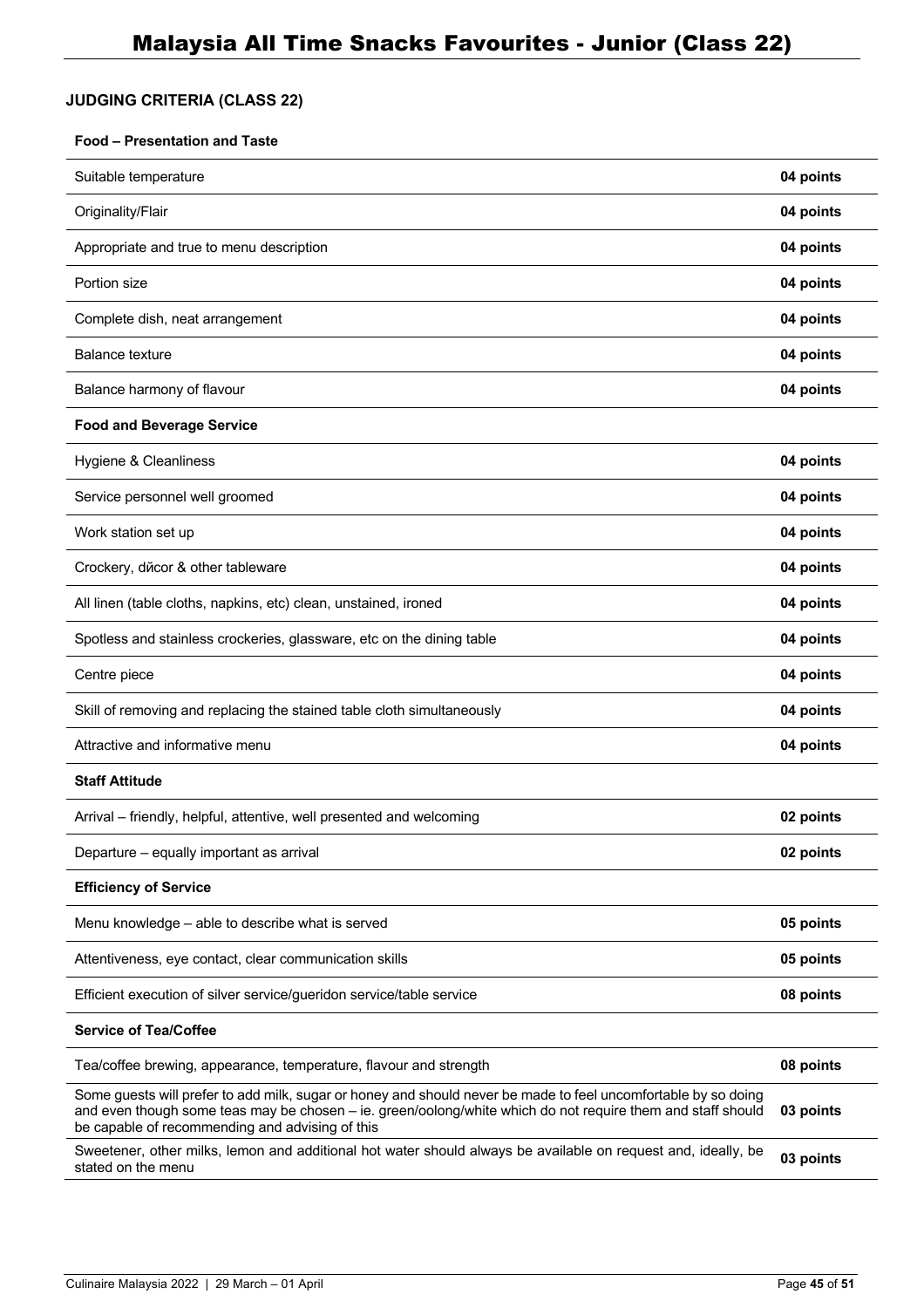# Malaysia All Time Snacks Favourites - Junior (Class 22)

## JUDGING CRITERIA (CLASS 22)

| **Food – Presentation and Taste** | |
|---|---|
| Suitable temperature | **04 points** |
| Originality/Flair | **04 points** |
| Appropriate and true to menu description | **04 points** |
| Portion size | **04 points** |
| Complete dish, neat arrangement | **04 points** |
| Balance texture | **04 points** |
| Balance harmony of flavour | **04 points** |
| **Food and Beverage Service** | |
| Hygiene & Cleanliness | **04 points** |
| Service personnel well groomed | **04 points** |
| Work station set up | **04 points** |
| Crockery, dйcor & other tableware | **04 points** |
| All linen (table cloths, napkins, etc) clean, unstained, ironed | **04 points** |
| Spotless and stainless crockeries, glassware, etc on the dining table | **04 points** |
| Centre piece | **04 points** |
| Skill of removing and replacing the stained table cloth simultaneously | **04 points** |
| Attractive and informative menu | **04 points** |
| **Staff Attitude** | |
| Arrival – friendly, helpful, attentive, well presented and welcoming | **02 points** |
| Departure – equally important as arrival | **02 points** |
| **Efficiency of Service** | |
| Menu knowledge – able to describe what is served | **05 points** |
| Attentiveness, eye contact, clear communication skills | **05 points** |
| Efficient execution of silver service/gueridon service/table service | **08 points** |
| **Service of Tea/Coffee** | |
| Tea/coffee brewing, appearance, temperature, flavour and strength | **08 points** |
| Some guests will prefer to add milk, sugar or honey and should never be made to feel uncomfortable by so doing and even though some teas may be chosen – ie. green/oolong/white which do not require them and staff should be capable of recommending and advising of this | **03 points** |
| Sweetener, other milks, lemon and additional hot water should always be available on request and, ideally, be stated on the menu | **03 points** |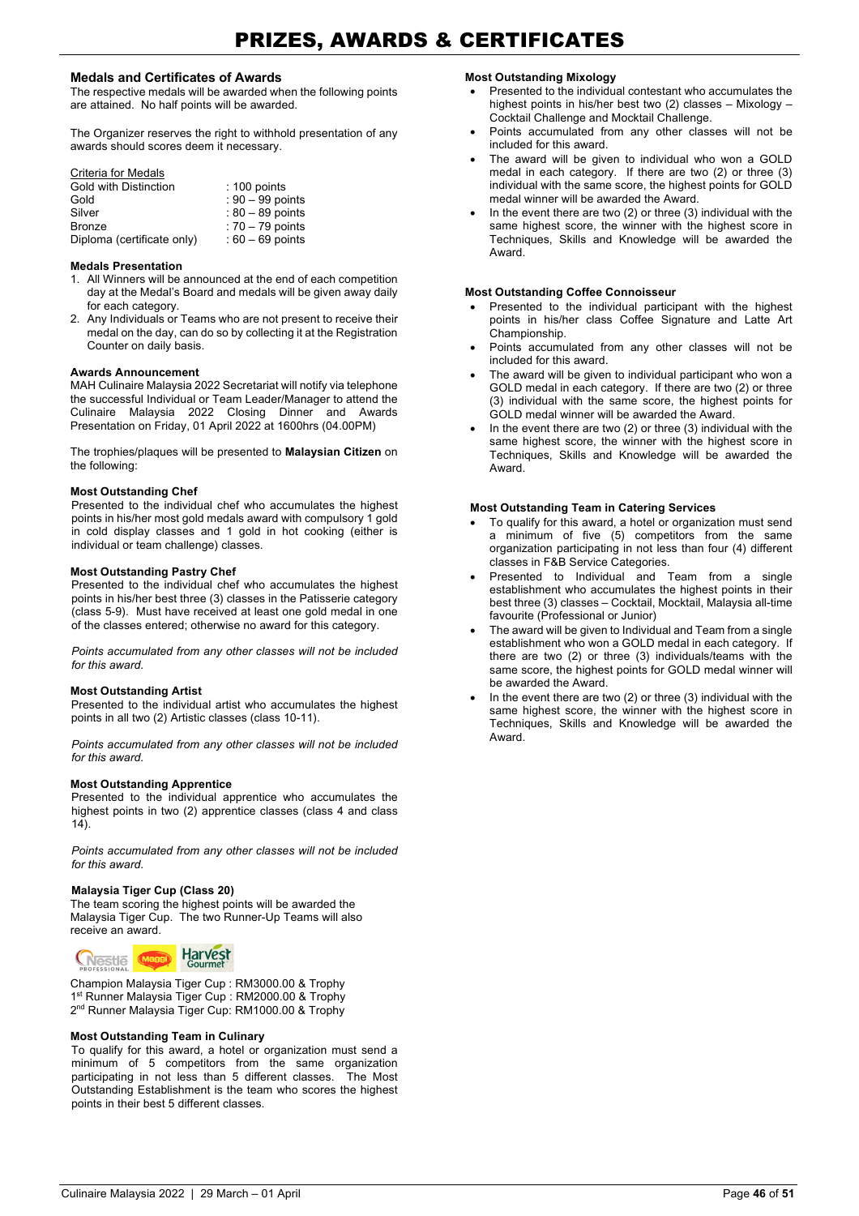# PRIZES, AWARDS & CERTIFICATES

## Medals and Certificates of Awards

The respective medals will be awarded when the following points are attained. No half points will be awarded.

The Organizer reserves the right to withhold presentation of any awards should scores deem it necessary.

Criteria for Medals

| | |
|---|---|
| Gold with Distinction | : 100 points |
| Gold | : 90 – 99 points |
| Silver | : 80 – 89 points |
| Bronze | : 70 – 79 points |
| Diploma (certificate only) | : 60 – 69 points |

### Medals Presentation

1. All Winners will be announced at the end of each competition day at the Medal's Board and medals will be given away daily for each category.
2. Any Individuals or Teams who are not present to receive their medal on the day, can do so by collecting it at the Registration Counter on daily basis.

### Awards Announcement

MAH Culinaire Malaysia 2022 Secretariat will notify via telephone the successful Individual or Team Leader/Manager to attend the Culinaire Malaysia 2022 Closing Dinner and Awards Presentation on Friday, 01 April 2022 at 1600hrs (04.00PM)

The trophies/plaques will be presented to **Malaysian Citizen** on the following:

### Most Outstanding Chef

Presented to the individual chef who accumulates the highest points in his/her most gold medals award with compulsory 1 gold in cold display classes and 1 gold in hot cooking (either is individual or team challenge) classes.

### Most Outstanding Pastry Chef

Presented to the individual chef who accumulates the highest points in his/her best three (3) classes in the Patisserie category (class 5-9). Must have received at least one gold medal in one of the classes entered; otherwise no award for this category.

*Points accumulated from any other classes will not be included for this award.*

### Most Outstanding Artist

Presented to the individual artist who accumulates the highest points in all two (2) Artistic classes (class 10-11).

*Points accumulated from any other classes will not be included for this award.*

### Most Outstanding Apprentice

Presented to the individual apprentice who accumulates the highest points in two (2) apprentice classes (class 4 and class 14).

*Points accumulated from any other classes will not be included for this award.*

### Malaysia Tiger Cup (Class 20)

The team scoring the highest points will be awarded the Malaysia Tiger Cup. The two Runner-Up Teams will also receive an award.

Champion Malaysia Tiger Cup : RM3000.00 & Trophy
1st Runner Malaysia Tiger Cup : RM2000.00 & Trophy
2nd Runner Malaysia Tiger Cup: RM1000.00 & Trophy

### Most Outstanding Team in Culinary

To qualify for this award, a hotel or organization must send a minimum of 5 competitors from the same organization participating in not less than 5 different classes. The Most Outstanding Establishment is the team who scores the highest points in their best 5 different classes.

### Most Outstanding Mixology

- Presented to the individual contestant who accumulates the highest points in his/her best two (2) classes – Mixology – Cocktail Challenge and Mocktail Challenge.
- Points accumulated from any other classes will not be included for this award.
- The award will be given to individual who won a GOLD medal in each category. If there are two (2) or three (3) individual with the same score, the highest points for GOLD medal winner will be awarded the Award.
- In the event there are two (2) or three (3) individual with the same highest score, the winner with the highest score in Techniques, Skills and Knowledge will be awarded the Award.

### Most Outstanding Coffee Connoisseur

- Presented to the individual participant with the highest points in his/her class Coffee Signature and Latte Art Championship.
- Points accumulated from any other classes will not be included for this award.
- The award will be given to individual participant who won a GOLD medal in each category. If there are two (2) or three (3) individual with the same score, the highest points for GOLD medal winner will be awarded the Award.
- In the event there are two (2) or three (3) individual with the same highest score, the winner with the highest score in Techniques, Skills and Knowledge will be awarded the Award.

### Most Outstanding Team in Catering Services

- To qualify for this award, a hotel or organization must send a minimum of five (5) competitors from the same organization participating in not less than four (4) different classes in F&B Service Categories.
- Presented to Individual and Team from a single establishment who accumulates the highest points in their best three (3) classes – Cocktail, Mocktail, Malaysia all-time favourite (Professional or Junior)
- The award will be given to Individual and Team from a single establishment who won a GOLD medal in each category. If there are two (2) or three (3) individuals/teams with the same score, the highest points for GOLD medal winner will be awarded the Award.
- In the event there are two (2) or three (3) individual with the same highest score, the winner with the highest score in Techniques, Skills and Knowledge will be awarded the Award.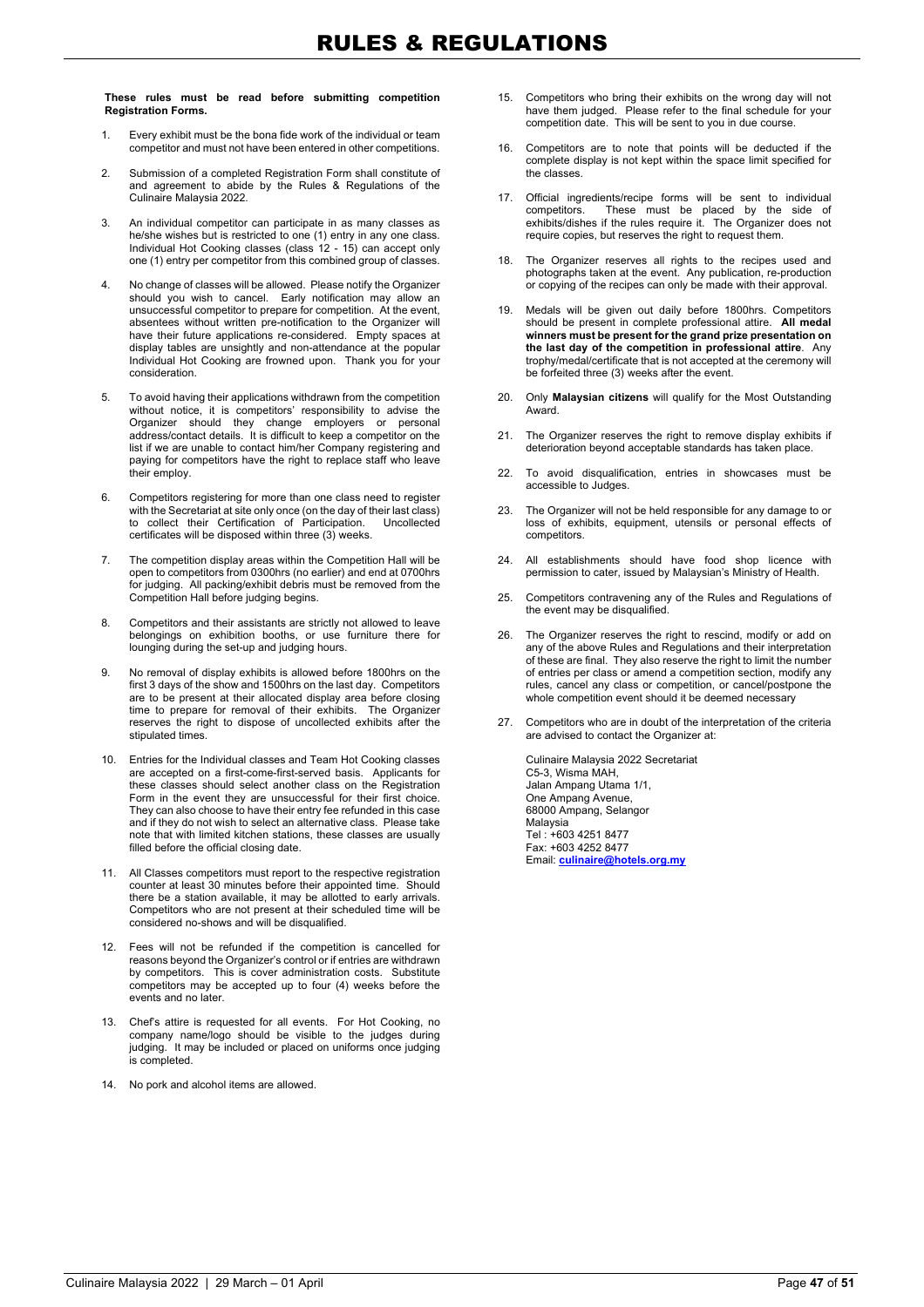# RULES & REGULATIONS

**These rules must be read before submitting competition Registration Forms.**

1. Every exhibit must be the bona fide work of the individual or team competitor and must not have been entered in other competitions.

2. Submission of a completed Registration Form shall constitute of and agreement to abide by the Rules & Regulations of the Culinaire Malaysia 2022.

3. An individual competitor can participate in as many classes as he/she wishes but is restricted to one (1) entry in any one class. Individual Hot Cooking classes (class 12 - 15) can accept only one (1) entry per competitor from this combined group of classes.

4. No change of classes will be allowed. Please notify the Organizer should you wish to cancel. Early notification may allow an unsuccessful competitor to prepare for competition. At the event, absentees without written pre-notification to the Organizer will have their future applications re-considered. Empty spaces at display tables are unsightly and non-attendance at the popular Individual Hot Cooking are frowned upon. Thank you for your consideration.

5. To avoid having their applications withdrawn from the competition without notice, it is competitors' responsibility to advise the Organizer should they change employers or personal address/contact details. It is difficult to keep a competitor on the list if we are unable to contact him/her Company registering and paying for competitors have the right to replace staff who leave their employ.

6. Competitors registering for more than one class need to register with the Secretariat at site only once (on the day of their last class) to collect their Certification of Participation. Uncollected certificates will be disposed within three (3) weeks.

7. The competition display areas within the Competition Hall will be open to competitors from 0300hrs (no earlier) and end at 0700hrs for judging. All packing/exhibit debris must be removed from the Competition Hall before judging begins.

8. Competitors and their assistants are strictly not allowed to leave belongings on exhibition booths, or use furniture there for lounging during the set-up and judging hours.

9. No removal of display exhibits is allowed before 1800hrs on the first 3 days of the show and 1500hrs on the last day. Competitors are to be present at their allocated display area before closing time to prepare for removal of their exhibits. The Organizer reserves the right to dispose of uncollected exhibits after the stipulated times.

10. Entries for the Individual classes and Team Hot Cooking classes are accepted on a first-come-first-served basis. Applicants for these classes should select another class on the Registration Form in the event they are unsuccessful for their first choice. They can also choose to have their entry fee refunded in this case and if they do not wish to select an alternative class. Please take note that with limited kitchen stations, these classes are usually filled before the official closing date.

11. All Classes competitors must report to the respective registration counter at least 30 minutes before their appointed time. Should there be a station available, it may be allotted to early arrivals. Competitors who are not present at their scheduled time will be considered no-shows and will be disqualified.

12. Fees will not be refunded if the competition is cancelled for reasons beyond the Organizer's control or if entries are withdrawn by competitors. This is cover administration costs. Substitute competitors may be accepted up to four (4) weeks before the events and no later.

13. Chef's attire is requested for all events. For Hot Cooking, no company name/logo should be visible to the judges during judging. It may be included or placed on uniforms once judging is completed.

14. No pork and alcohol items are allowed.

15. Competitors who bring their exhibits on the wrong day will not have them judged. Please refer to the final schedule for your competition date. This will be sent to you in due course.

16. Competitors are to note that points will be deducted if the complete display is not kept within the space limit specified for the classes.

17. Official ingredients/recipe forms will be sent to individual competitors. These must be placed by the side of exhibits/dishes if the rules require it. The Organizer does not require copies, but reserves the right to request them.

18. The Organizer reserves all rights to the recipes used and photographs taken at the event. Any publication, re-production or copying of the recipes can only be made with their approval.

19. Medals will be given out daily before 1800hrs. Competitors should be present in complete professional attire. **All medal winners must be present for the grand prize presentation on the last day of the competition in professional attire**. Any trophy/medal/certificate that is not accepted at the ceremony will be forfeited three (3) weeks after the event.

20. Only **Malaysian citizens** will qualify for the Most Outstanding Award.

21. The Organizer reserves the right to remove display exhibits if deterioration beyond acceptable standards has taken place.

22. To avoid disqualification, entries in showcases must be accessible to Judges.

23. The Organizer will not be held responsible for any damage to or loss of exhibits, equipment, utensils or personal effects of competitors.

24. All establishments should have food shop licence with permission to cater, issued by Malaysian's Ministry of Health.

25. Competitors contravening any of the Rules and Regulations of the event may be disqualified.

26. The Organizer reserves the right to rescind, modify or add on any of the above Rules and Regulations and their interpretation of these are final. They also reserve the right to limit the number of entries per class or amend a competition section, modify any rules, cancel any class or competition, or cancel/postpone the whole competition event should it be deemed necessary

27. Competitors who are in doubt of the interpretation of the criteria are advised to contact the Organizer at:

    Culinaire Malaysia 2022 Secretariat
    C5-3, Wisma MAH,
    Jalan Ampang Utama 1/1,
    One Ampang Avenue,
    68000 Ampang, Selangor
    Malaysia
    Tel : +603 4251 8477
    Fax: +603 4252 8477
    Email: **culinaire@hotels.org.my**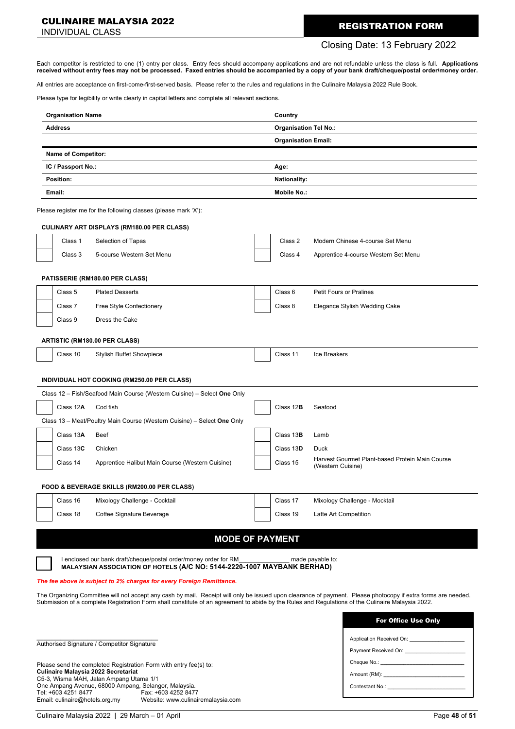# CULINAIRE MALAYSIA 2022

INDIVIDUAL CLASS

## REGISTRATION FORM

Closing Date: 13 February 2022

Each competitor is restricted to one (1) entry per class. Entry fees should accompany applications and are not refundable unless the class is full. **Applications received without entry fees may not be processed. Faxed entries should be accompanied by a copy of your bank draft/cheque/postal order/money order.**

All entries are acceptance on first-come-first-served basis. Please refer to the rules and regulations in the Culinaire Malaysia 2022 Rule Book.

Please type for legibility or write clearly in capital letters and complete all relevant sections.

| | |
|---|---|
| **Organisation Name** | **Country** |
| **Address** | **Organisation Tel No.:** |
| | **Organisation Email:** |
| **Name of Competitor:** | |
| **IC / Passport No.:** | **Age:** |
| **Position:** | **Nationality:** |
| **Email:** | **Mobile No.:** |

Please register me for the following classes (please mark 'X'):

### CULINARY ART DISPLAYS (RM180.00 PER CLASS)

| | | | | | |
|---|---|---|---|---|---|
| | Class 1 | Selection of Tapas | | Class 2 | Modern Chinese 4-course Set Menu |
| | Class 3 | 5-course Western Set Menu | | Class 4 | Apprentice 4-course Western Set Menu |

### PATISSERIE (RM180.00 PER CLASS)

| | | | | | |
|---|---|---|---|---|---|
| | Class 5 | Plated Desserts | | Class 6 | Petit Fours or Pralines |
| | Class 7 | Free Style Confectionery | | Class 8 | Elegance Stylish Wedding Cake |
| | Class 9 | Dress the Cake | | | |

### ARTISTIC (RM180.00 PER CLASS)

| | | | | | |
|---|---|---|---|---|---|
| | Class 10 | Stylish Buffet Showpiece | | Class 11 | Ice Breakers |

### INDIVIDUAL HOT COOKING (RM250.00 PER CLASS)

Class 12 – Fish/Seafood Main Course (Western Cuisine) – Select **One** Only

| | | | | | |
|---|---|---|---|---|---|
| | Class 12**A** | Cod fish | | Class 12**B** | Seafood |

Class 13 – Meat/Poultry Main Course (Western Cuisine) – Select **One** Only

| | | | | | |
|---|---|---|---|---|---|
| | Class 13**A** | Beef | | Class 13**B** | Lamb |
| | Class 13**C** | Chicken | | Class 13**D** | Duck |
| | Class 14 | Apprentice Halibut Main Course (Western Cuisine) | | Class 15 | Harvest Gourmet Plant-based Protein Main Course (Western Cuisine) |

### FOOD & BEVERAGE SKILLS (RM200.00 PER CLASS)

| | | | | | |
|---|---|---|---|---|---|
| | Class 16 | Mixology Challenge - Cocktail | | Class 17 | Mixology Challenge - Mocktail |
| | Class 18 | Coffee Signature Beverage | | Class 19 | Latte Art Competition |

## MODE OF PAYMENT

☐ I enclosed our bank draft/cheque/postal order/money order for RM_______________ made payable to:
**MALAYSIAN ASSOCIATION OF HOTELS (A/C NO: 5144-2220-1007 MAYBANK BERHAD)**

***The fee above is subject to 2% charges for every Foreign Remittance.***

The Organizing Committee will not accept any cash by mail. Receipt will only be issued upon clearance of payment. Please photocopy if extra forms are needed. Submission of a complete Registration Form shall constitute of an agreement to abide by the Rules and Regulations of the Culinaire Malaysia 2022.

_____________________________________
Authorised Signature / Competitor Signature

Please send the completed Registration Form with entry fee(s) to:
**Culinaire Malaysia 2022 Secretariat**
C5-3, Wisma MAH, Jalan Ampang Utama 1/1
One Ampang Avenue, 68000 Ampang, Selangor, Malaysia.
Tel: +603 4251 8477 Fax: +603 4252 8477
Email: culinaire@hotels.org.my Website: www.culinairemalaysia.com

**For Office Use Only**

Application Received On: __________________
Payment Received On: ____________________
Cheque No.: ____________________________
Amount (RM): ___________________________
Contestant No.: _________________________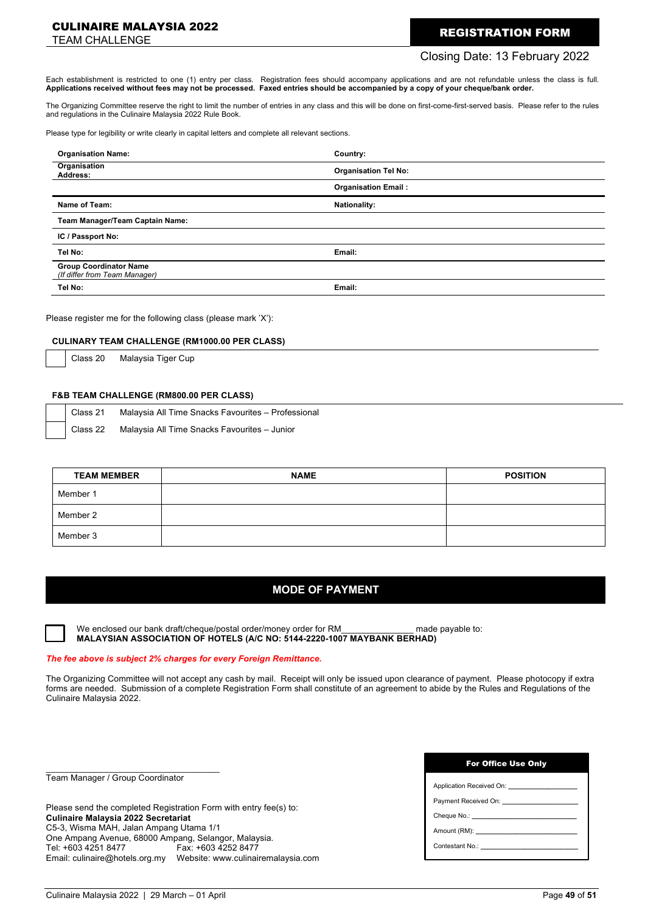# CULINAIRE MALAYSIA 2022

TEAM CHALLENGE

## REGISTRATION FORM

Closing Date: 13 February 2022

Each establishment is restricted to one (1) entry per class. Registration fees should accompany applications and are not refundable unless the class is full. **Applications received without fees may not be processed. Faxed entries should be accompanied by a copy of your cheque/bank order.**

The Organizing Committee reserve the right to limit the number of entries in any class and this will be done on first-come-first-served basis. Please refer to the rules and regulations in the Culinaire Malaysia 2022 Rule Book.

Please type for legibility or write clearly in capital letters and complete all relevant sections.

| | |
|---|---|
| **Organisation Name:** | **Country:** |
| **Organisation Address:** | **Organisation Tel No:** |
| | **Organisation Email :** |
| **Name of Team:** | **Nationality:** |
| **Team Manager/Team Captain Name:** | |
| **IC / Passport No:** | |
| **Tel No:** | **Email:** |
| **Group Coordinator Name** *(If differ from Team Manager)* | |
| **Tel No:** | **Email:** |

Please register me for the following class (please mark 'X'):

**CULINARY TEAM CHALLENGE (RM1000.00 PER CLASS)**

☐ Class 20 Malaysia Tiger Cup

**F&B TEAM CHALLENGE (RM800.00 PER CLASS)**

☐ Class 21 Malaysia All Time Snacks Favourites – Professional

☐ Class 22 Malaysia All Time Snacks Favourites – Junior

| TEAM MEMBER | NAME | POSITION |
|---|---|---|
| Member 1 | | |
| Member 2 | | |
| Member 3 | | |

## MODE OF PAYMENT

☐ We enclosed our bank draft/cheque/postal order/money order for RM______________ made payable to:
**MALAYSIAN ASSOCIATION OF HOTELS (A/C NO: 5144-2220-1007 MAYBANK BERHAD)**

***The fee above is subject 2% charges for every Foreign Remittance.***

The Organizing Committee will not accept any cash by mail. Receipt will only be issued upon clearance of payment. Please photocopy if extra forms are needed. Submission of a complete Registration Form shall constitute of an agreement to abide by the Rules and Regulations of the Culinaire Malaysia 2022.

______________________________
Team Manager / Group Coordinator

Please send the completed Registration Form with entry fee(s) to:
**Culinaire Malaysia 2022 Secretariat**
C5-3, Wisma MAH, Jalan Ampang Utama 1/1
One Ampang Avenue, 68000 Ampang, Selangor, Malaysia.
Tel: +603 4251 8477 Fax: +603 4252 8477
Email: culinaire@hotels.org.my Website: www.culinairemalaysia.com

| For Office Use Only |
|---|
| Application Received On: ______________ |
| Payment Received On: ______________ |
| Cheque No.: ______________ |
| Amount (RM): ______________ |
| Contestant No.: ______________ |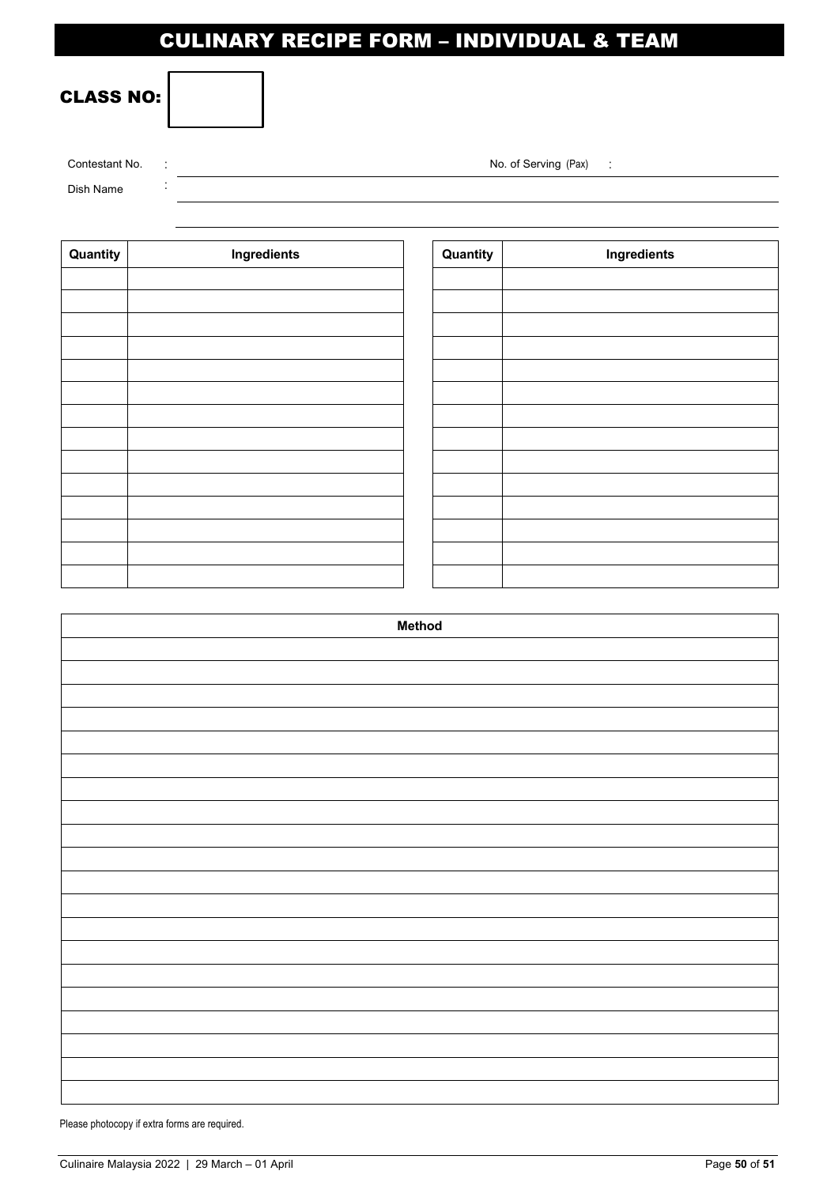# CULINARY RECIPE FORM – INDIVIDUAL & TEAM

**CLASS NO:**

Contestant No. : 

No. of Serving (Pax) : 

Dish Name : 

| Quantity | Ingredients |
|---|---|
| | |
| | |
| | |
| | |
| | |
| | |
| | |
| | |
| | |
| | |
| | |
| | |
| | |
| | |

| Quantity | Ingredients |
|---|---|
| | |
| | |
| | |
| | |
| | |
| | |
| | |
| | |
| | |
| | |
| | |
| | |
| | |
| | |

| Method |
|---|
| |
| |
| |
| |
| |
| |
| |
| |
| |
| |
| |
| |
| |
| |
| |
| |
| |
| |
| |
| |

Please photocopy if extra forms are required.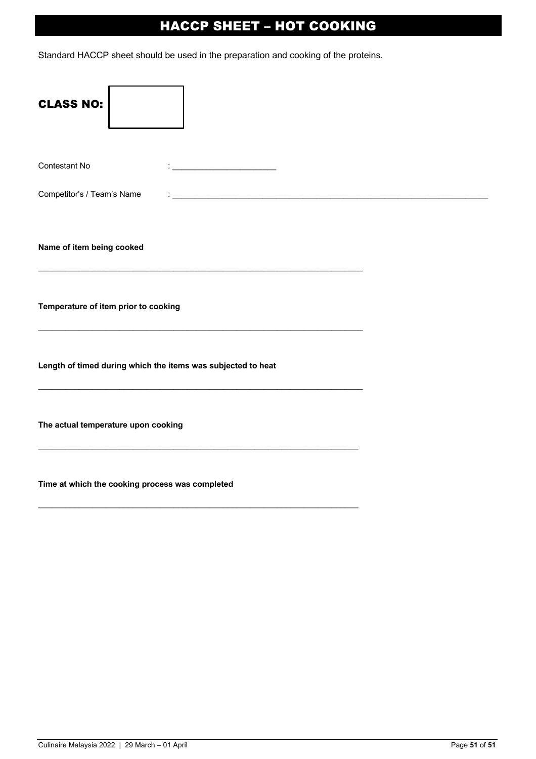# HACCP SHEET – HOT COOKING

Standard HACCP sheet should be used in the preparation and cooking of the proteins.

**CLASS NO:**

Contestant No : ______________________

Competitor's / Team's Name : ______________________________________________________________________

**Name of item being cooked**

______________________________________________________________________

**Temperature of item prior to cooking**

______________________________________________________________________

**Length of timed during which the items was subjected to heat**

______________________________________________________________________

**The actual temperature upon cooking**

______________________________________________________________________

**Time at which the cooking process was completed**

______________________________________________________________________